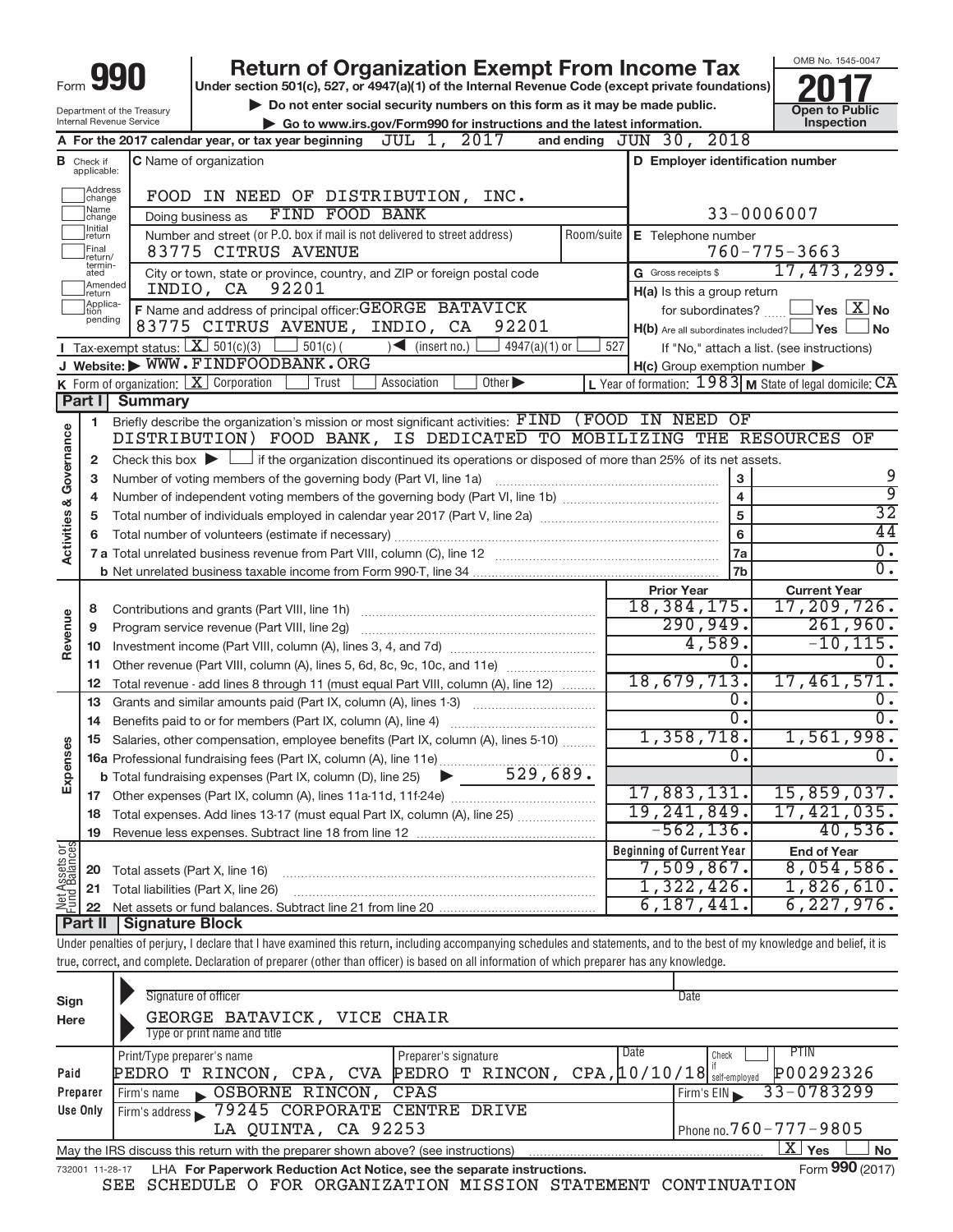Form **990**

# Return of Organization Exempt From Income Tax

Under section 501(c), 527, or 4947(a)(1) of the Internal Revenue Code (except private foundations)

▶ Do not enter social security numbers on this form as it may be made public.

▶ Go to www.irs.gov/Form990 for instructions and the latest information.

Department of the Treasury
Internal Revenue Service

OMB No. 1545-0047

**2017**

**Open to Public Inspection**

**A** For the 2017 calendar year, or tax year beginning JUL 1, 2017 and ending JUN 30, 2018

**B** Check if applicable: Address change, Name change, Initial return, Final return/terminated, Amended return, Application pending

**C** Name of organization: FOOD IN NEED OF DISTRIBUTION, INC.

Doing business as FIND FOOD BANK

Number and street (or P.O. box if mail is not delivered to street address): 83775 CITRUS AVENUE | Room/suite

City or town, state or province, country, and ZIP or foreign postal code: INDIO, CA 92201

**D** Employer identification number: 33-0006007

**E** Telephone number: 760-775-3663

**G** Gross receipts $ 17,473,299.

**F** Name and address of principal officer: GEORGE BATAVICK, 83775 CITRUS AVENUE, INDIO, CA 92201

**H(a)** Is this a group return for subordinates? ☐ Yes ☒ No

**H(b)** Are all subordinates included? ☐ Yes ☐ No — If "No," attach a list. (see instructions)

**H(c)** Group exemption number ▶

**I** Tax-exempt status: ☒ 501(c)(3) ☐ 501(c) ( ) ◀ (insert no.) ☐ 4947(a)(1) or ☐ 527

**J** Website: ▶ WWW.FINDFOODBANK.ORG

**K** Form of organization: ☒ Corporation ☐ Trust ☐ Association ☐ Other ▶

**L** Year of formation: 1983 **M** State of legal domicile: CA

## Part I Summary

**Activities & Governance**

1 Briefly describe the organization's mission or most significant activities: FIND (FOOD IN NEED OF DISTRIBUTION) FOOD BANK, IS DEDICATED TO MOBILIZING THE RESOURCES OF

2 Check this box ▶ ☐ if the organization discontinued its operations or disposed of more than 25% of its net assets.

| | | | |
|---|---|---|---|
| 3 | Number of voting members of the governing body (Part VI, line 1a) | 3 | 9 |
| 4 | Number of independent voting members of the governing body (Part VI, line 1b) | 4 | 9 |
| 5 | Total number of individuals employed in calendar year 2017 (Part V, line 2a) | 5 | 32 |
| 6 | Total number of volunteers (estimate if necessary) | 6 | 44 |
| 7a | Total unrelated business revenue from Part VIII, column (C), line 12 | 7a | 0. |
| b | Net unrelated business taxable income from Form 990-T, line 34 | 7b | 0. |

| | | | Prior Year | Current Year |
|---|---|---|---|---|
| Revenue | 8 | Contributions and grants (Part VIII, line 1h) | 18,384,175. | 17,209,726. |
| | 9 | Program service revenue (Part VIII, line 2g) | 290,949. | 261,960. |
| | 10 | Investment income (Part VIII, column (A), lines 3, 4, and 7d) | 4,589. | -10,115. |
| | 11 | Other revenue (Part VIII, column (A), lines 5, 6d, 8c, 9c, 10c, and 11e) | 0. | 0. |
| | 12 | Total revenue - add lines 8 through 11 (must equal Part VIII, column (A), line 12) | 18,679,713. | 17,461,571. |
| Expenses | 13 | Grants and similar amounts paid (Part IX, column (A), lines 1-3) | 0. | 0. |
| | 14 | Benefits paid to or for members (Part IX, column (A), line 4) | 0. | 0. |
| | 15 | Salaries, other compensation, employee benefits (Part IX, column (A), lines 5-10) | 1,358,718. | 1,561,998. |
| | 16a | Professional fundraising fees (Part IX, column (A), line 11e) | 0. | 0. |
| | b | Total fundraising expenses (Part IX, column (D), line 25) ▶ 529,689. | | |
| | 17 | Other expenses (Part IX, column (A), lines 11a-11d, 11f-24e) | 17,883,131. | 15,859,037. |
| | 18 | Total expenses. Add lines 13-17 (must equal Part IX, column (A), line 25) | 19,241,849. | 17,421,035. |
| | 19 | Revenue less expenses. Subtract line 18 from line 12 | -562,136. | 40,536. |
| | | | **Beginning of Current Year** | **End of Year** |
| Net Assets or Fund Balances | 20 | Total assets (Part X, line 16) | 7,509,867. | 8,054,586. |
| | 21 | Total liabilities (Part X, line 26) | 1,322,426. | 1,826,610. |
| | 22 | Net assets or fund balances. Subtract line 21 from line 20 | 6,187,441. | 6,227,976. |

## Part II Signature Block

Under penalties of perjury, I declare that I have examined this return, including accompanying schedules and statements, and to the best of my knowledge and belief, it is true, correct, and complete. Declaration of preparer (other than officer) is based on all information of which preparer has any knowledge.

**Sign Here**

Signature of officer | Date

GEORGE BATAVICK, VICE CHAIR
Type or print name and title

**Paid Preparer Use Only**

| Print/Type preparer's name | Preparer's signature | Date | Check ☐ if self-employed | PTIN |
|---|---|---|---|---|
| PEDRO T RINCON, CPA, CVA | PEDRO T RINCON, CPA, | 10/10/18 | | P00292326 |

Firm's name ▶ OSBORNE RINCON, CPAS — Firm's EIN ▶ 33-0783299

Firm's address ▶ 79245 CORPORATE CENTRE DRIVE, LA QUINTA, CA 92253 — Phone no. 760-777-9805

May the IRS discuss this return with the preparer shown above? (see instructions) ☒ Yes ☐ No

732001 11-28-17 LHA For Paperwork Reduction Act Notice, see the separate instructions. Form **990** (2017)

SEE SCHEDULE O FOR ORGANIZATION MISSION STATEMENT CONTINUATION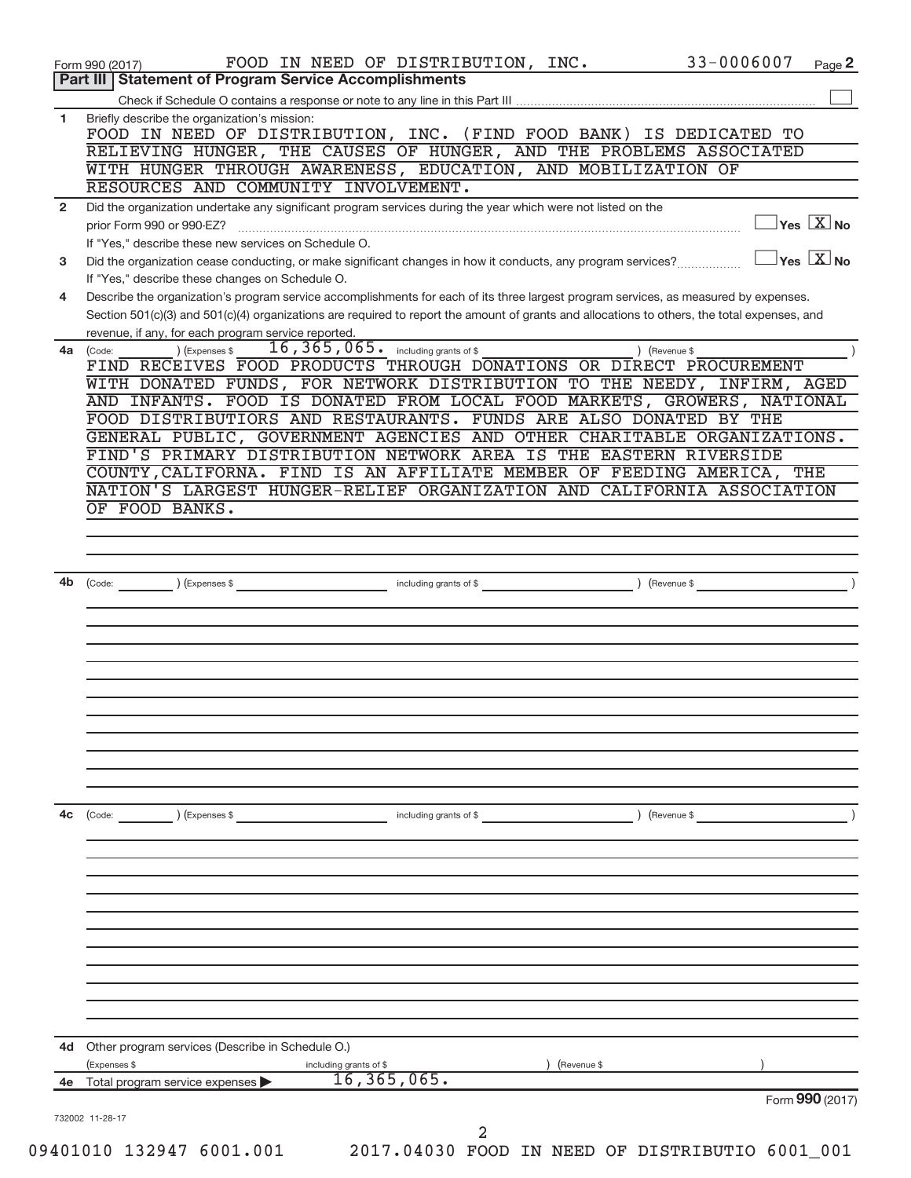Form 990 (2017) FOOD IN NEED OF DISTRIBUTION, INC. 33-0006007 Page 2

## Part III Statement of Program Service Accomplishments

Check if Schedule O contains a response or note to any line in this Part III ☐

**1** Briefly describe the organization's mission:

FOOD IN NEED OF DISTRIBUTION, INC. (FIND FOOD BANK) IS DEDICATED TO RELIEVING HUNGER, THE CAUSES OF HUNGER, AND THE PROBLEMS ASSOCIATED WITH HUNGER THROUGH AWARENESS, EDUCATION, AND MOBILIZATION OF RESOURCES AND COMMUNITY INVOLVEMENT.

**2** Did the organization undertake any significant program services during the year which were not listed on the prior Form 990 or 990-EZ? ☐ Yes ☒ No

If "Yes," describe these new services on Schedule O.

**3** Did the organization cease conducting, or make significant changes in how it conducts, any program services? ☐ Yes ☒ No

If "Yes," describe these changes on Schedule O.

**4** Describe the organization's program service accomplishments for each of its three largest program services, as measured by expenses. Section 501(c)(3) and 501(c)(4) organizations are required to report the amount of grants and allocations to others, the total expenses, and revenue, if any, for each program service reported.

**4a** (Code: ) (Expenses $ 16,365,065. including grants of $ ) (Revenue $ )

FIND RECEIVES FOOD PRODUCTS THROUGH DONATIONS OR DIRECT PROCUREMENT WITH DONATED FUNDS, FOR NETWORK DISTRIBUTION TO THE NEEDY, INFIRM, AGED AND INFANTS. FOOD IS DONATED FROM LOCAL FOOD MARKETS, GROWERS, NATIONAL FOOD DISTRIBUTIORS AND RESTAURANTS. FUNDS ARE ALSO DONATED BY THE GENERAL PUBLIC, GOVERNMENT AGENCIES AND OTHER CHARITABLE ORGANIZATIONS. FIND'S PRIMARY DISTRIBUTION NETWORK AREA IS THE EASTERN RIVERSIDE COUNTY,CALIFORNA. FIND IS AN AFFILIATE MEMBER OF FEEDING AMERICA, THE NATION'S LARGEST HUNGER-RELIEF ORGANIZATION AND CALIFORNIA ASSOCIATION OF FOOD BANKS.

**4b** (Code: ) (Expenses $ including grants of $ ) (Revenue $ )

**4c** (Code: ) (Expenses $ including grants of $ ) (Revenue $ )

**4d** Other program services (Describe in Schedule O.)

(Expenses $ including grants of $ ) (Revenue $ )

**4e** Total program service expenses ▶ 16,365,065.

Form 990 (2017)

732002 11-28-17

09401010 132947 6001.001 2017.04030 FOOD IN NEED OF DISTRIBUTIO 6001_001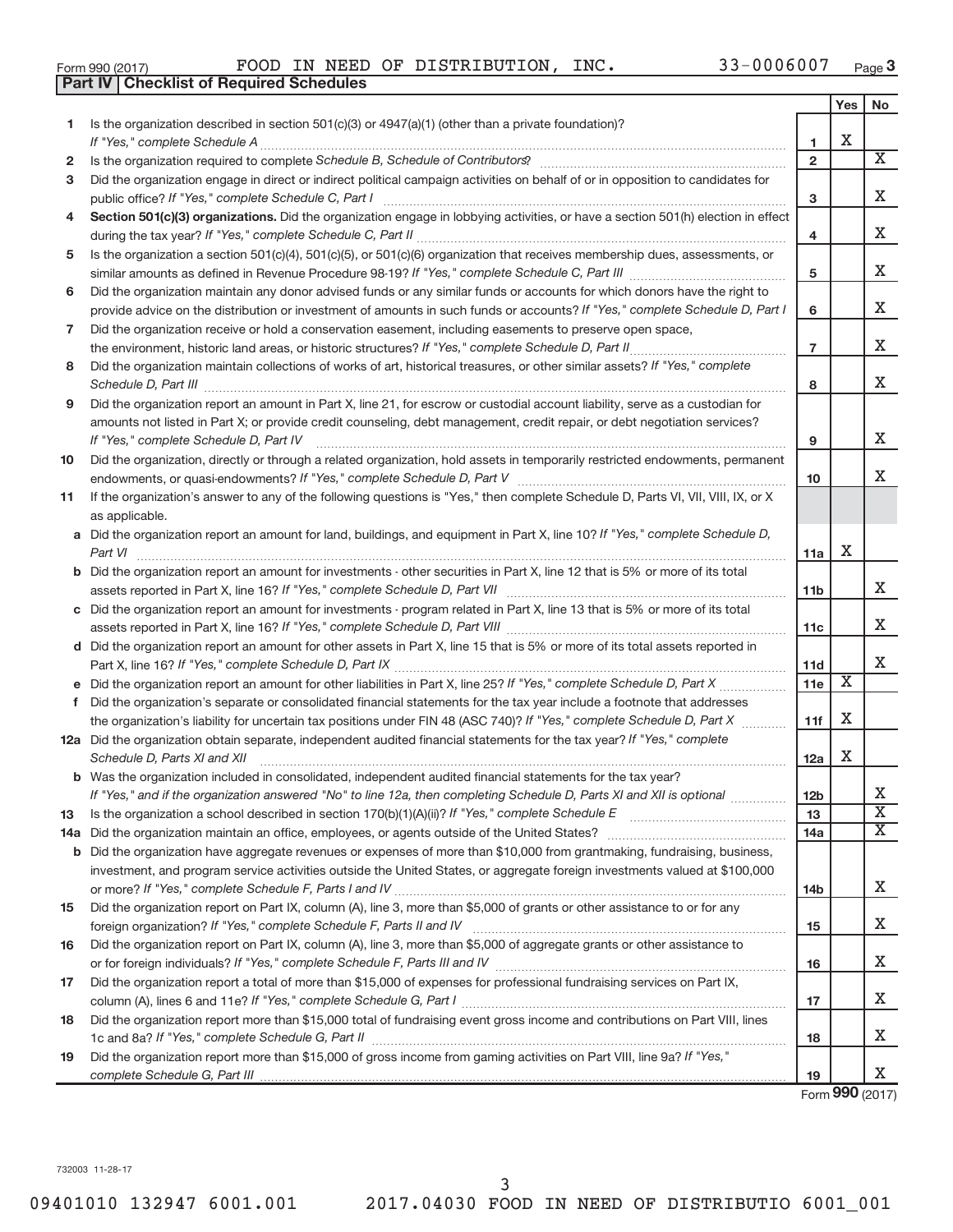Form 990 (2017) FOOD IN NEED OF DISTRIBUTION, INC. 33-0006007 Page 3

**Part IV | Checklist of Required Schedules**

| | | | Yes | No |
|---|---|---|---|---|
| 1 | Is the organization described in section 501(c)(3) or 4947(a)(1) (other than a private foundation)? *If "Yes," complete Schedule A* | 1 | X | |
| 2 | Is the organization required to complete *Schedule B, Schedule of Contributors*? | 2 | | X |
| 3 | Did the organization engage in direct or indirect political campaign activities on behalf of or in opposition to candidates for public office? *If "Yes," complete Schedule C, Part I* | 3 | | X |
| 4 | **Section 501(c)(3) organizations.** Did the organization engage in lobbying activities, or have a section 501(h) election in effect during the tax year? *If "Yes," complete Schedule C, Part II* | 4 | | X |
| 5 | Is the organization a section 501(c)(4), 501(c)(5), or 501(c)(6) organization that receives membership dues, assessments, or similar amounts as defined in Revenue Procedure 98-19? *If "Yes," complete Schedule C, Part III* | 5 | | X |
| 6 | Did the organization maintain any donor advised funds or any similar funds or accounts for which donors have the right to provide advice on the distribution or investment of amounts in such funds or accounts? *If "Yes," complete Schedule D, Part I* | 6 | | X |
| 7 | Did the organization receive or hold a conservation easement, including easements to preserve open space, the environment, historic land areas, or historic structures? *If "Yes," complete Schedule D, Part II* | 7 | | X |
| 8 | Did the organization maintain collections of works of art, historical treasures, or other similar assets? *If "Yes," complete Schedule D, Part III* | 8 | | X |
| 9 | Did the organization report an amount in Part X, line 21, for escrow or custodial account liability, serve as a custodian for amounts not listed in Part X; or provide credit counseling, debt management, credit repair, or debt negotiation services? *If "Yes," complete Schedule D, Part IV* | 9 | | X |
| 10 | Did the organization, directly or through a related organization, hold assets in temporarily restricted endowments, permanent endowments, or quasi-endowments? *If "Yes," complete Schedule D, Part V* | 10 | | X |
| 11 | If the organization's answer to any of the following questions is "Yes," then complete Schedule D, Parts VI, VII, VIII, IX, or X as applicable. | | | |
| a | Did the organization report an amount for land, buildings, and equipment in Part X, line 10? *If "Yes," complete Schedule D, Part VI* | 11a | X | |
| b | Did the organization report an amount for investments - other securities in Part X, line 12 that is 5% or more of its total assets reported in Part X, line 16? *If "Yes," complete Schedule D, Part VII* | 11b | | X |
| c | Did the organization report an amount for investments - program related in Part X, line 13 that is 5% or more of its total assets reported in Part X, line 16? *If "Yes," complete Schedule D, Part VIII* | 11c | | X |
| d | Did the organization report an amount for other assets in Part X, line 15 that is 5% or more of its total assets reported in Part X, line 16? *If "Yes," complete Schedule D, Part IX* | 11d | | X |
| e | Did the organization report an amount for other liabilities in Part X, line 25? *If "Yes," complete Schedule D, Part X* | 11e | X | |
| f | Did the organization's separate or consolidated financial statements for the tax year include a footnote that addresses the organization's liability for uncertain tax positions under FIN 48 (ASC 740)? *If "Yes," complete Schedule D, Part X* | 11f | X | |
| 12a | Did the organization obtain separate, independent audited financial statements for the tax year? *If "Yes," complete Schedule D, Parts XI and XII* | 12a | X | |
| b | Was the organization included in consolidated, independent audited financial statements for the tax year? *If "Yes," and if the organization answered "No" to line 12a, then completing Schedule D, Parts XI and XII is optional* | 12b | | X |
| 13 | Is the organization a school described in section 170(b)(1)(A)(ii)? *If "Yes," complete Schedule E* | 13 | | X |
| 14a | Did the organization maintain an office, employees, or agents outside of the United States? | 14a | | X |
| b | Did the organization have aggregate revenues or expenses of more than $10,000 from grantmaking, fundraising, business, investment, and program service activities outside the United States, or aggregate foreign investments valued at $100,000 or more? *If "Yes," complete Schedule F, Parts I and IV* | 14b | | X |
| 15 | Did the organization report on Part IX, column (A), line 3, more than $5,000 of grants or other assistance to or for any foreign organization? *If "Yes," complete Schedule F, Parts II and IV* | 15 | | X |
| 16 | Did the organization report on Part IX, column (A), line 3, more than $5,000 of aggregate grants or other assistance to or for foreign individuals? *If "Yes," complete Schedule F, Parts III and IV* | 16 | | X |
| 17 | Did the organization report a total of more than $15,000 of expenses for professional fundraising services on Part IX, column (A), lines 6 and 11e? *If "Yes," complete Schedule G, Part I* | 17 | | X |
| 18 | Did the organization report more than $15,000 total of fundraising event gross income and contributions on Part VIII, lines 1c and 8a? *If "Yes," complete Schedule G, Part II* | 18 | | X |
| 19 | Did the organization report more than $15,000 of gross income from gaming activities on Part VIII, line 9a? *If "Yes," complete Schedule G, Part III* | 19 | | X |

Form **990** (2017)

732003 11-28-17

09401010 132947 6001.001 2017.04030 FOOD IN NEED OF DISTRIBUTIO 6001_001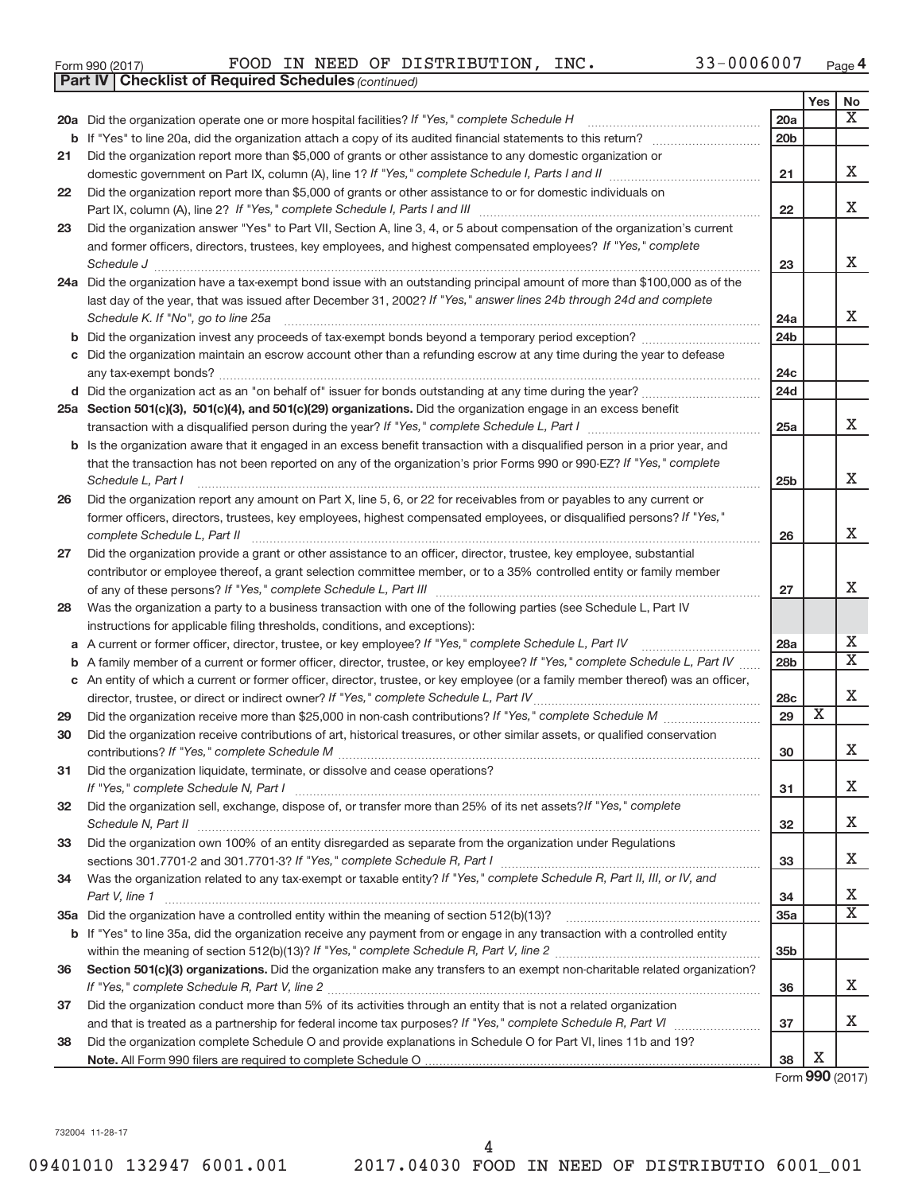Form 990 (2017) FOOD IN NEED OF DISTRIBUTION, INC. 33-0006007 Page **4**

**Part IV | Checklist of Required Schedules** *(continued)*

| | | | Yes | No |
|---|---|---|---|---|
| **20a** | Did the organization operate one or more hospital facilities? *If "Yes," complete Schedule H* | 20a | | X |
| **b** | If "Yes" to line 20a, did the organization attach a copy of its audited financial statements to this return? | 20b | | |
| **21** | Did the organization report more than $5,000 of grants or other assistance to any domestic organization or domestic government on Part IX, column (A), line 1? *If "Yes," complete Schedule I, Parts I and II* | 21 | | X |
| **22** | Did the organization report more than $5,000 of grants or other assistance to or for domestic individuals on Part IX, column (A), line 2? *If "Yes," complete Schedule I, Parts I and III* | 22 | | X |
| **23** | Did the organization answer "Yes" to Part VII, Section A, line 3, 4, or 5 about compensation of the organization's current and former officers, directors, trustees, key employees, and highest compensated employees? *If "Yes," complete Schedule J* | 23 | | X |
| **24a** | Did the organization have a tax-exempt bond issue with an outstanding principal amount of more than $100,000 as of the last day of the year, that was issued after December 31, 2002? *If "Yes," answer lines 24b through 24d and complete Schedule K. If "No", go to line 25a* | 24a | | X |
| **b** | Did the organization invest any proceeds of tax-exempt bonds beyond a temporary period exception? | 24b | | |
| **c** | Did the organization maintain an escrow account other than a refunding escrow at any time during the year to defease any tax-exempt bonds? | 24c | | |
| **d** | Did the organization act as an "on behalf of" issuer for bonds outstanding at any time during the year? | 24d | | |
| **25a** | **Section 501(c)(3), 501(c)(4), and 501(c)(29) organizations.** Did the organization engage in an excess benefit transaction with a disqualified person during the year? *If "Yes," complete Schedule L, Part I* | 25a | | X |
| **b** | Is the organization aware that it engaged in an excess benefit transaction with a disqualified person in a prior year, and that the transaction has not been reported on any of the organization's prior Forms 990 or 990-EZ? *If "Yes," complete Schedule L, Part I* | 25b | | X |
| **26** | Did the organization report any amount on Part X, line 5, 6, or 22 for receivables from or payables to any current or former officers, directors, trustees, key employees, highest compensated employees, or disqualified persons? *If "Yes," complete Schedule L, Part II* | 26 | | X |
| **27** | Did the organization provide a grant or other assistance to an officer, director, trustee, key employee, substantial contributor or employee thereof, a grant selection committee member, or to a 35% controlled entity or family member of any of these persons? *If "Yes," complete Schedule L, Part III* | 27 | | X |
| **28** | Was the organization a party to a business transaction with one of the following parties (see Schedule L, Part IV instructions for applicable filing thresholds, conditions, and exceptions): | | | |
| **a** | A current or former officer, director, trustee, or key employee? *If "Yes," complete Schedule L, Part IV* | 28a | | X |
| **b** | A family member of a current or former officer, director, trustee, or key employee? *If "Yes," complete Schedule L, Part IV* | 28b | | X |
| **c** | An entity of which a current or former officer, director, trustee, or key employee (or a family member thereof) was an officer, director, trustee, or direct or indirect owner? *If "Yes," complete Schedule L, Part IV* | 28c | | X |
| **29** | Did the organization receive more than $25,000 in non-cash contributions? *If "Yes," complete Schedule M* | 29 | X | |
| **30** | Did the organization receive contributions of art, historical treasures, or other similar assets, or qualified conservation contributions? *If "Yes," complete Schedule M* | 30 | | X |
| **31** | Did the organization liquidate, terminate, or dissolve and cease operations? *If "Yes," complete Schedule N, Part I* | 31 | | X |
| **32** | Did the organization sell, exchange, dispose of, or transfer more than 25% of its net assets? *If "Yes," complete Schedule N, Part II* | 32 | | X |
| **33** | Did the organization own 100% of an entity disregarded as separate from the organization under Regulations sections 301.7701-2 and 301.7701-3? *If "Yes," complete Schedule R, Part I* | 33 | | X |
| **34** | Was the organization related to any tax-exempt or taxable entity? *If "Yes," complete Schedule R, Part II, III, or IV, and Part V, line 1* | 34 | | X |
| **35a** | Did the organization have a controlled entity within the meaning of section 512(b)(13)? | 35a | | X |
| **b** | If "Yes" to line 35a, did the organization receive any payment from or engage in any transaction with a controlled entity within the meaning of section 512(b)(13)? *If "Yes," complete Schedule R, Part V, line 2* | 35b | | |
| **36** | **Section 501(c)(3) organizations.** Did the organization make any transfers to an exempt non-charitable related organization? *If "Yes," complete Schedule R, Part V, line 2* | 36 | | X |
| **37** | Did the organization conduct more than 5% of its activities through an entity that is not a related organization and that is treated as a partnership for federal income tax purposes? *If "Yes," complete Schedule R, Part VI* | 37 | | X |
| **38** | Did the organization complete Schedule O and provide explanations in Schedule O for Part VI, lines 11b and 19? **Note.** All Form 990 filers are required to complete Schedule O | 38 | X | |

Form **990** (2017)

732004 11-28-17

09401010 132947 6001.001 2017.04030 FOOD IN NEED OF DISTRIBUTIO 6001_001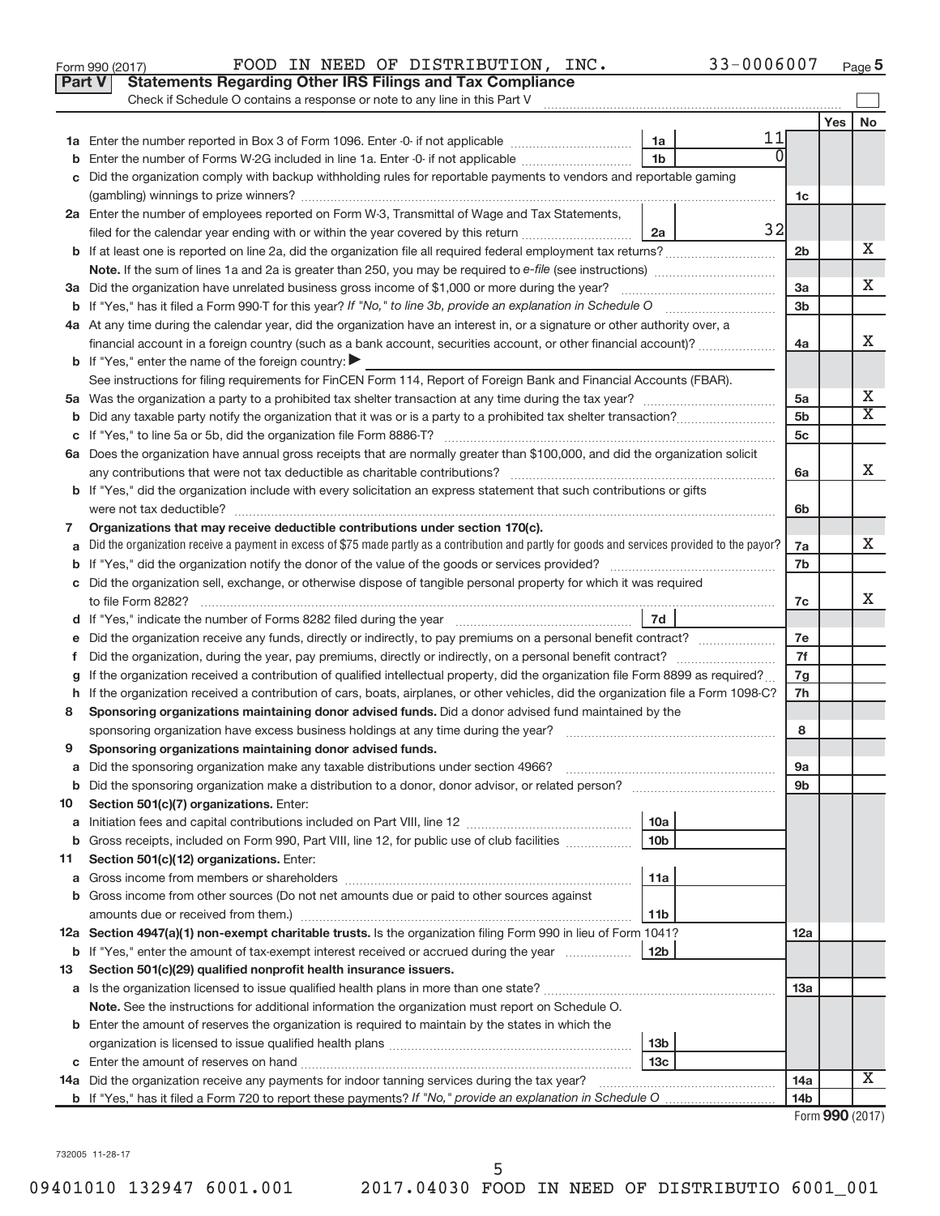Form 990 (2017) FOOD IN NEED OF DISTRIBUTION, INC. 33-0006007 Page 5

## Part V Statements Regarding Other IRS Filings and Tax Compliance

Check if Schedule O contains a response or note to any line in this Part V

| | | | | | Yes | No |
|---|---|---|---|---|---|---|
| 1a | Enter the number reported in Box 3 of Form 1096. Enter -0- if not applicable | 1a | 11 | | | |
| b | Enter the number of Forms W-2G included in line 1a. Enter -0- if not applicable | 1b | 0 | | | |
| c | Did the organization comply with backup withholding rules for reportable payments to vendors and reportable gaming (gambling) winnings to prize winners? | | | 1c | | |
| 2a | Enter the number of employees reported on Form W-3, Transmittal of Wage and Tax Statements, filed for the calendar year ending with or within the year covered by this return | 2a | 32 | | | |
| b | If at least one is reported on line 2a, did the organization file all required federal employment tax returns? | | | 2b | | X |
| | **Note.** If the sum of lines 1a and 2a is greater than 250, you may be required to *e-file* (see instructions) | | | | | |
| 3a | Did the organization have unrelated business gross income of $1,000 or more during the year? | | | 3a | | X |
| b | If "Yes," has it filed a Form 990-T for this year? *If "No," to line 3b, provide an explanation in Schedule O* | | | 3b | | |
| 4a | At any time during the calendar year, did the organization have an interest in, or a signature or other authority over, a financial account in a foreign country (such as a bank account, securities account, or other financial account)? | | | 4a | | X |
| b | If "Yes," enter the name of the foreign country: ▶ | | | | | |
| | See instructions for filing requirements for FinCEN Form 114, Report of Foreign Bank and Financial Accounts (FBAR). | | | | | |
| 5a | Was the organization a party to a prohibited tax shelter transaction at any time during the tax year? | | | 5a | | X |
| b | Did any taxable party notify the organization that it was or is a party to a prohibited tax shelter transaction? | | | 5b | | X |
| c | If "Yes," to line 5a or 5b, did the organization file Form 8886-T? | | | 5c | | |
| 6a | Does the organization have annual gross receipts that are normally greater than $100,000, and did the organization solicit any contributions that were not tax deductible as charitable contributions? | | | 6a | | X |
| b | If "Yes," did the organization include with every solicitation an express statement that such contributions or gifts were not tax deductible? | | | 6b | | |
| 7 | **Organizations that may receive deductible contributions under section 170(c).** | | | | | |
| a | Did the organization receive a payment in excess of $75 made partly as a contribution and partly for goods and services provided to the payor? | | | 7a | | X |
| b | If "Yes," did the organization notify the donor of the value of the goods or services provided? | | | 7b | | |
| c | Did the organization sell, exchange, or otherwise dispose of tangible personal property for which it was required to file Form 8282? | | | 7c | | X |
| d | If "Yes," indicate the number of Forms 8282 filed during the year | 7d | | | | |
| e | Did the organization receive any funds, directly or indirectly, to pay premiums on a personal benefit contract? | | | 7e | | |
| f | Did the organization, during the year, pay premiums, directly or indirectly, on a personal benefit contract? | | | 7f | | |
| g | If the organization received a contribution of qualified intellectual property, did the organization file Form 8899 as required? | | | 7g | | |
| h | If the organization received a contribution of cars, boats, airplanes, or other vehicles, did the organization file a Form 1098-C? | | | 7h | | |
| 8 | **Sponsoring organizations maintaining donor advised funds.** Did a donor advised fund maintained by the sponsoring organization have excess business holdings at any time during the year? | | | 8 | | |
| 9 | **Sponsoring organizations maintaining donor advised funds.** | | | | | |
| a | Did the sponsoring organization make any taxable distributions under section 4966? | | | 9a | | |
| b | Did the sponsoring organization make a distribution to a donor, donor advisor, or related person? | | | 9b | | |
| 10 | **Section 501(c)(7) organizations.** Enter: | | | | | |
| a | Initiation fees and capital contributions included on Part VIII, line 12 | 10a | | | | |
| b | Gross receipts, included on Form 990, Part VIII, line 12, for public use of club facilities | 10b | | | | |
| 11 | **Section 501(c)(12) organizations.** Enter: | | | | | |
| a | Gross income from members or shareholders | 11a | | | | |
| b | Gross income from other sources (Do not net amounts due or paid to other sources against amounts due or received from them.) | 11b | | | | |
| 12a | **Section 4947(a)(1) non-exempt charitable trusts.** Is the organization filing Form 990 in lieu of Form 1041? | | | 12a | | |
| b | If "Yes," enter the amount of tax-exempt interest received or accrued during the year | 12b | | | | |
| 13 | **Section 501(c)(29) qualified nonprofit health insurance issuers.** | | | | | |
| a | Is the organization licensed to issue qualified health plans in more than one state? | | | 13a | | |
| | **Note.** See the instructions for additional information the organization must report on Schedule O. | | | | | |
| b | Enter the amount of reserves the organization is required to maintain by the states in which the organization is licensed to issue qualified health plans | 13b | | | | |
| c | Enter the amount of reserves on hand | 13c | | | | |
| 14a | Did the organization receive any payments for indoor tanning services during the tax year? | | | 14a | | X |
| b | If "Yes," has it filed a Form 720 to report these payments? *If "No," provide an explanation in Schedule O* | | | 14b | | |

Form **990** (2017)

732005 11-28-17

09401010 132947 6001.001 2017.04030 FOOD IN NEED OF DISTRIBUTIO 6001_001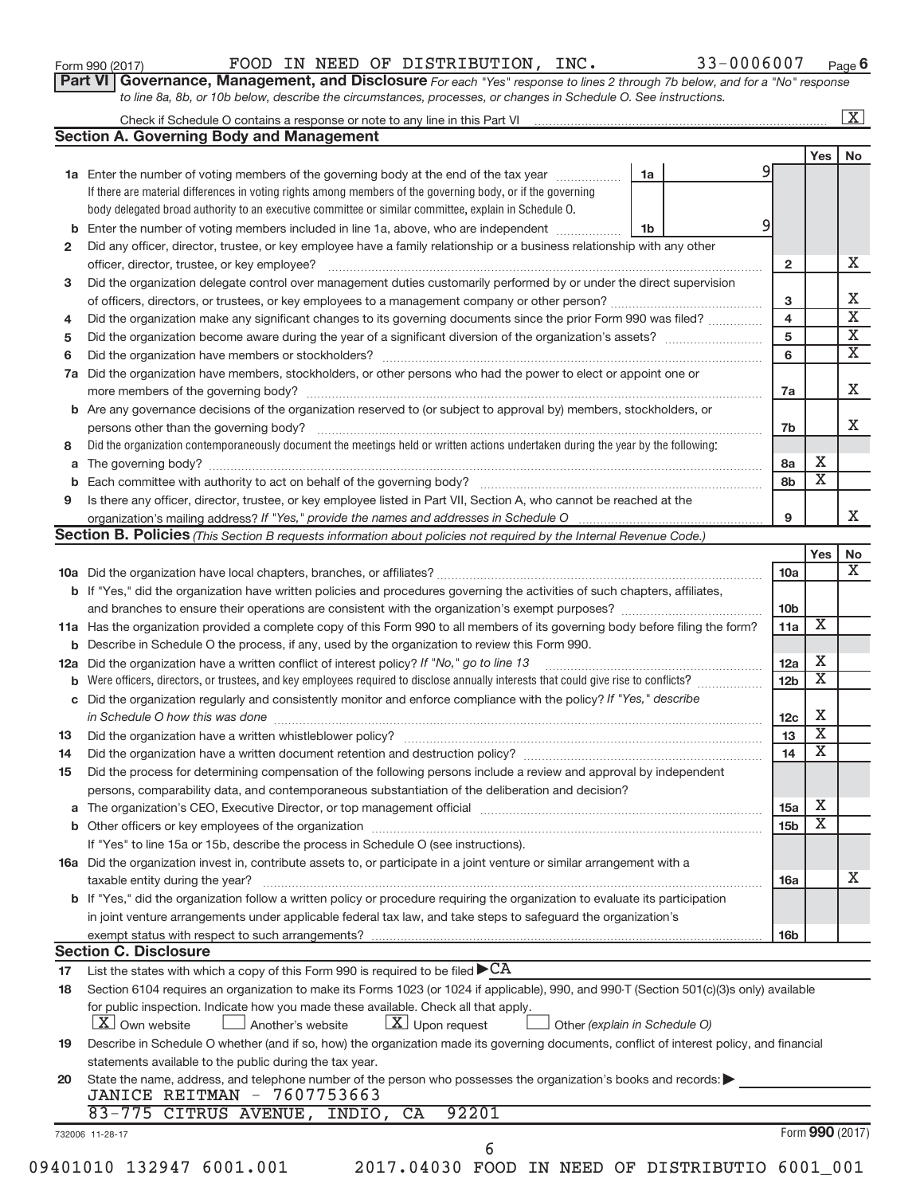Form 990 (2017) FOOD IN NEED OF DISTRIBUTION, INC. 33-0006007 Page 6

**Part VI** **Governance, Management, and Disclosure** *For each "Yes" response to lines 2 through 7b below, and for a "No" response to line 8a, 8b, or 10b below, describe the circumstances, processes, or changes in Schedule O. See instructions.*

Check if Schedule O contains a response or note to any line in this Part VI [X]

## Section A. Governing Body and Management

| | | | | Yes | No |
|---|---|---|---|---|---|
| **1a** | Enter the number of voting members of the governing body at the end of the tax year — **1a** | 9 | | | |
| | If there are material differences in voting rights among members of the governing body, or if the governing body delegated broad authority to an executive committee or similar committee, explain in Schedule O. | | | | |
| **b** | Enter the number of voting members included in line 1a, above, who are independent — **1b** | 9 | | | |
| **2** | Did any officer, director, trustee, or key employee have a family relationship or a business relationship with any other officer, director, trustee, or key employee? | | **2** | | X |
| **3** | Did the organization delegate control over management duties customarily performed by or under the direct supervision of officers, directors, or trustees, or key employees to a management company or other person? | | **3** | | X |
| **4** | Did the organization make any significant changes to its governing documents since the prior Form 990 was filed? | | **4** | | X |
| **5** | Did the organization become aware during the year of a significant diversion of the organization's assets? | | **5** | | X |
| **6** | Did the organization have members or stockholders? | | **6** | | X |
| **7a** | Did the organization have members, stockholders, or other persons who had the power to elect or appoint one or more members of the governing body? | | **7a** | | X |
| **b** | Are any governance decisions of the organization reserved to (or subject to approval by) members, stockholders, or persons other than the governing body? | | **7b** | | X |
| **8** | Did the organization contemporaneously document the meetings held or written actions undertaken during the year by the following: | | | | |
| **a** | The governing body? | | **8a** | X | |
| **b** | Each committee with authority to act on behalf of the governing body? | | **8b** | X | |
| **9** | Is there any officer, director, trustee, or key employee listed in Part VII, Section A, who cannot be reached at the organization's mailing address? *If "Yes," provide the names and addresses in Schedule O* | | **9** | | X |

## Section B. Policies *(This Section B requests information about policies not required by the Internal Revenue Code.)*

| | | | Yes | No |
|---|---|---|---|---|
| **10a** | Did the organization have local chapters, branches, or affiliates? | **10a** | | X |
| **b** | If "Yes," did the organization have written policies and procedures governing the activities of such chapters, affiliates, and branches to ensure their operations are consistent with the organization's exempt purposes? | **10b** | | |
| **11a** | Has the organization provided a complete copy of this Form 990 to all members of its governing body before filing the form? | **11a** | X | |
| **b** | Describe in Schedule O the process, if any, used by the organization to review this Form 990. | | | |
| **12a** | Did the organization have a written conflict of interest policy? *If "No," go to line 13* | **12a** | X | |
| **b** | Were officers, directors, or trustees, and key employees required to disclose annually interests that could give rise to conflicts? | **12b** | X | |
| **c** | Did the organization regularly and consistently monitor and enforce compliance with the policy? *If "Yes," describe in Schedule O how this was done* | **12c** | X | |
| **13** | Did the organization have a written whistleblower policy? | **13** | X | |
| **14** | Did the organization have a written document retention and destruction policy? | **14** | X | |
| **15** | Did the process for determining compensation of the following persons include a review and approval by independent persons, comparability data, and contemporaneous substantiation of the deliberation and decision? | | | |
| **a** | The organization's CEO, Executive Director, or top management official | **15a** | X | |
| **b** | Other officers or key employees of the organization | **15b** | X | |
| | If "Yes" to line 15a or 15b, describe the process in Schedule O (see instructions). | | | |
| **16a** | Did the organization invest in, contribute assets to, or participate in a joint venture or similar arrangement with a taxable entity during the year? | **16a** | | X |
| **b** | If "Yes," did the organization follow a written policy or procedure requiring the organization to evaluate its participation in joint venture arrangements under applicable federal tax law, and take steps to safeguard the organization's exempt status with respect to such arrangements? | **16b** | | |

## Section C. Disclosure

**17** List the states with which a copy of this Form 990 is required to be filed ▶ CA

**18** Section 6104 requires an organization to make its Forms 1023 (or 1024 if applicable), 990, and 990-T (Section 501(c)(3)s only) available for public inspection. Indicate how you made these available. Check all that apply.

[X] Own website [ ] Another's website [X] Upon request [ ] Other *(explain in Schedule O)*

**19** Describe in Schedule O whether (and if so, how) the organization made its governing documents, conflict of interest policy, and financial statements available to the public during the tax year.

**20** State the name, address, and telephone number of the person who possesses the organization's books and records: ▶

JANICE REITMAN - 7607753663
83-775 CITRUS AVENUE, INDIO, CA 92201

732006 11-28-17 Form **990** (2017)

09401010 132947 6001.001 2017.04030 FOOD IN NEED OF DISTRIBUTIO 6001_001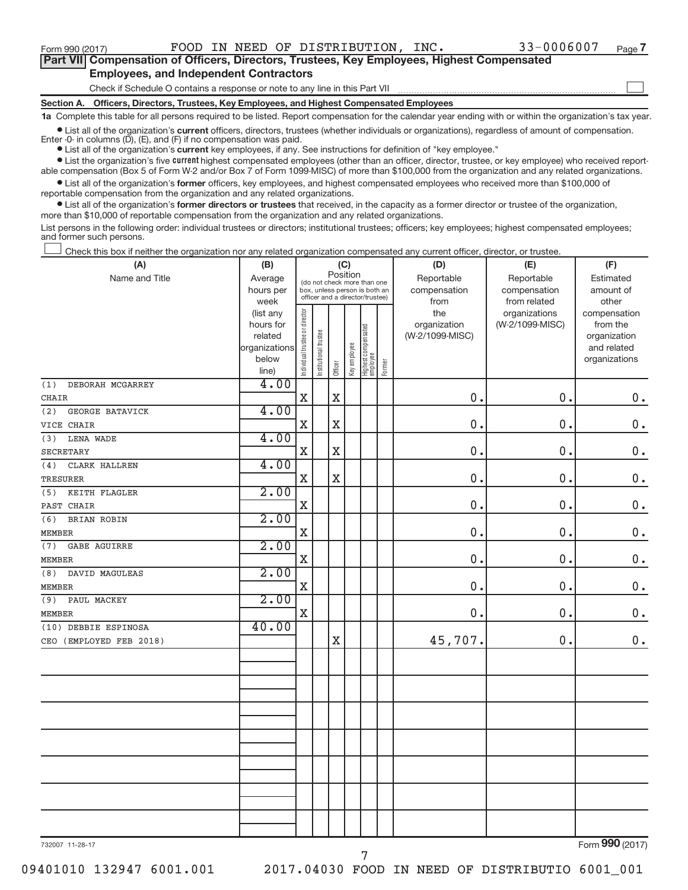Form 990 (2017) FOOD IN NEED OF DISTRIBUTION, INC. 33-0006007 Page 7

**Part VII Compensation of Officers, Directors, Trustees, Key Employees, Highest Compensated Employees, and Independent Contractors**

Check if Schedule O contains a response or note to any line in this Part VII ☐

**Section A. Officers, Directors, Trustees, Key Employees, and Highest Compensated Employees**

**1a** Complete this table for all persons required to be listed. Report compensation for the calendar year ending with or within the organization's tax year.

- List all of the organization's **current** officers, directors, trustees (whether individuals or organizations), regardless of amount of compensation. Enter -0- in columns (D), (E), and (F) if no compensation was paid.
- List all of the organization's **current** key employees, if any. See instructions for definition of "key employee."
- List the organization's five **current** highest compensated employees (other than an officer, director, trustee, or key employee) who received reportable compensation (Box 5 of Form W-2 and/or Box 7 of Form 1099-MISC) of more than $100,000 from the organization and any related organizations.
- List all of the organization's **former** officers, key employees, and highest compensated employees who received more than $100,000 of reportable compensation from the organization and any related organizations.
- List all of the organization's **former directors or trustees** that received, in the capacity as a former director or trustee of the organization, more than $10,000 of reportable compensation from the organization and any related organizations.

List persons in the following order: individual trustees or directors; institutional trustees; officers; key employees; highest compensated employees; and former such persons.

☐ Check this box if neither the organization nor any related organization compensated any current officer, director, or trustee.

| (A) Name and Title | (B) Average hours per week (list any hours for related organizations below line) | (C) Position: Individual trustee or director | Institutional trustee | Officer | Key employee | Highest compensated employee | Former | (D) Reportable compensation from the organization (W-2/1099-MISC) | (E) Reportable compensation from related organizations (W-2/1099-MISC) | (F) Estimated amount of other compensation from the organization and related organizations |
|---|---|---|---|---|---|---|---|---|---|---|
| (1) DEBORAH MCGARREY<br>CHAIR | 4.00 | X | | X | | | | 0. | 0. | 0. |
| (2) GEORGE BATAVICK<br>VICE CHAIR | 4.00 | X | | X | | | | 0. | 0. | 0. |
| (3) LENA WADE<br>SECRETARY | 4.00 | X | | X | | | | 0. | 0. | 0. |
| (4) CLARK HALLREN<br>TRESURER | 4.00 | X | | X | | | | 0. | 0. | 0. |
| (5) KEITH FLAGLER<br>PAST CHAIR | 2.00 | X | | | | | | 0. | 0. | 0. |
| (6) BRIAN ROBIN<br>MEMBER | 2.00 | X | | | | | | 0. | 0. | 0. |
| (7) GABE AGUIRRE<br>MEMBER | 2.00 | X | | | | | | 0. | 0. | 0. |
| (8) DAVID MAGULEAS<br>MEMBER | 2.00 | X | | | | | | 0. | 0. | 0. |
| (9) PAUL MACKEY<br>MEMBER | 2.00 | X | | | | | | 0. | 0. | 0. |
| (10) DEBBIE ESPINOSA<br>CEO (EMPLOYED FEB 2018) | 40.00 | | | X | | | | 45,707. | 0. | 0. |

732007 11-28-17 Form **990** (2017)

09401010 132947 6001.001 2017.04030 FOOD IN NEED OF DISTRIBUTIO 6001_001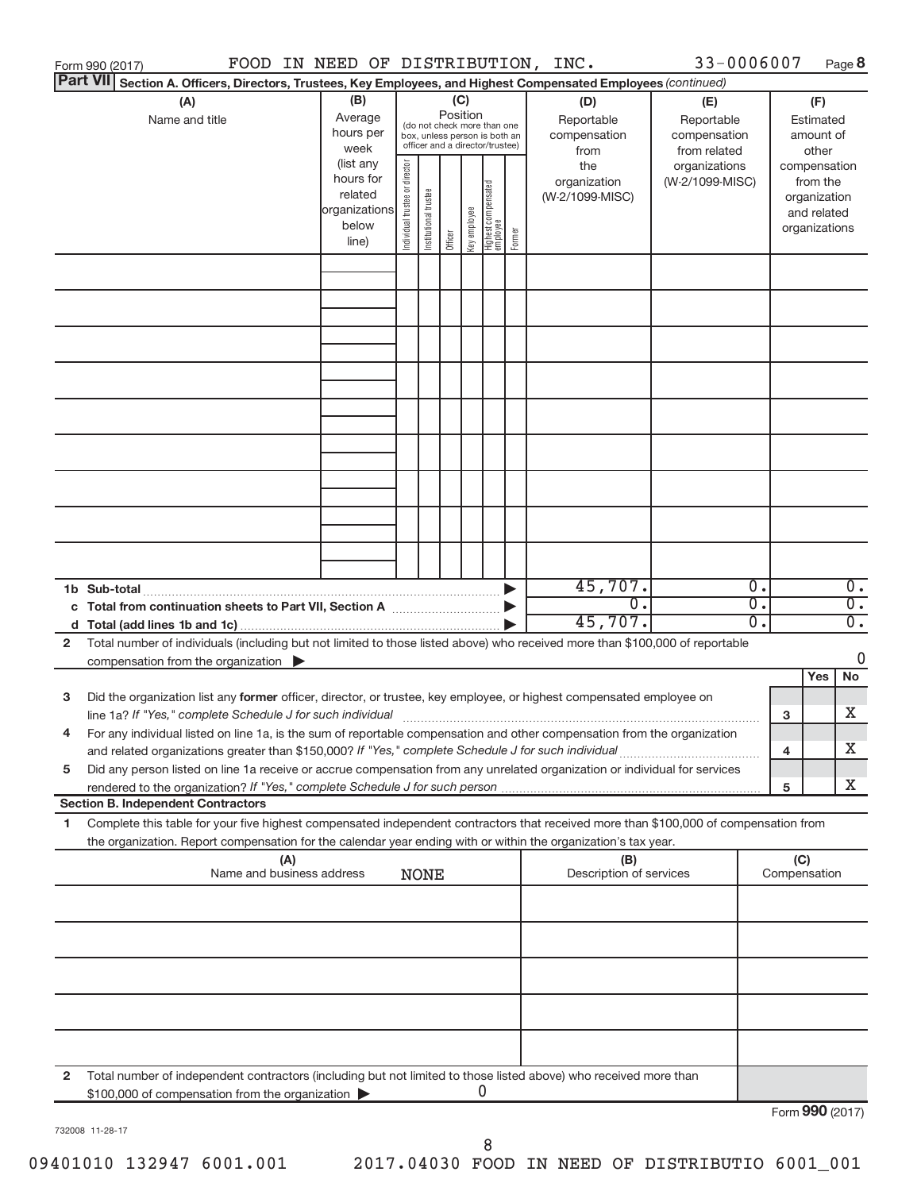Form 990 (2017) FOOD IN NEED OF DISTRIBUTION, INC. 33-0006007 Page **8**

**Part VII** **Section A. Officers, Directors, Trustees, Key Employees, and Highest Compensated Employees** *(continued)*

| (A) Name and title | (B) Average hours per week (list any hours for related organizations below line) | (C) Position (do not check more than one box, unless person is both an officer and a director/trustee) Individual trustee or director | Institutional trustee | Officer | Key employee | Highest compensated employee | Former | (D) Reportable compensation from the organization (W-2/1099-MISC) | (E) Reportable compensation from related organizations (W-2/1099-MISC) | (F) Estimated amount of other compensation from the organization and related organizations |
|---|---|---|---|---|---|---|---|---|---|---|
| | | | | | | | | | | |
| | | | | | | | | | | |
| | | | | | | | | | | |
| | | | | | | | | | | |
| | | | | | | | | | | |
| | | | | | | | | | | |
| | | | | | | | | | | |
| | | | | | | | | | | |
| | | | | | | | | | | |
| **1b Sub-total** | | | | | | | ▶ | 45,707. | 0. | 0. |
| **c Total from continuation sheets to Part VII, Section A** | | | | | | | ▶ | 0. | 0. | 0. |
| **d Total (add lines 1b and 1c)** | | | | | | | ▶ | 45,707. | 0. | 0. |

**2** Total number of individuals (including but not limited to those listed above) who received more than $100,000 of reportable compensation from the organization ▶ 0

| | | | Yes | No |
|---|---|---|---|---|
| **3** | Did the organization list any **former** officer, director, or trustee, key employee, or highest compensated employee on line 1a? *If "Yes," complete Schedule J for such individual* | **3** | | X |
| **4** | For any individual listed on line 1a, is the sum of reportable compensation and other compensation from the organization and related organizations greater than $150,000? *If "Yes," complete Schedule J for such individual* | **4** | | X |
| **5** | Did any person listed on line 1a receive or accrue compensation from any unrelated organization or individual for services rendered to the organization? *If "Yes," complete Schedule J for such person* | **5** | | X |

**Section B. Independent Contractors**

**1** Complete this table for your five highest compensated independent contractors that received more than $100,000 of compensation from the organization. Report compensation for the calendar year ending with or within the organization's tax year.

| (A) Name and business address NONE | (B) Description of services | (C) Compensation |
|---|---|---|
| | | |
| | | |
| | | |
| | | |
| | | |

**2** Total number of independent contractors (including but not limited to those listed above) who received more than $100,000 of compensation from the organization ▶ 0

Form **990** (2017)

732008 11-28-17

09401010 132947 6001.001 2017.04030 FOOD IN NEED OF DISTRIBUTIO 6001_001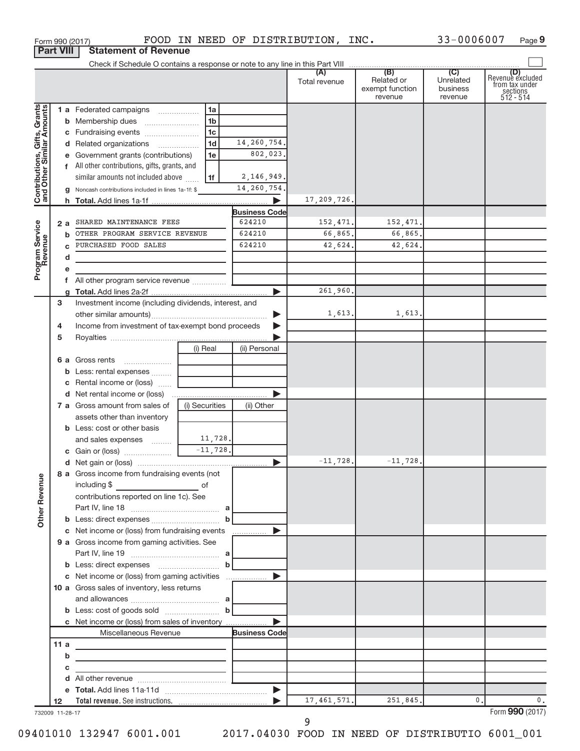Form 990 (2017) FOOD IN NEED OF DISTRIBUTION, INC. 33-0006007 Page 9

## Part VIII Statement of Revenue

Check if Schedule O contains a response or note to any line in this Part VIII ☐

| | | | | (A) Total revenue | (B) Related or exempt function revenue | (C) Unrelated business revenue | (D) Revenue excluded from tax under sections 512 - 514 |
|---|---|---|---|---|---|---|---|
| **Contributions, Gifts, Grants and Other Similar Amounts** | 1 a Federated campaigns | 1a | | | | | |
| | b Membership dues | 1b | | | | | |
| | c Fundraising events | 1c | | | | | |
| | d Related organizations | 1d | 14,260,754. | | | | |
| | e Government grants (contributions) | 1e | 802,023. | | | | |
| | f All other contributions, gifts, grants, and similar amounts not included above | 1f | 2,146,949. | | | | |
| | g Noncash contributions included in lines 1a-1f: $ | | 14,260,754. | | | | |
| | h **Total.** Add lines 1a-1f | | ▶ | 17,209,726. | | | |
| **Program Service Revenue** | | | Business Code | | | | |
| | 2 a SHARED MAINTENANCE FEES | | 624210 | 152,471. | 152,471. | | |
| | b OTHER PROGRAM SERVICE REVENUE | | 624210 | 66,865. | 66,865. | | |
| | c PURCHASED FOOD SALES | | 624210 | 42,624. | 42,624. | | |
| | d | | | | | | |
| | e | | | | | | |
| | f All other program service revenue | | | | | | |
| | g **Total.** Add lines 2a-2f | | ▶ | 261,960. | | | |
| **Other Revenue** | 3 Investment income (including dividends, interest, and other similar amounts) | | ▶ | 1,613. | 1,613. | | |
| | 4 Income from investment of tax-exempt bond proceeds | | ▶ | | | | |
| | 5 Royalties | | ▶ | | | | |
| | | (i) Real | (ii) Personal | | | | |
| | 6 a Gross rents | | | | | | |
| | b Less: rental expenses | | | | | | |
| | c Rental income or (loss) | | | | | | |
| | d Net rental income or (loss) | | ▶ | | | | |
| | 7 a Gross amount from sales of assets other than inventory | (i) Securities | (ii) Other | | | | |
| | b Less: cost or other basis and sales expenses | 11,728. | | | | | |
| | c Gain or (loss) | -11,728. | | | | | |
| | d Net gain or (loss) | | ▶ | -11,728. | -11,728. | | |
| | 8 a Gross income from fundraising events (not including $ of contributions reported on line 1c). See Part IV, line 18 | a | | | | | |
| | b Less: direct expenses | b | | | | | |
| | c Net income or (loss) from fundraising events | | ▶ | | | | |
| | 9 a Gross income from gaming activities. See Part IV, line 19 | a | | | | | |
| | b Less: direct expenses | b | | | | | |
| | c Net income or (loss) from gaming activities | | ▶ | | | | |
| | 10 a Gross sales of inventory, less returns and allowances | a | | | | | |
| | b Less: cost of goods sold | b | | | | | |
| | c Net income or (loss) from sales of inventory | | ▶ | | | | |
| | Miscellaneous Revenue | | Business Code | | | | |
| | 11 a | | | | | | |
| | b | | | | | | |
| | c | | | | | | |
| | d All other revenue | | | | | | |
| | e **Total.** Add lines 11a-11d | | ▶ | | | | |
| | 12 **Total revenue.** See instructions. | | ▶ | 17,461,571. | 251,845. | 0. | 0. |

732009 11-28-17

Form **990** (2017)

09401010 132947 6001.001 2017.04030 FOOD IN NEED OF DISTRIBUTIO 6001_001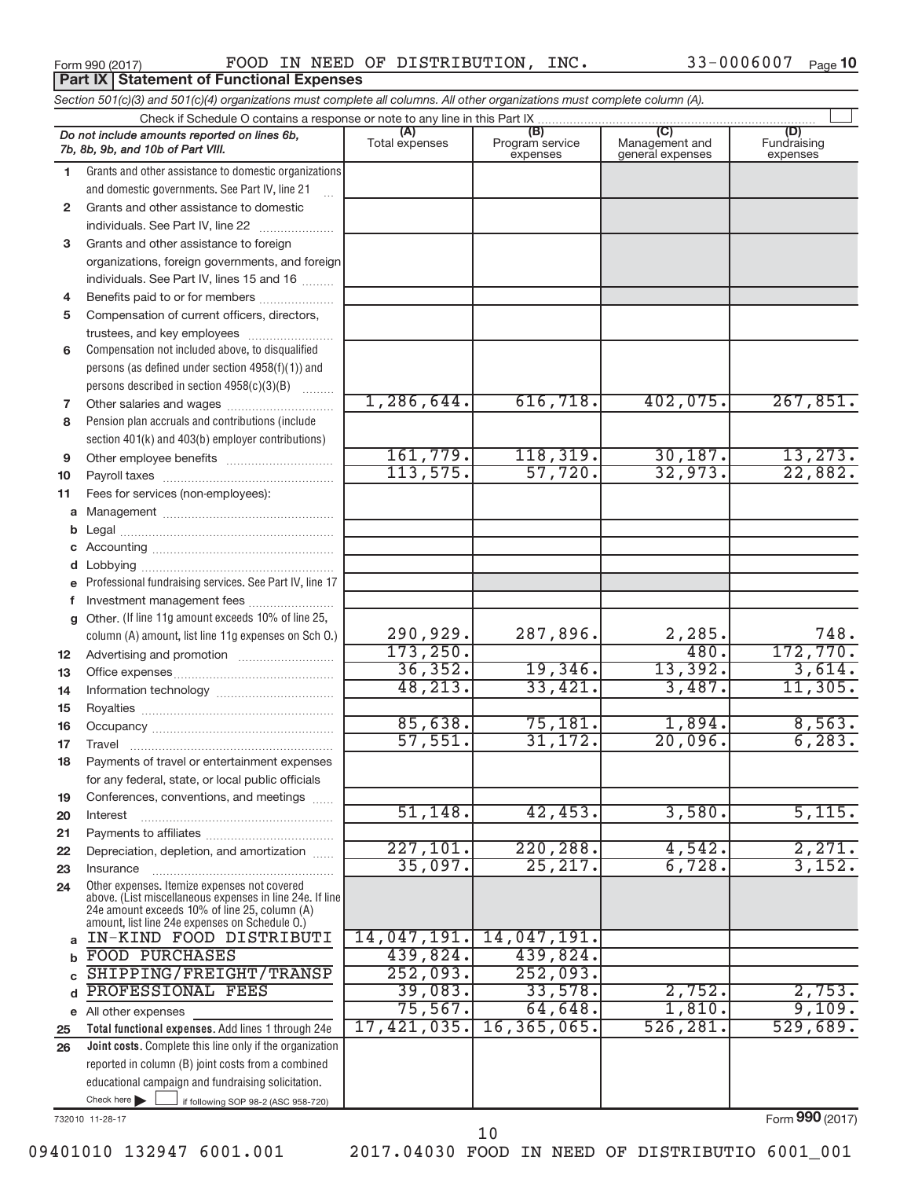Form 990 (2017) FOOD IN NEED OF DISTRIBUTION, INC. 33-0006007 Page 10

## Part IX Statement of Functional Expenses

*Section 501(c)(3) and 501(c)(4) organizations must complete all columns. All other organizations must complete column (A).*

Check if Schedule O contains a response or note to any line in this Part IX

| | Do not include amounts reported on lines 6b, 7b, 8b, 9b, and 10b of Part VIII. | (A) Total expenses | (B) Program service expenses | (C) Management and general expenses | (D) Fundraising expenses |
|---|---|---|---|---|---|
| 1 | Grants and other assistance to domestic organizations and domestic governments. See Part IV, line 21 | | | | |
| 2 | Grants and other assistance to domestic individuals. See Part IV, line 22 | | | | |
| 3 | Grants and other assistance to foreign organizations, foreign governments, and foreign individuals. See Part IV, lines 15 and 16 | | | | |
| 4 | Benefits paid to or for members | | | | |
| 5 | Compensation of current officers, directors, trustees, and key employees | | | | |
| 6 | Compensation not included above, to disqualified persons (as defined under section 4958(f)(1)) and persons described in section 4958(c)(3)(B) | | | | |
| 7 | Other salaries and wages | 1,286,644. | 616,718. | 402,075. | 267,851. |
| 8 | Pension plan accruals and contributions (include section 401(k) and 403(b) employer contributions) | | | | |
| 9 | Other employee benefits | 161,779. | 118,319. | 30,187. | 13,273. |
| 10 | Payroll taxes | 113,575. | 57,720. | 32,973. | 22,882. |
| 11 | Fees for services (non-employees): | | | | |
| a | Management | | | | |
| b | Legal | | | | |
| c | Accounting | | | | |
| d | Lobbying | | | | |
| e | Professional fundraising services. See Part IV, line 17 | | | | |
| f | Investment management fees | | | | |
| g | Other. (If line 11g amount exceeds 10% of line 25, column (A) amount, list line 11g expenses on Sch O.) | 290,929. | 287,896. | 2,285. | 748. |
| 12 | Advertising and promotion | 173,250. | | 480. | 172,770. |
| 13 | Office expenses | 36,352. | 19,346. | 13,392. | 3,614. |
| 14 | Information technology | 48,213. | 33,421. | 3,487. | 11,305. |
| 15 | Royalties | | | | |
| 16 | Occupancy | 85,638. | 75,181. | 1,894. | 8,563. |
| 17 | Travel | 57,551. | 31,172. | 20,096. | 6,283. |
| 18 | Payments of travel or entertainment expenses for any federal, state, or local public officials | | | | |
| 19 | Conferences, conventions, and meetings | | | | |
| 20 | Interest | 51,148. | 42,453. | 3,580. | 5,115. |
| 21 | Payments to affiliates | | | | |
| 22 | Depreciation, depletion, and amortization | 227,101. | 220,288. | 4,542. | 2,271. |
| 23 | Insurance | 35,097. | 25,217. | 6,728. | 3,152. |
| 24 | Other expenses. Itemize expenses not covered above. (List miscellaneous expenses in line 24e. If line 24e amount exceeds 10% of line 25, column (A) amount, list line 24e expenses on Schedule O.) | | | | |
| a | IN-KIND FOOD DISTRIBUTI | 14,047,191. | 14,047,191. | | |
| b | FOOD PURCHASES | 439,824. | 439,824. | | |
| c | SHIPPING/FREIGHT/TRANSP | 252,093. | 252,093. | | |
| d | PROFESSIONAL FEES | 39,083. | 33,578. | 2,752. | 2,753. |
| e | All other expenses | 75,567. | 64,648. | 1,810. | 9,109. |
| 25 | **Total functional expenses.** Add lines 1 through 24e | 17,421,035. | 16,365,065. | 526,281. | 529,689. |
| 26 | **Joint costs.** Complete this line only if the organization reported in column (B) joint costs from a combined educational campaign and fundraising solicitation. Check here ☐ if following SOP 98-2 (ASC 958-720) | | | | |

732010 11-28-17

Form **990** (2017)

09401010 132947 6001.001 2017.04030 FOOD IN NEED OF DISTRIBUTIO 6001_001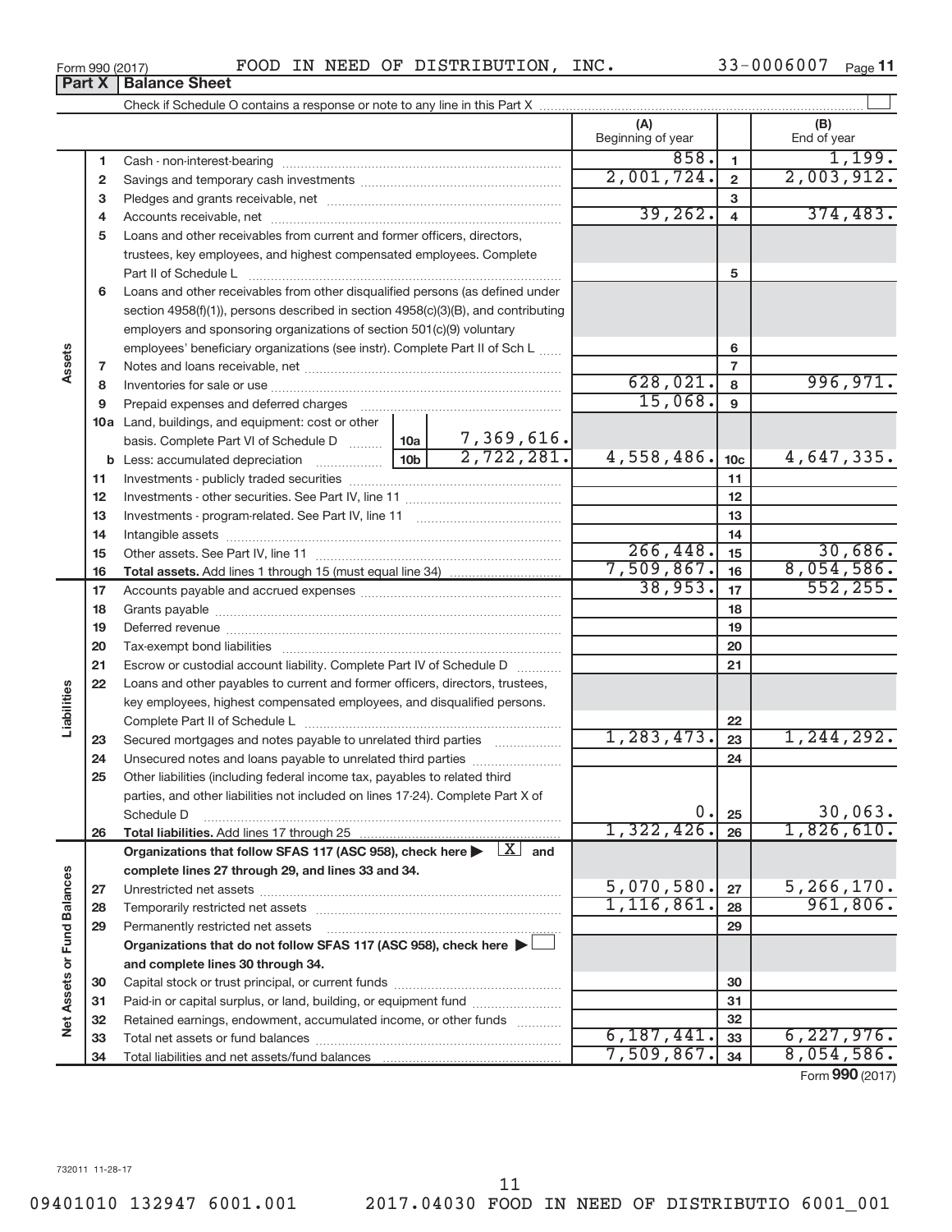Form 990 (2017) FOOD IN NEED OF DISTRIBUTION, INC. 33-0006007

## Part X | Balance Sheet

Check if Schedule O contains a response or note to any line in this Part X

| | | | (A) Beginning of year | | (B) End of year |
|---|---|---|---|---|---|
| Assets | 1 | Cash - non-interest-bearing | 858. | 1 | 1,199. |
| | 2 | Savings and temporary cash investments | 2,001,724. | 2 | 2,003,912. |
| | 3 | Pledges and grants receivable, net | | 3 | |
| | 4 | Accounts receivable, net | 39,262. | 4 | 374,483. |
| | 5 | Loans and other receivables from current and former officers, directors, trustees, key employees, and highest compensated employees. Complete Part II of Schedule L | | 5 | |
| | 6 | Loans and other receivables from other disqualified persons (as defined under section 4958(f)(1)), persons described in section 4958(c)(3)(B), and contributing employers and sponsoring organizations of section 501(c)(9) voluntary employees' beneficiary organizations (see instr). Complete Part II of Sch L | | 6 | |
| | 7 | Notes and loans receivable, net | | 7 | |
| | 8 | Inventories for sale or use | 628,021. | 8 | 996,971. |
| | 9 | Prepaid expenses and deferred charges | 15,068. | 9 | |
| | 10a | Land, buildings, and equipment: cost or other basis. Complete Part VI of Schedule D — 10a: 7,369,616. | | | |
| | b | Less: accumulated depreciation — 10b: 2,722,281. | 4,558,486. | 10c | 4,647,335. |
| | 11 | Investments - publicly traded securities | | 11 | |
| | 12 | Investments - other securities. See Part IV, line 11 | | 12 | |
| | 13 | Investments - program-related. See Part IV, line 11 | | 13 | |
| | 14 | Intangible assets | | 14 | |
| | 15 | Other assets. See Part IV, line 11 | 266,448. | 15 | 30,686. |
| | 16 | **Total assets.** Add lines 1 through 15 (must equal line 34) | 7,509,867. | 16 | 8,054,586. |
| Liabilities | 17 | Accounts payable and accrued expenses | 38,953. | 17 | 552,255. |
| | 18 | Grants payable | | 18 | |
| | 19 | Deferred revenue | | 19 | |
| | 20 | Tax-exempt bond liabilities | | 20 | |
| | 21 | Escrow or custodial account liability. Complete Part IV of Schedule D | | 21 | |
| | 22 | Loans and other payables to current and former officers, directors, trustees, key employees, highest compensated employees, and disqualified persons. Complete Part II of Schedule L | | 22 | |
| | 23 | Secured mortgages and notes payable to unrelated third parties | 1,283,473. | 23 | 1,244,292. |
| | 24 | Unsecured notes and loans payable to unrelated third parties | | 24 | |
| | 25 | Other liabilities (including federal income tax, payables to related third parties, and other liabilities not included on lines 17-24). Complete Part X of Schedule D | 0. | 25 | 30,063. |
| | 26 | **Total liabilities.** Add lines 17 through 25 | 1,322,426. | 26 | 1,826,610. |
| Net Assets or Fund Balances | | **Organizations that follow SFAS 117 (ASC 958), check here ▶ [X] and complete lines 27 through 29, and lines 33 and 34.** | | | |
| | 27 | Unrestricted net assets | 5,070,580. | 27 | 5,266,170. |
| | 28 | Temporarily restricted net assets | 1,116,861. | 28 | 961,806. |
| | 29 | Permanently restricted net assets | | 29 | |
| | | **Organizations that do not follow SFAS 117 (ASC 958), check here ▶ [ ] and complete lines 30 through 34.** | | | |
| | 30 | Capital stock or trust principal, or current funds | | 30 | |
| | 31 | Paid-in or capital surplus, or land, building, or equipment fund | | 31 | |
| | 32 | Retained earnings, endowment, accumulated income, or other funds | | 32 | |
| | 33 | Total net assets or fund balances | 6,187,441. | 33 | 6,227,976. |
| | 34 | Total liabilities and net assets/fund balances | 7,509,867. | 34 | 8,054,586. |

Form **990** (2017)

732011 11-28-17

09401010 132947 6001.001 2017.04030 FOOD IN NEED OF DISTRIBUTIO 6001_001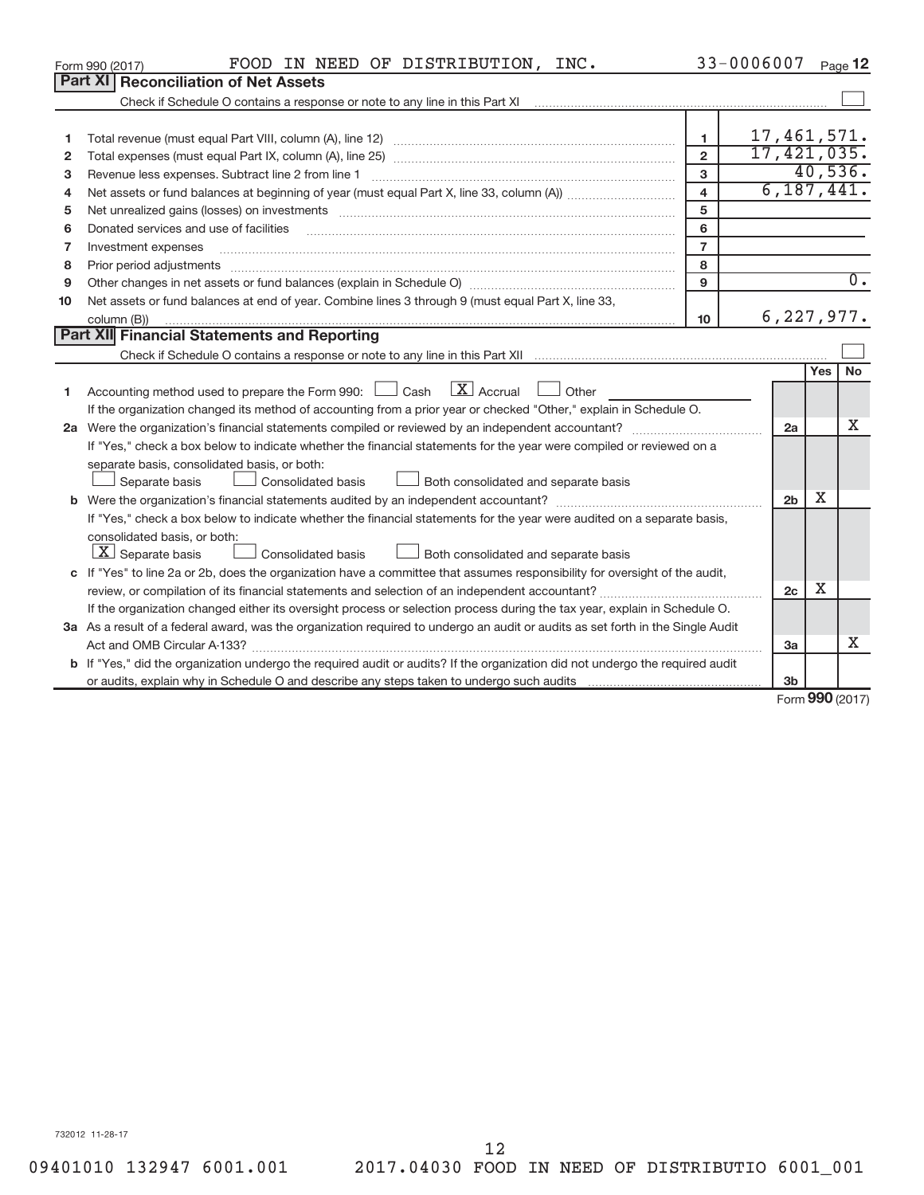Form 990 (2017) FOOD IN NEED OF DISTRIBUTION, INC. 33-0006007 Page 12

## Part XI Reconciliation of Net Assets

Check if Schedule O contains a response or note to any line in this Part XI ☐

| | | | |
|---|---|---|---|
| 1 | Total revenue (must equal Part VIII, column (A), line 12) | 1 | 17,461,571. |
| 2 | Total expenses (must equal Part IX, column (A), line 25) | 2 | 17,421,035. |
| 3 | Revenue less expenses. Subtract line 2 from line 1 | 3 | 40,536. |
| 4 | Net assets or fund balances at beginning of year (must equal Part X, line 33, column (A)) | 4 | 6,187,441. |
| 5 | Net unrealized gains (losses) on investments | 5 | |
| 6 | Donated services and use of facilities | 6 | |
| 7 | Investment expenses | 7 | |
| 8 | Prior period adjustments | 8 | |
| 9 | Other changes in net assets or fund balances (explain in Schedule O) | 9 | 0. |
| 10 | Net assets or fund balances at end of year. Combine lines 3 through 9 (must equal Part X, line 33, column (B)) | 10 | 6,227,977. |

## Part XII Financial Statements and Reporting

Check if Schedule O contains a response or note to any line in this Part XII ☐

| | | | Yes | No |
|---|---|---|---|---|
| 1 | Accounting method used to prepare the Form 990: ☐ Cash ☒ Accrual ☐ Other<br>If the organization changed its method of accounting from a prior year or checked "Other," explain in Schedule O. | | | |
| 2a | Were the organization's financial statements compiled or reviewed by an independent accountant?<br>If "Yes," check a box below to indicate whether the financial statements for the year were compiled or reviewed on a separate basis, consolidated basis, or both:<br>☐ Separate basis ☐ Consolidated basis ☐ Both consolidated and separate basis | 2a | | X |
| b | Were the organization's financial statements audited by an independent accountant?<br>If "Yes," check a box below to indicate whether the financial statements for the year were audited on a separate basis, consolidated basis, or both:<br>☒ Separate basis ☐ Consolidated basis ☐ Both consolidated and separate basis | 2b | X | |
| c | If "Yes" to line 2a or 2b, does the organization have a committee that assumes responsibility for oversight of the audit, review, or compilation of its financial statements and selection of an independent accountant?<br>If the organization changed either its oversight process or selection process during the tax year, explain in Schedule O. | 2c | X | |
| 3a | As a result of a federal award, was the organization required to undergo an audit or audits as set forth in the Single Audit Act and OMB Circular A-133? | 3a | | X |
| b | If "Yes," did the organization undergo the required audit or audits? If the organization did not undergo the required audit or audits, explain why in Schedule O and describe any steps taken to undergo such audits | 3b | | |

Form 990 (2017)

732012 11-28-17

09401010 132947 6001.001 2017.04030 FOOD IN NEED OF DISTRIBUTIO 6001_001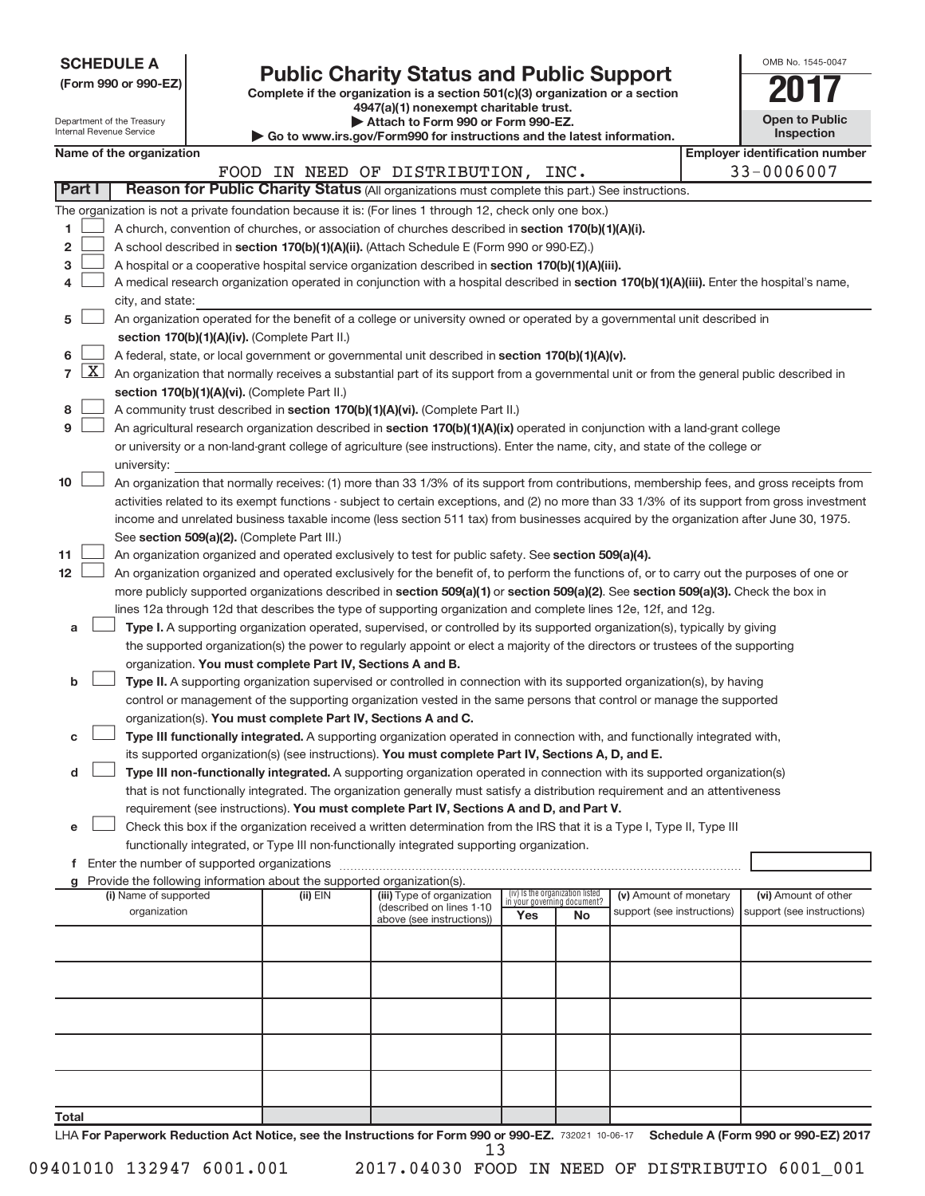**SCHEDULE A**
**(Form 990 or 990-EZ)**

Department of the Treasury
Internal Revenue Service

# Public Charity Status and Public Support

**Complete if the organization is a section 501(c)(3) organization or a section 4947(a)(1) nonexempt charitable trust.**
**▶ Attach to Form 990 or Form 990-EZ.**
**▶ Go to www.irs.gov/Form990 for instructions and the latest information.**

OMB No. 1545-0047

**2017**

**Open to Public Inspection**

**Name of the organization:** FOOD IN NEED OF DISTRIBUTION, INC.

**Employer identification number:** 33-0006007

## Part I Reason for Public Charity Status (All organizations must complete this part.) See instructions.

The organization is not a private foundation because it is: (For lines 1 through 12, check only one box.)

1. [ ] A church, convention of churches, or association of churches described in **section 170(b)(1)(A)(i).**
2. [ ] A school described in **section 170(b)(1)(A)(ii).** (Attach Schedule E (Form 990 or 990-EZ).)
3. [ ] A hospital or a cooperative hospital service organization described in **section 170(b)(1)(A)(iii).**
4. [ ] A medical research organization operated in conjunction with a hospital described in **section 170(b)(1)(A)(iii).** Enter the hospital's name, city, and state:
5. [ ] An organization operated for the benefit of a college or university owned or operated by a governmental unit described in **section 170(b)(1)(A)(iv).** (Complete Part II.)
6. [ ] A federal, state, or local government or governmental unit described in **section 170(b)(1)(A)(v).**
7. [X] An organization that normally receives a substantial part of its support from a governmental unit or from the general public described in **section 170(b)(1)(A)(vi).** (Complete Part II.)
8. [ ] A community trust described in **section 170(b)(1)(A)(vi).** (Complete Part II.)
9. [ ] An agricultural research organization described in **section 170(b)(1)(A)(ix)** operated in conjunction with a land-grant college or university or a non-land-grant college of agriculture (see instructions). Enter the name, city, and state of the college or university:
10. [ ] An organization that normally receives: (1) more than 33 1/3% of its support from contributions, membership fees, and gross receipts from activities related to its exempt functions - subject to certain exceptions, and (2) no more than 33 1/3% of its support from gross investment income and unrelated business taxable income (less section 511 tax) from businesses acquired by the organization after June 30, 1975. See **section 509(a)(2).** (Complete Part III.)
11. [ ] An organization organized and operated exclusively to test for public safety. See **section 509(a)(4).**
12. [ ] An organization organized and operated exclusively for the benefit of, to perform the functions of, or to carry out the purposes of one or more publicly supported organizations described in **section 509(a)(1)** or **section 509(a)(2).** See **section 509(a)(3).** Check the box in lines 12a through 12d that describes the type of supporting organization and complete lines 12e, 12f, and 12g.
   - **a** [ ] **Type I.** A supporting organization operated, supervised, or controlled by its supported organization(s), typically by giving the supported organization(s) the power to regularly appoint or elect a majority of the directors or trustees of the supporting organization. **You must complete Part IV, Sections A and B.**
   - **b** [ ] **Type II.** A supporting organization supervised or controlled in connection with its supported organization(s), by having control or management of the supporting organization vested in the same persons that control or manage the supported organization(s). **You must complete Part IV, Sections A and C.**
   - **c** [ ] **Type III functionally integrated.** A supporting organization operated in connection with, and functionally integrated with, its supported organization(s) (see instructions). **You must complete Part IV, Sections A, D, and E.**
   - **d** [ ] **Type III non-functionally integrated.** A supporting organization operated in connection with its supported organization(s) that is not functionally integrated. The organization generally must satisfy a distribution requirement and an attentiveness requirement (see instructions). **You must complete Part IV, Sections A and D, and Part V.**
   - **e** [ ] Check this box if the organization received a written determination from the IRS that it is a Type I, Type II, Type III functionally integrated, or Type III non-functionally integrated supporting organization.
   - **f** Enter the number of supported organizations
   - **g** Provide the following information about the supported organization(s).

| (i) Name of supported organization | (ii) EIN | (iii) Type of organization (described on lines 1-10 above (see instructions)) | (iv) Is the organization listed in your governing document? Yes | No | (v) Amount of monetary support (see instructions) | (vi) Amount of other support (see instructions) |
|---|---|---|---|---|---|---|
| | | | | | | |
| | | | | | | |
| | | | | | | |
| | | | | | | |
| | | | | | | |
| **Total** | | | | | | |

LHA **For Paperwork Reduction Act Notice, see the Instructions for Form 990 or 990-EZ.** 732021 10-06-17 **Schedule A (Form 990 or 990-EZ) 2017**

09401010 132947 6001.001 2017.04030 FOOD IN NEED OF DISTRIBUTIO 6001_001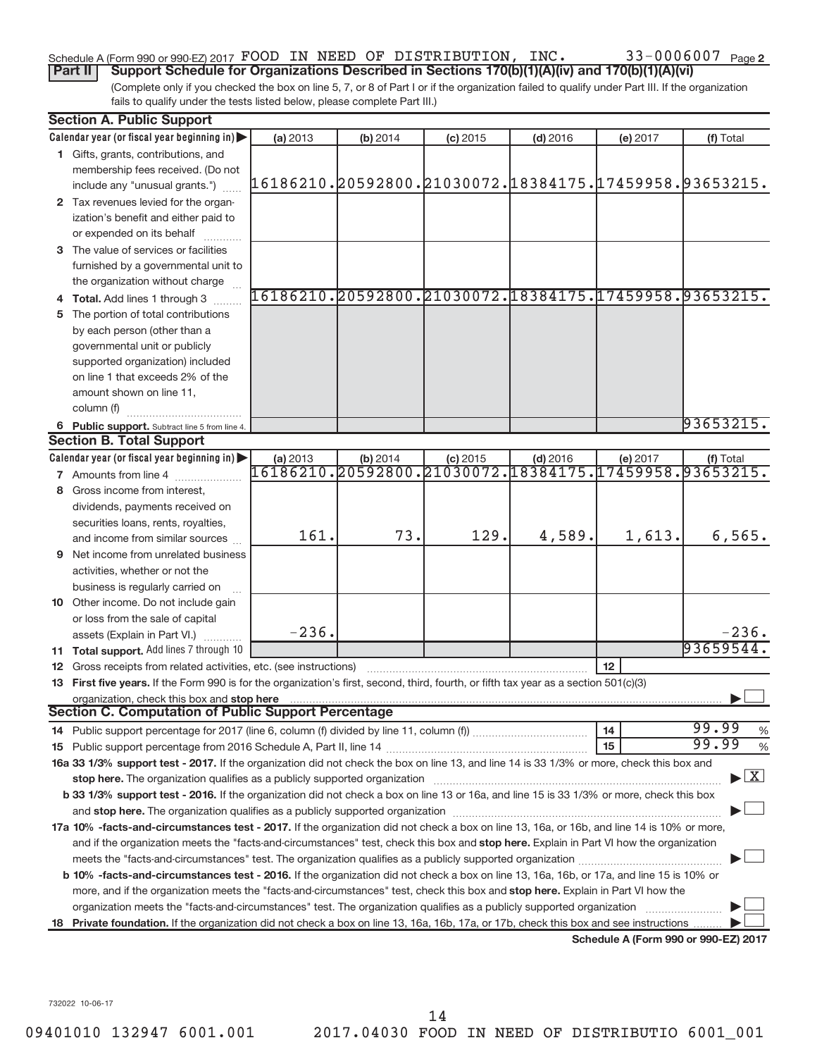Schedule A (Form 990 or 990-EZ) 2017 FOOD IN NEED OF DISTRIBUTION, INC. 33-0006007 Page 2

**Part II** **Support Schedule for Organizations Described in Sections 170(b)(1)(A)(iv) and 170(b)(1)(A)(vi)**

(Complete only if you checked the box on line 5, 7, or 8 of Part I or if the organization failed to qualify under Part III. If the organization fails to qualify under the tests listed below, please complete Part III.)

**Section A. Public Support**

| Calendar year (or fiscal year beginning in) | (a) 2013 | (b) 2014 | (c) 2015 | (d) 2016 | (e) 2017 | (f) Total |
|---|---|---|---|---|---|---|
| 1 Gifts, grants, contributions, and membership fees received. (Do not include any "unusual grants.") | 16186210. | 20592800. | 21030072. | 18384175. | 17459958. | 93653215. |
| 2 Tax revenues levied for the organization's benefit and either paid to or expended on its behalf | | | | | | |
| 3 The value of services or facilities furnished by a governmental unit to the organization without charge | | | | | | |
| 4 **Total.** Add lines 1 through 3 | 16186210. | 20592800. | 21030072. | 18384175. | 17459958. | 93653215. |
| 5 The portion of total contributions by each person (other than a governmental unit or publicly supported organization) included on line 1 that exceeds 2% of the amount shown on line 11, column (f) | | | | | | |
| 6 **Public support.** Subtract line 5 from line 4. | | | | | | 93653215. |

**Section B. Total Support**

| Calendar year (or fiscal year beginning in) | (a) 2013 | (b) 2014 | (c) 2015 | (d) 2016 | (e) 2017 | (f) Total |
|---|---|---|---|---|---|---|
| 7 Amounts from line 4 | 16186210. | 20592800. | 21030072. | 18384175. | 17459958. | 93653215. |
| 8 Gross income from interest, dividends, payments received on securities loans, rents, royalties, and income from similar sources | 161. | 73. | 129. | 4,589. | 1,613. | 6,565. |
| 9 Net income from unrelated business activities, whether or not the business is regularly carried on | | | | | | |
| 10 Other income. Do not include gain or loss from the sale of capital assets (Explain in Part VI.) | -236. | | | | | -236. |
| 11 **Total support.** Add lines 7 through 10 | | | | | | 93659544. |

12 Gross receipts from related activities, etc. (see instructions) | 12 |

13 **First five years.** If the Form 990 is for the organization's first, second, third, fourth, or fifth tax year as a section 501(c)(3) organization, check this box and **stop here** ☐

**Section C. Computation of Public Support Percentage**

14 Public support percentage for 2017 (line 6, column (f) divided by line 11, column (f)) | 14 | 99.99 %

15 Public support percentage from 2016 Schedule A, Part II, line 14 | 15 | 99.99 %

**16a 33 1/3% support test - 2017.** If the organization did not check the box on line 13, and line 14 is 33 1/3% or more, check this box and **stop here.** The organization qualifies as a publicly supported organization ☒

**b 33 1/3% support test - 2016.** If the organization did not check a box on line 13 or 16a, and line 15 is 33 1/3% or more, check this box and **stop here.** The organization qualifies as a publicly supported organization ☐

**17a 10% -facts-and-circumstances test - 2017.** If the organization did not check a box on line 13, 16a, or 16b, and line 14 is 10% or more, and if the organization meets the "facts-and-circumstances" test, check this box and **stop here.** Explain in Part VI how the organization meets the "facts-and-circumstances" test. The organization qualifies as a publicly supported organization ☐

**b 10% -facts-and-circumstances test - 2016.** If the organization did not check a box on line 13, 16a, 16b, or 17a, and line 15 is 10% or more, and if the organization meets the "facts-and-circumstances" test, check this box and **stop here.** Explain in Part VI how the organization meets the "facts-and-circumstances" test. The organization qualifies as a publicly supported organization ☐

**18 Private foundation.** If the organization did not check a box on line 13, 16a, 16b, 17a, or 17b, check this box and see instructions ☐

**Schedule A (Form 990 or 990-EZ) 2017**

732022 10-06-17

09401010 132947 6001.001 2017.04030 FOOD IN NEED OF DISTRIBUTIO 6001_001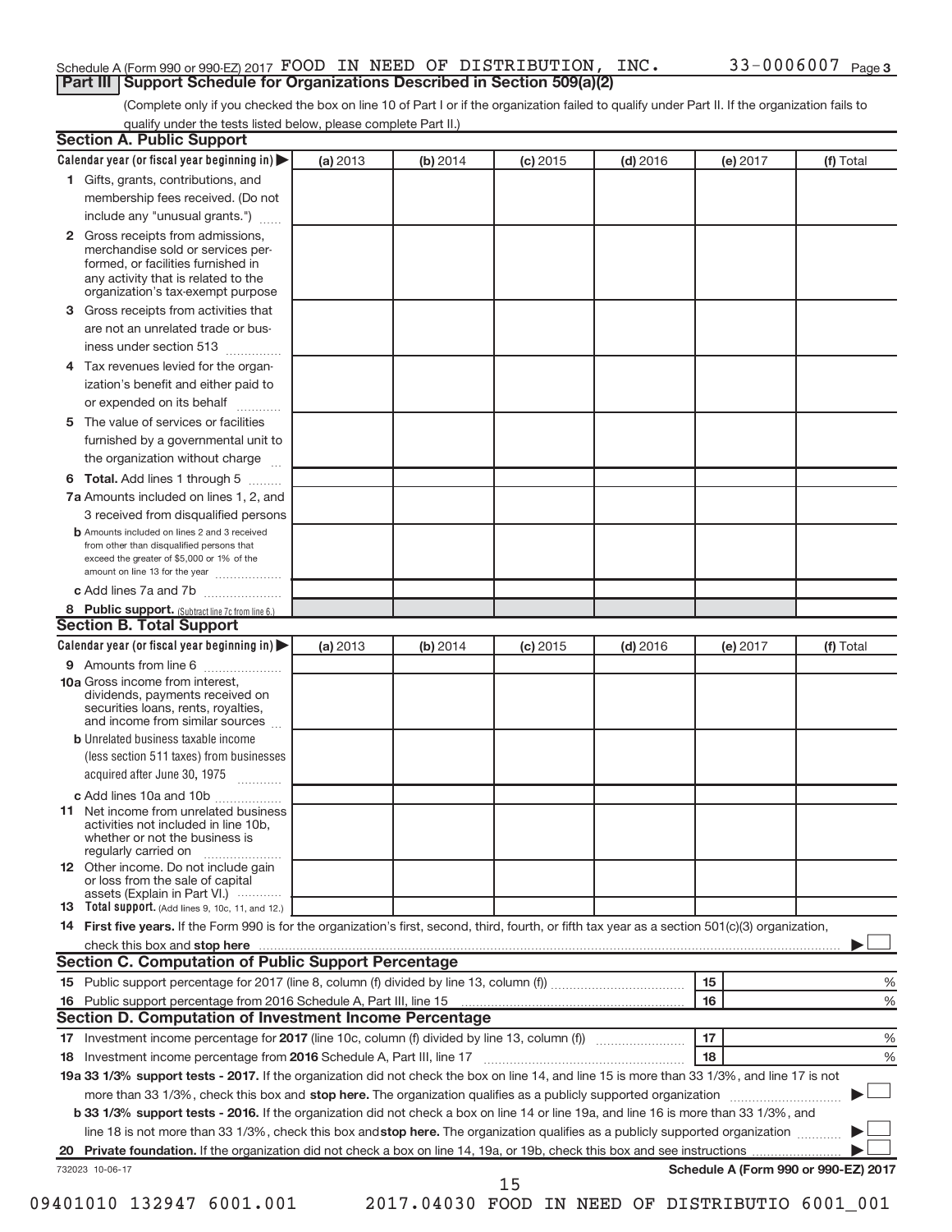Schedule A (Form 990 or 990-EZ) 2017 FOOD IN NEED OF DISTRIBUTION, INC. 33-0006007 Page 3

## Part III Support Schedule for Organizations Described in Section 509(a)(2)

(Complete only if you checked the box on line 10 of Part I or if the organization failed to qualify under Part II. If the organization fails to qualify under the tests listed below, please complete Part II.)

### Section A. Public Support

| Calendar year (or fiscal year beginning in) ▶ | (a) 2013 | (b) 2014 | (c) 2015 | (d) 2016 | (e) 2017 | (f) Total |
|---|---|---|---|---|---|---|
| **1** Gifts, grants, contributions, and membership fees received. (Do not include any "unusual grants.") | | | | | | |
| **2** Gross receipts from admissions, merchandise sold or services performed, or facilities furnished in any activity that is related to the organization's tax-exempt purpose | | | | | | |
| **3** Gross receipts from activities that are not an unrelated trade or business under section 513 | | | | | | |
| **4** Tax revenues levied for the organization's benefit and either paid to or expended on its behalf | | | | | | |
| **5** The value of services or facilities furnished by a governmental unit to the organization without charge | | | | | | |
| **6 Total.** Add lines 1 through 5 | | | | | | |
| **7a** Amounts included on lines 1, 2, and 3 received from disqualified persons | | | | | | |
| **b** Amounts included on lines 2 and 3 received from other than disqualified persons that exceed the greater of $5,000 or 1% of the amount on line 13 for the year | | | | | | |
| **c** Add lines 7a and 7b | | | | | | |
| **8 Public support.** (Subtract line 7c from line 6.) | | | | | | |

### Section B. Total Support

| Calendar year (or fiscal year beginning in) ▶ | (a) 2013 | (b) 2014 | (c) 2015 | (d) 2016 | (e) 2017 | (f) Total |
|---|---|---|---|---|---|---|
| **9** Amounts from line 6 | | | | | | |
| **10a** Gross income from interest, dividends, payments received on securities loans, rents, royalties, and income from similar sources | | | | | | |
| **b** Unrelated business taxable income (less section 511 taxes) from businesses acquired after June 30, 1975 | | | | | | |
| **c** Add lines 10a and 10b | | | | | | |
| **11** Net income from unrelated business activities not included in line 10b, whether or not the business is regularly carried on | | | | | | |
| **12** Other income. Do not include gain or loss from the sale of capital assets (Explain in Part VI.) | | | | | | |
| **13 Total support.** (Add lines 9, 10c, 11, and 12.) | | | | | | |

**14 First five years.** If the Form 990 is for the organization's first, second, third, fourth, or fifth tax year as a section 501(c)(3) organization, check this box and **stop here** ▶ ☐

### Section C. Computation of Public Support Percentage

| | | | |
|---|---|---|---|
| **15** Public support percentage for 2017 (line 8, column (f) divided by line 13, column (f)) | 15 | | % |
| **16** Public support percentage from 2016 Schedule A, Part III, line 15 | 16 | | % |

### Section D. Computation of Investment Income Percentage

| | | | |
|---|---|---|---|
| **17** Investment income percentage for **2017** (line 10c, column (f) divided by line 13, column (f)) | 17 | | % |
| **18** Investment income percentage from **2016** Schedule A, Part III, line 17 | 18 | | % |

**19a 33 1/3% support tests - 2017.** If the organization did not check the box on line 14, and line 15 is more than 33 1/3%, and line 17 is not more than 33 1/3%, check this box and **stop here.** The organization qualifies as a publicly supported organization ▶ ☐

**b 33 1/3% support tests - 2016.** If the organization did not check a box on line 14 or line 19a, and line 16 is more than 33 1/3%, and line 18 is not more than 33 1/3%, check this box and **stop here.** The organization qualifies as a publicly supported organization ▶ ☐

**20 Private foundation.** If the organization did not check a box on line 14, 19a, or 19b, check this box and see instructions ▶ ☐

732023 10-06-17 **Schedule A (Form 990 or 990-EZ) 2017**

09401010 132947 6001.001 2017.04030 FOOD IN NEED OF DISTRIBUTIO 6001_001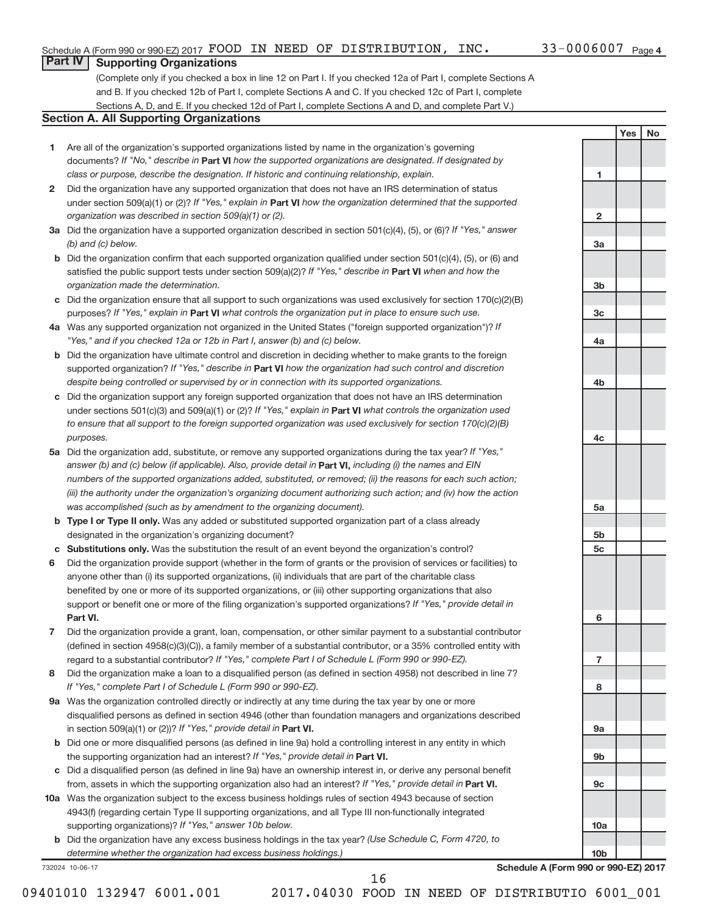Schedule A (Form 990 or 990-EZ) 2017 FOOD IN NEED OF DISTRIBUTION, INC. 33-0006007 Page 4

## Part IV Supporting Organizations

(Complete only if you checked a box in line 12 on Part I. If you checked 12a of Part I, complete Sections A and B. If you checked 12b of Part I, complete Sections A and C. If you checked 12c of Part I, complete Sections A, D, and E. If you checked 12d of Part I, complete Sections A and D, and complete Part V.)

### Section A. All Supporting Organizations

| | | | Yes | No |
|---|---|---|---|---|
| **1** | Are all of the organization's supported organizations listed by name in the organization's governing documents? *If "No," describe in* **Part VI** *how the supported organizations are designated. If designated by class or purpose, describe the designation. If historic and continuing relationship, explain.* | 1 | | |
| **2** | Did the organization have any supported organization that does not have an IRS determination of status under section 509(a)(1) or (2)? *If "Yes," explain in* **Part VI** *how the organization determined that the supported organization was described in section 509(a)(1) or (2).* | 2 | | |
| **3a** | Did the organization have a supported organization described in section 501(c)(4), (5), or (6)? *If "Yes," answer (b) and (c) below.* | 3a | | |
| **b** | Did the organization confirm that each supported organization qualified under section 501(c)(4), (5), or (6) and satisfied the public support tests under section 509(a)(2)? *If "Yes," describe in* **Part VI** *when and how the organization made the determination.* | 3b | | |
| **c** | Did the organization ensure that all support to such organizations was used exclusively for section 170(c)(2)(B) purposes? *If "Yes," explain in* **Part VI** *what controls the organization put in place to ensure such use.* | 3c | | |
| **4a** | Was any supported organization not organized in the United States ("foreign supported organization")? *If "Yes," and if you checked 12a or 12b in Part I, answer (b) and (c) below.* | 4a | | |
| **b** | Did the organization have ultimate control and discretion in deciding whether to make grants to the foreign supported organization? *If "Yes," describe in* **Part VI** *how the organization had such control and discretion despite being controlled or supervised by or in connection with its supported organizations.* | 4b | | |
| **c** | Did the organization support any foreign supported organization that does not have an IRS determination under sections 501(c)(3) and 509(a)(1) or (2)? *If "Yes," explain in* **Part VI** *what controls the organization used to ensure that all support to the foreign supported organization was used exclusively for section 170(c)(2)(B) purposes.* | 4c | | |
| **5a** | Did the organization add, substitute, or remove any supported organizations during the tax year? *If "Yes," answer (b) and (c) below (if applicable). Also, provide detail in* **Part VI,** *including (i) the names and EIN numbers of the supported organizations added, substituted, or removed; (ii) the reasons for each such action; (iii) the authority under the organization's organizing document authorizing such action; and (iv) how the action was accomplished (such as by amendment to the organizing document).* | 5a | | |
| **b** | **Type I or Type II only.** Was any added or substituted supported organization part of a class already designated in the organization's organizing document? | 5b | | |
| **c** | **Substitutions only.** Was the substitution the result of an event beyond the organization's control? | 5c | | |
| **6** | Did the organization provide support (whether in the form of grants or the provision of services or facilities) to anyone other than (i) its supported organizations, (ii) individuals that are part of the charitable class benefited by one or more of its supported organizations, or (iii) other supporting organizations that also support or benefit one or more of the filing organization's supported organizations? *If "Yes," provide detail in* **Part VI.** | 6 | | |
| **7** | Did the organization provide a grant, loan, compensation, or other similar payment to a substantial contributor (defined in section 4958(c)(3)(C)), a family member of a substantial contributor, or a 35% controlled entity with regard to a substantial contributor? *If "Yes," complete Part I of Schedule L (Form 990 or 990-EZ).* | 7 | | |
| **8** | Did the organization make a loan to a disqualified person (as defined in section 4958) not described in line 7? *If "Yes," complete Part I of Schedule L (Form 990 or 990-EZ).* | 8 | | |
| **9a** | Was the organization controlled directly or indirectly at any time during the tax year by one or more disqualified persons as defined in section 4946 (other than foundation managers and organizations described in section 509(a)(1) or (2))? *If "Yes," provide detail in* **Part VI.** | 9a | | |
| **b** | Did one or more disqualified persons (as defined in line 9a) hold a controlling interest in any entity in which the supporting organization had an interest? *If "Yes," provide detail in* **Part VI.** | 9b | | |
| **c** | Did a disqualified person (as defined in line 9a) have an ownership interest in, or derive any personal benefit from, assets in which the supporting organization also had an interest? *If "Yes," provide detail in* **Part VI.** | 9c | | |
| **10a** | Was the organization subject to the excess business holdings rules of section 4943 because of section 4943(f) (regarding certain Type II supporting organizations, and all Type III non-functionally integrated supporting organizations)? *If "Yes," answer 10b below.* | 10a | | |
| **b** | Did the organization have any excess business holdings in the tax year? *(Use Schedule C, Form 4720, to determine whether the organization had excess business holdings.)* | 10b | | |

732024 10-06-17 **Schedule A (Form 990 or 990-EZ) 2017**

09401010 132947 6001.001 2017.04030 FOOD IN NEED OF DISTRIBUTIO 6001_001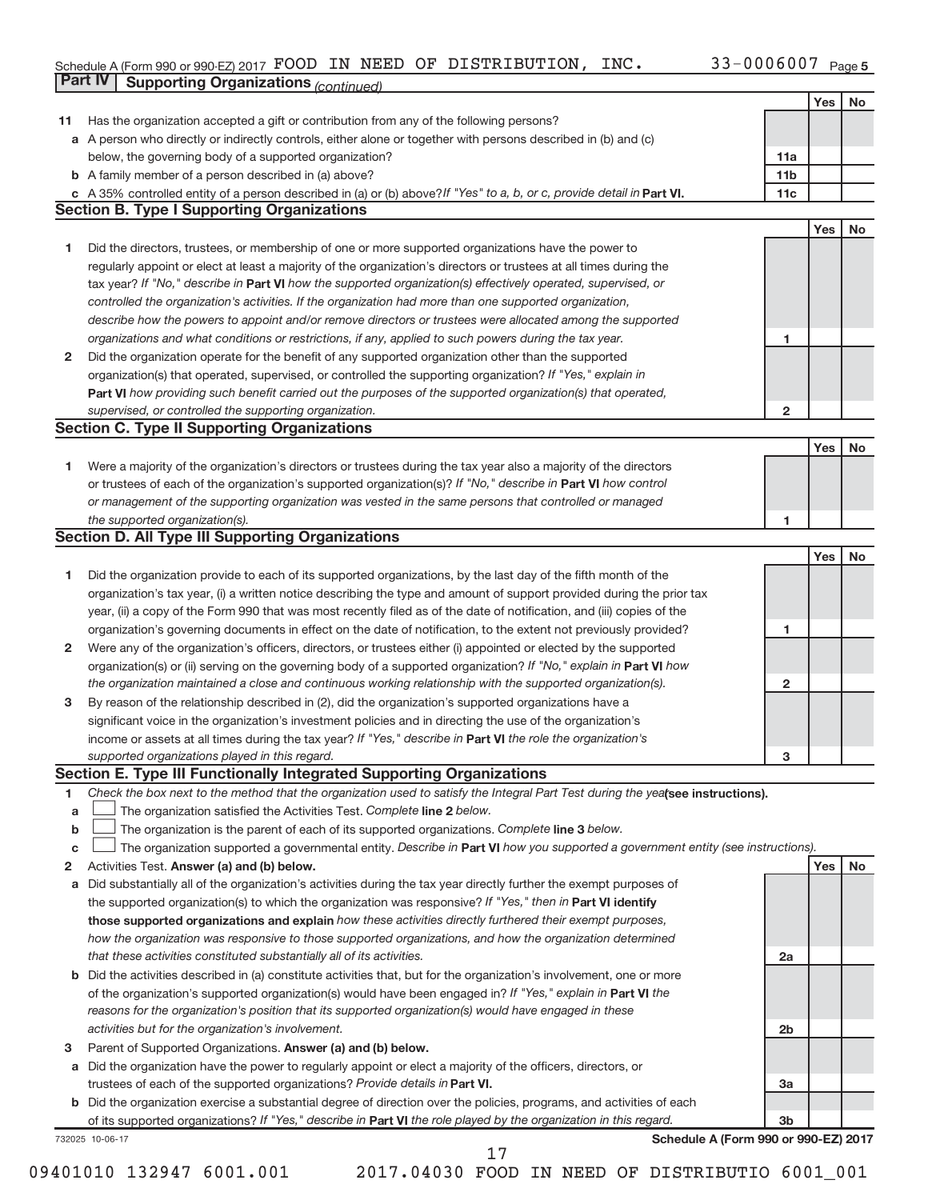Schedule A (Form 990 or 990-EZ) 2017 FOOD IN NEED OF DISTRIBUTION, INC. 33-0006007 Page 5

**Part IV Supporting Organizations** *(continued)*

| | | | Yes | No |
|---|---|---|---|---|
| 11 | Has the organization accepted a gift or contribution from any of the following persons? | | | |
| a | A person who directly or indirectly controls, either alone or together with persons described in (b) and (c) below, the governing body of a supported organization? | 11a | | |
| b | A family member of a person described in (a) above? | 11b | | |
| c | A 35% controlled entity of a person described in (a) or (b) above? *If "Yes" to a, b, or c, provide detail in* **Part VI.** | 11c | | |

## Section B. Type I Supporting Organizations

| | | | Yes | No |
|---|---|---|---|---|
| 1 | Did the directors, trustees, or membership of one or more supported organizations have the power to regularly appoint or elect at least a majority of the organization's directors or trustees at all times during the tax year? *If "No," describe in* **Part VI** *how the supported organization(s) effectively operated, supervised, or controlled the organization's activities. If the organization had more than one supported organization, describe how the powers to appoint and/or remove directors or trustees were allocated among the supported organizations and what conditions or restrictions, if any, applied to such powers during the tax year.* | 1 | | |
| 2 | Did the organization operate for the benefit of any supported organization other than the supported organization(s) that operated, supervised, or controlled the supporting organization? *If "Yes," explain in* **Part VI** *how providing such benefit carried out the purposes of the supported organization(s) that operated, supervised, or controlled the supporting organization.* | 2 | | |

## Section C. Type II Supporting Organizations

| | | | Yes | No |
|---|---|---|---|---|
| 1 | Were a majority of the organization's directors or trustees during the tax year also a majority of the directors or trustees of each of the organization's supported organization(s)? *If "No," describe in* **Part VI** *how control or management of the supporting organization was vested in the same persons that controlled or managed the supported organization(s).* | 1 | | |

## Section D. All Type III Supporting Organizations

| | | | Yes | No |
|---|---|---|---|---|
| 1 | Did the organization provide to each of its supported organizations, by the last day of the fifth month of the organization's tax year, (i) a written notice describing the type and amount of support provided during the prior tax year, (ii) a copy of the Form 990 that was most recently filed as of the date of notification, and (iii) copies of the organization's governing documents in effect on the date of notification, to the extent not previously provided? | 1 | | |
| 2 | Were any of the organization's officers, directors, or trustees either (i) appointed or elected by the supported organization(s) or (ii) serving on the governing body of a supported organization? *If "No," explain in* **Part VI** *how the organization maintained a close and continuous working relationship with the supported organization(s).* | 2 | | |
| 3 | By reason of the relationship described in (2), did the organization's supported organizations have a significant voice in the organization's investment policies and in directing the use of the organization's income or assets at all times during the tax year? *If "Yes," describe in* **Part VI** *the role the organization's supported organizations played in this regard.* | 3 | | |

## Section E. Type III Functionally Integrated Supporting Organizations

1 *Check the box next to the method that the organization used to satisfy the Integral Part Test during the year* **(see instructions).**

a ☐ The organization satisfied the Activities Test. *Complete* **line 2** *below.*

b ☐ The organization is the parent of each of its supported organizations. *Complete* **line 3** *below.*

c ☐ The organization supported a governmental entity. *Describe in* **Part VI** *how you supported a government entity (see instructions).*

| | | | Yes | No |
|---|---|---|---|---|
| 2 | Activities Test. **Answer (a) and (b) below.** | | | |
| a | Did substantially all of the organization's activities during the tax year directly further the exempt purposes of the supported organization(s) to which the organization was responsive? *If "Yes," then in* **Part VI identify those supported organizations and explain** *how these activities directly furthered their exempt purposes, how the organization was responsive to those supported organizations, and how the organization determined that these activities constituted substantially all of its activities.* | 2a | | |
| b | Did the activities described in (a) constitute activities that, but for the organization's involvement, one or more of the organization's supported organization(s) would have been engaged in? *If "Yes," explain in* **Part VI** *the reasons for the organization's position that its supported organization(s) would have engaged in these activities but for the organization's involvement.* | 2b | | |
| 3 | Parent of Supported Organizations. **Answer (a) and (b) below.** | | | |
| a | Did the organization have the power to regularly appoint or elect a majority of the officers, directors, or trustees of each of the supported organizations? *Provide details in* **Part VI.** | 3a | | |
| b | Did the organization exercise a substantial degree of direction over the policies, programs, and activities of each of its supported organizations? *If "Yes," describe in* **Part VI** *the role played by the organization in this regard.* | 3b | | |

732025 10-06-17 **Schedule A (Form 990 or 990-EZ) 2017**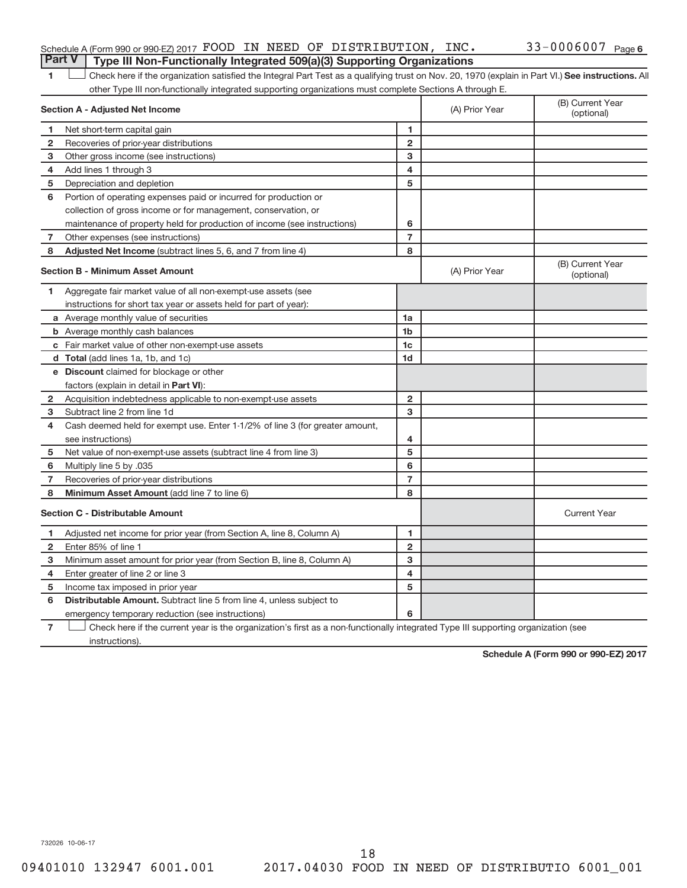Schedule A (Form 990 or 990-EZ) 2017 FOOD IN NEED OF DISTRIBUTION, INC. 33-0006007 Page 6

**Part V** **Type III Non-Functionally Integrated 509(a)(3) Supporting Organizations**

1 ☐ Check here if the organization satisfied the Integral Part Test as a qualifying trust on Nov. 20, 1970 (explain in Part VI.) **See instructions.** All other Type III non-functionally integrated supporting organizations must complete Sections A through E.

| **Section A - Adjusted Net Income** | | | (A) Prior Year | (B) Current Year (optional) |
|---|---|---|---|---|
| 1 | Net short-term capital gain | 1 | | |
| 2 | Recoveries of prior-year distributions | 2 | | |
| 3 | Other gross income (see instructions) | 3 | | |
| 4 | Add lines 1 through 3 | 4 | | |
| 5 | Depreciation and depletion | 5 | | |
| 6 | Portion of operating expenses paid or incurred for production or collection of gross income or for management, conservation, or maintenance of property held for production of income (see instructions) | 6 | | |
| 7 | Other expenses (see instructions) | 7 | | |
| 8 | **Adjusted Net Income** (subtract lines 5, 6, and 7 from line 4) | 8 | | |

| **Section B - Minimum Asset Amount** | | | (A) Prior Year | (B) Current Year (optional) |
|---|---|---|---|---|
| 1 | Aggregate fair market value of all non-exempt-use assets (see instructions for short tax year or assets held for part of year): | | | |
| a | Average monthly value of securities | 1a | | |
| b | Average monthly cash balances | 1b | | |
| c | Fair market value of other non-exempt-use assets | 1c | | |
| d | **Total** (add lines 1a, 1b, and 1c) | 1d | | |
| e | **Discount** claimed for blockage or other factors (explain in detail in **Part VI**): | | | |
| 2 | Acquisition indebtedness applicable to non-exempt-use assets | 2 | | |
| 3 | Subtract line 2 from line 1d | 3 | | |
| 4 | Cash deemed held for exempt use. Enter 1-1/2% of line 3 (for greater amount, see instructions) | 4 | | |
| 5 | Net value of non-exempt-use assets (subtract line 4 from line 3) | 5 | | |
| 6 | Multiply line 5 by .035 | 6 | | |
| 7 | Recoveries of prior-year distributions | 7 | | |
| 8 | **Minimum Asset Amount** (add line 7 to line 6) | 8 | | |

| **Section C - Distributable Amount** | | | | Current Year |
|---|---|---|---|---|
| 1 | Adjusted net income for prior year (from Section A, line 8, Column A) | 1 | | |
| 2 | Enter 85% of line 1 | 2 | | |
| 3 | Minimum asset amount for prior year (from Section B, line 8, Column A) | 3 | | |
| 4 | Enter greater of line 2 or line 3 | 4 | | |
| 5 | Income tax imposed in prior year | 5 | | |
| 6 | **Distributable Amount.** Subtract line 5 from line 4, unless subject to emergency temporary reduction (see instructions) | 6 | | |

7 ☐ Check here if the current year is the organization's first as a non-functionally integrated Type III supporting organization (see instructions).

**Schedule A (Form 990 or 990-EZ) 2017**

732026 10-06-17

09401010 132947 6001.001 2017.04030 FOOD IN NEED OF DISTRIBUTIO 6001_001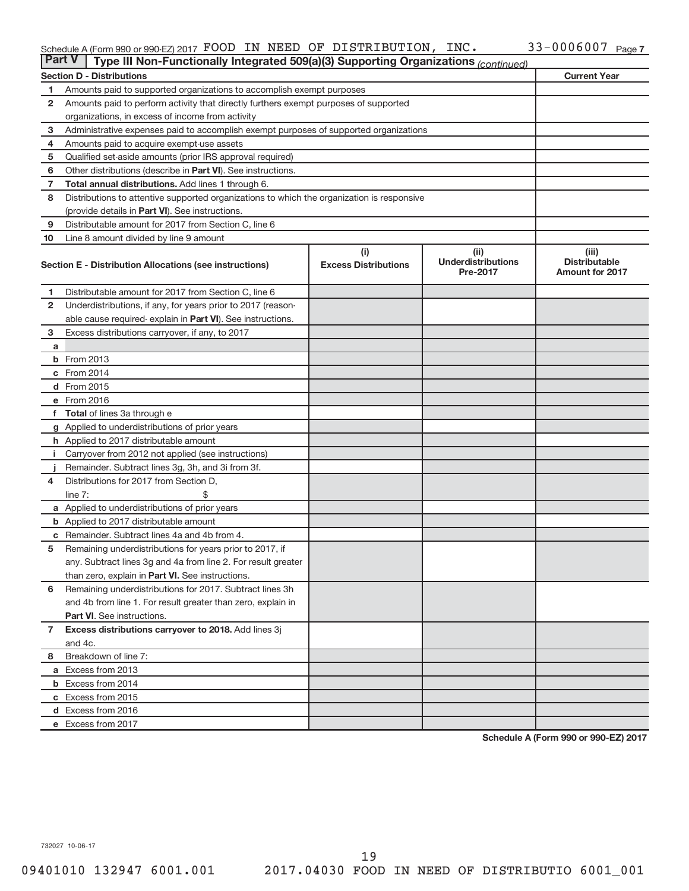Schedule A (Form 990 or 990-EZ) 2017 FOOD IN NEED OF DISTRIBUTION, INC. 33-0006007 Page 7

**Part V | Type III Non-Functionally Integrated 509(a)(3) Supporting Organizations** *(continued)*

| Section D - Distributions | | Current Year |
|---|---|---|
| 1 | Amounts paid to supported organizations to accomplish exempt purposes | |
| 2 | Amounts paid to perform activity that directly furthers exempt purposes of supported organizations, in excess of income from activity | |
| 3 | Administrative expenses paid to accomplish exempt purposes of supported organizations | |
| 4 | Amounts paid to acquire exempt-use assets | |
| 5 | Qualified set-aside amounts (prior IRS approval required) | |
| 6 | Other distributions (describe in **Part VI**). See instructions. | |
| 7 | **Total annual distributions.** Add lines 1 through 6. | |
| 8 | Distributions to attentive supported organizations to which the organization is responsive (provide details in **Part VI**). See instructions. | |
| 9 | Distributable amount for 2017 from Section C, line 6 | |
| 10 | Line 8 amount divided by line 9 amount | |

| Section E - Distribution Allocations (see instructions) | | (i) Excess Distributions | (ii) Underdistributions Pre-2017 | (iii) Distributable Amount for 2017 |
|---|---|---|---|---|
| 1 | Distributable amount for 2017 from Section C, line 6 | | | |
| 2 | Underdistributions, if any, for years prior to 2017 (reasonable cause required- explain in **Part VI**). See instructions. | | | |
| 3 | Excess distributions carryover, if any, to 2017 | | | |
| a | | | | |
| b | From 2013 | | | |
| c | From 2014 | | | |
| d | From 2015 | | | |
| e | From 2016 | | | |
| f | **Total** of lines 3a through e | | | |
| g | Applied to underdistributions of prior years | | | |
| h | Applied to 2017 distributable amount | | | |
| i | Carryover from 2012 not applied (see instructions) | | | |
| j | Remainder. Subtract lines 3g, 3h, and 3i from 3f. | | | |
| 4 | Distributions for 2017 from Section D, line 7: $ | | | |
| a | Applied to underdistributions of prior years | | | |
| b | Applied to 2017 distributable amount | | | |
| c | Remainder. Subtract lines 4a and 4b from 4. | | | |
| 5 | Remaining underdistributions for years prior to 2017, if any. Subtract lines 3g and 4a from line 2. For result greater than zero, explain in **Part VI.** See instructions. | | | |
| 6 | Remaining underdistributions for 2017. Subtract lines 3h and 4b from line 1. For result greater than zero, explain in **Part VI**. See instructions. | | | |
| 7 | **Excess distributions carryover to 2018.** Add lines 3j and 4c. | | | |
| 8 | Breakdown of line 7: | | | |
| a | Excess from 2013 | | | |
| b | Excess from 2014 | | | |
| c | Excess from 2015 | | | |
| d | Excess from 2016 | | | |
| e | Excess from 2017 | | | |

**Schedule A (Form 990 or 990-EZ) 2017**

732027 10-06-17

09401010 132947 6001.001 2017.04030 FOOD IN NEED OF DISTRIBUTIO 6001_001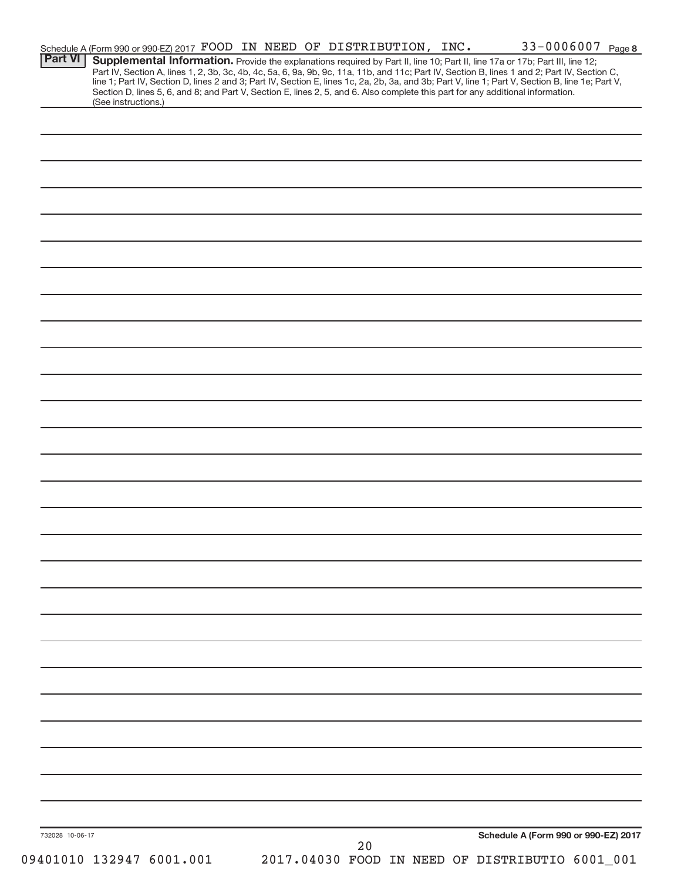Schedule A (Form 990 or 990-EZ) 2017 FOOD IN NEED OF DISTRIBUTION, INC. 33-0006007 Page 8

**Part VI** **Supplemental Information.** Provide the explanations required by Part II, line 10; Part II, line 17a or 17b; Part III, line 12; Part IV, Section A, lines 1, 2, 3b, 3c, 4b, 4c, 5a, 6, 9a, 9b, 9c, 11a, 11b, and 11c; Part IV, Section B, lines 1 and 2; Part IV, Section C, line 1; Part IV, Section D, lines 2 and 3; Part IV, Section E, lines 1c, 2a, 2b, 3a, and 3b; Part V, line 1; Part V, Section B, line 1e; Part V, Section D, lines 5, 6, and 8; and Part V, Section E, lines 2, 5, and 6. Also complete this part for any additional information. (See instructions.)

732028 10-06-17

**Schedule A (Form 990 or 990-EZ) 2017**

09401010 132947 6001.001 2017.04030 FOOD IN NEED OF DISTRIBUTIO 6001_001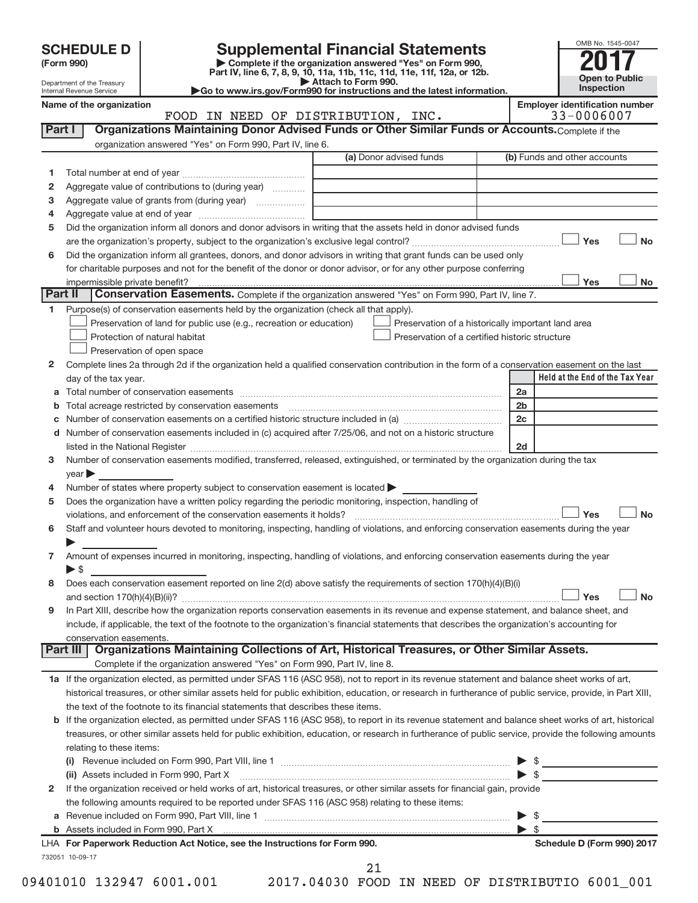# SCHEDULE D (Form 990)

Department of the Treasury
Internal Revenue Service

## Supplemental Financial Statements

▶ Complete if the organization answered "Yes" on Form 990, Part IV, line 6, 7, 8, 9, 10, 11a, 11b, 11c, 11d, 11e, 11f, 12a, or 12b.
▶ Attach to Form 990.
▶Go to www.irs.gov/Form990 for instructions and the latest information.

OMB No. 1545-0047

**2017**

**Open to Public Inspection**

Name of the organization: FOOD IN NEED OF DISTRIBUTION, INC.

Employer identification number: 33-0006007

### Part I — Organizations Maintaining Donor Advised Funds or Other Similar Funds or Accounts. Complete if the organization answered "Yes" on Form 990, Part IV, line 6.

| | | (a) Donor advised funds | (b) Funds and other accounts |
|---|---|---|---|
| 1 | Total number at end of year | | |
| 2 | Aggregate value of contributions to (during year) | | |
| 3 | Aggregate value of grants from (during year) | | |
| 4 | Aggregate value at end of year | | |

5 Did the organization inform all donors and donor advisors in writing that the assets held in donor advised funds are the organization's property, subject to the organization's exclusive legal control? ☐ Yes ☐ No

6 Did the organization inform all grantees, donors, and donor advisors in writing that grant funds can be used only for charitable purposes and not for the benefit of the donor or donor advisor, or for any other purpose conferring impermissible private benefit? ☐ Yes ☐ No

### Part II — Conservation Easements. Complete if the organization answered "Yes" on Form 990, Part IV, line 7.

1 Purpose(s) of conservation easements held by the organization (check all that apply).

- ☐ Preservation of land for public use (e.g., recreation or education)
- ☐ Protection of natural habitat
- ☐ Preservation of open space
- ☐ Preservation of a historically important land area
- ☐ Preservation of a certified historic structure

2 Complete lines 2a through 2d if the organization held a qualified conservation contribution in the form of a conservation easement on the last day of the tax year.

| | | | Held at the End of the Tax Year |
|---|---|---|---|
| a | Total number of conservation easements | 2a | |
| b | Total acreage restricted by conservation easements | 2b | |
| c | Number of conservation easements on a certified historic structure included in (a) | 2c | |
| d | Number of conservation easements included in (c) acquired after 7/25/06, and not on a historic structure listed in the National Register | 2d | |

3 Number of conservation easements modified, transferred, released, extinguished, or terminated by the organization during the tax year ▶

4 Number of states where property subject to conservation easement is located ▶

5 Does the organization have a written policy regarding the periodic monitoring, inspection, handling of violations, and enforcement of the conservation easements it holds? ☐ Yes ☐ No

6 Staff and volunteer hours devoted to monitoring, inspecting, handling of violations, and enforcing conservation easements during the year ▶

7 Amount of expenses incurred in monitoring, inspecting, handling of violations, and enforcing conservation easements during the year ▶ $

8 Does each conservation easement reported on line 2(d) above satisfy the requirements of section 170(h)(4)(B)(i) and section 170(h)(4)(B)(ii)? ☐ Yes ☐ No

9 In Part XIII, describe how the organization reports conservation easements in its revenue and expense statement, and balance sheet, and include, if applicable, the text of the footnote to the organization's financial statements that describes the organization's accounting for conservation easements.

### Part III — Organizations Maintaining Collections of Art, Historical Treasures, or Other Similar Assets. Complete if the organization answered "Yes" on Form 990, Part IV, line 8.

1a If the organization elected, as permitted under SFAS 116 (ASC 958), not to report in its revenue statement and balance sheet works of art, historical treasures, or other similar assets held for public exhibition, education, or research in furtherance of public service, provide, in Part XIII, the text of the footnote to its financial statements that describes these items.

b If the organization elected, as permitted under SFAS 116 (ASC 958), to report in its revenue statement and balance sheet works of art, historical treasures, or other similar assets held for public exhibition, education, or research in furtherance of public service, provide the following amounts relating to these items:

(i) Revenue included on Form 990, Part VIII, line 1 ▶ $

(ii) Assets included in Form 990, Part X ▶ $

2 If the organization received or held works of art, historical treasures, or other similar assets for financial gain, provide the following amounts required to be reported under SFAS 116 (ASC 958) relating to these items:

a Revenue included on Form 990, Part VIII, line 1 ▶ $

b Assets included in Form 990, Part X ▶ $

LHA For Paperwork Reduction Act Notice, see the Instructions for Form 990. Schedule D (Form 990) 2017

732051 10-09-17

09401010 132947 6001.001 2017.04030 FOOD IN NEED OF DISTRIBUTIO 6001_001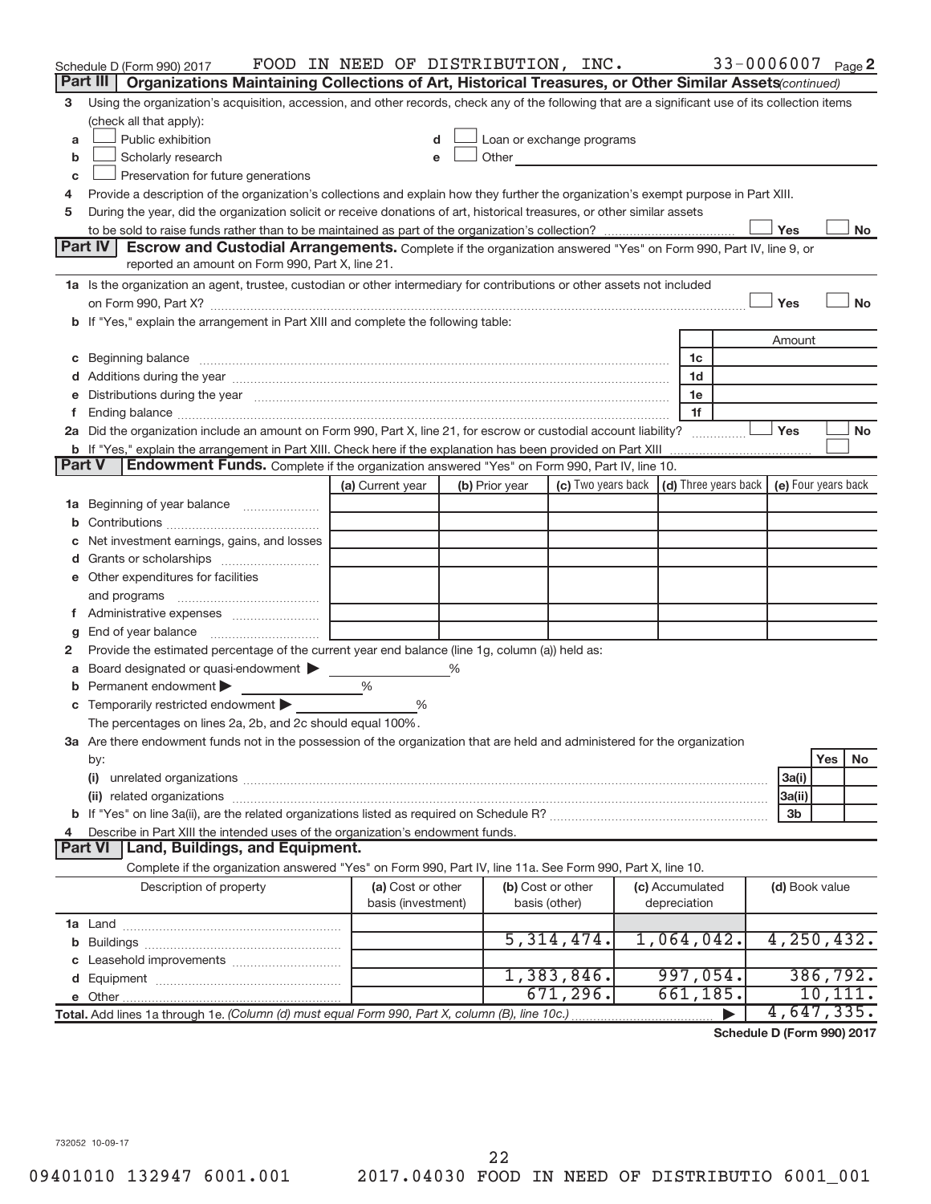Schedule D (Form 990) 2017 FOOD IN NEED OF DISTRIBUTION, INC. 33-0006007 Page 2

## Part III Organizations Maintaining Collections of Art, Historical Treasures, or Other Similar Assets *(continued)*

**3** Using the organization's acquisition, accession, and other records, check any of the following that are a significant use of its collection items (check all that apply):

- **a** ☐ Public exhibition
- **b** ☐ Scholarly research
- **c** ☐ Preservation for future generations
- **d** ☐ Loan or exchange programs
- **e** ☐ Other

**4** Provide a description of the organization's collections and explain how they further the organization's exempt purpose in Part XIII.

**5** During the year, did the organization solicit or receive donations of art, historical treasures, or other similar assets to be sold to raise funds rather than to be maintained as part of the organization's collection? ☐ Yes ☐ No

## Part IV Escrow and Custodial Arrangements.

Complete if the organization answered "Yes" on Form 990, Part IV, line 9, or reported an amount on Form 990, Part X, line 21.

**1a** Is the organization an agent, trustee, custodian or other intermediary for contributions or other assets not included on Form 990, Part X? ☐ Yes ☐ No

**b** If "Yes," explain the arrangement in Part XIII and complete the following table:

| | | Amount |
|---|---|---|
| **c** Beginning balance | 1c | |
| **d** Additions during the year | 1d | |
| **e** Distributions during the year | 1e | |
| **f** Ending balance | 1f | |

**2a** Did the organization include an amount on Form 990, Part X, line 21, for escrow or custodial account liability? ☐ Yes ☐ No

**b** If "Yes," explain the arrangement in Part XIII. Check here if the explanation has been provided on Part XIII ☐

## Part V Endowment Funds.

Complete if the organization answered "Yes" on Form 990, Part IV, line 10.

| | (a) Current year | (b) Prior year | (c) Two years back | (d) Three years back | (e) Four years back |
|---|---|---|---|---|---|
| **1a** Beginning of year balance | | | | | |
| **b** Contributions | | | | | |
| **c** Net investment earnings, gains, and losses | | | | | |
| **d** Grants or scholarships | | | | | |
| **e** Other expenditures for facilities and programs | | | | | |
| **f** Administrative expenses | | | | | |
| **g** End of year balance | | | | | |

**2** Provide the estimated percentage of the current year end balance (line 1g, column (a)) held as:

- **a** Board designated or quasi-endowment ▶ %
- **b** Permanent endowment ▶ %
- **c** Temporarily restricted endowment ▶ %

The percentages on lines 2a, 2b, and 2c should equal 100%.

**3a** Are there endowment funds not in the possession of the organization that are held and administered for the organization by:

| | | Yes | No |
|---|---|---|---|
| **(i)** unrelated organizations | 3a(i) | | |
| **(ii)** related organizations | 3a(ii) | | |
| **b** If "Yes" on line 3a(ii), are the related organizations listed as required on Schedule R? | 3b | | |

**4** Describe in Part XIII the intended uses of the organization's endowment funds.

## Part VI Land, Buildings, and Equipment.

Complete if the organization answered "Yes" on Form 990, Part IV, line 11a. See Form 990, Part X, line 10.

| Description of property | (a) Cost or other basis (investment) | (b) Cost or other basis (other) | (c) Accumulated depreciation | (d) Book value |
|---|---|---|---|---|
| **1a** Land | | | | |
| **b** Buildings | | 5,314,474. | 1,064,042. | 4,250,432. |
| **c** Leasehold improvements | | | | |
| **d** Equipment | | 1,383,846. | 997,054. | 386,792. |
| **e** Other | | 671,296. | 661,185. | 10,111. |
| **Total.** Add lines 1a through 1e. *(Column (d) must equal Form 990, Part X, column (B), line 10c.)* | | | ▶ | 4,647,335. |

Schedule D (Form 990) 2017

732052 10-09-17

09401010 132947 6001.001 2017.04030 FOOD IN NEED OF DISTRIBUTIO 6001_001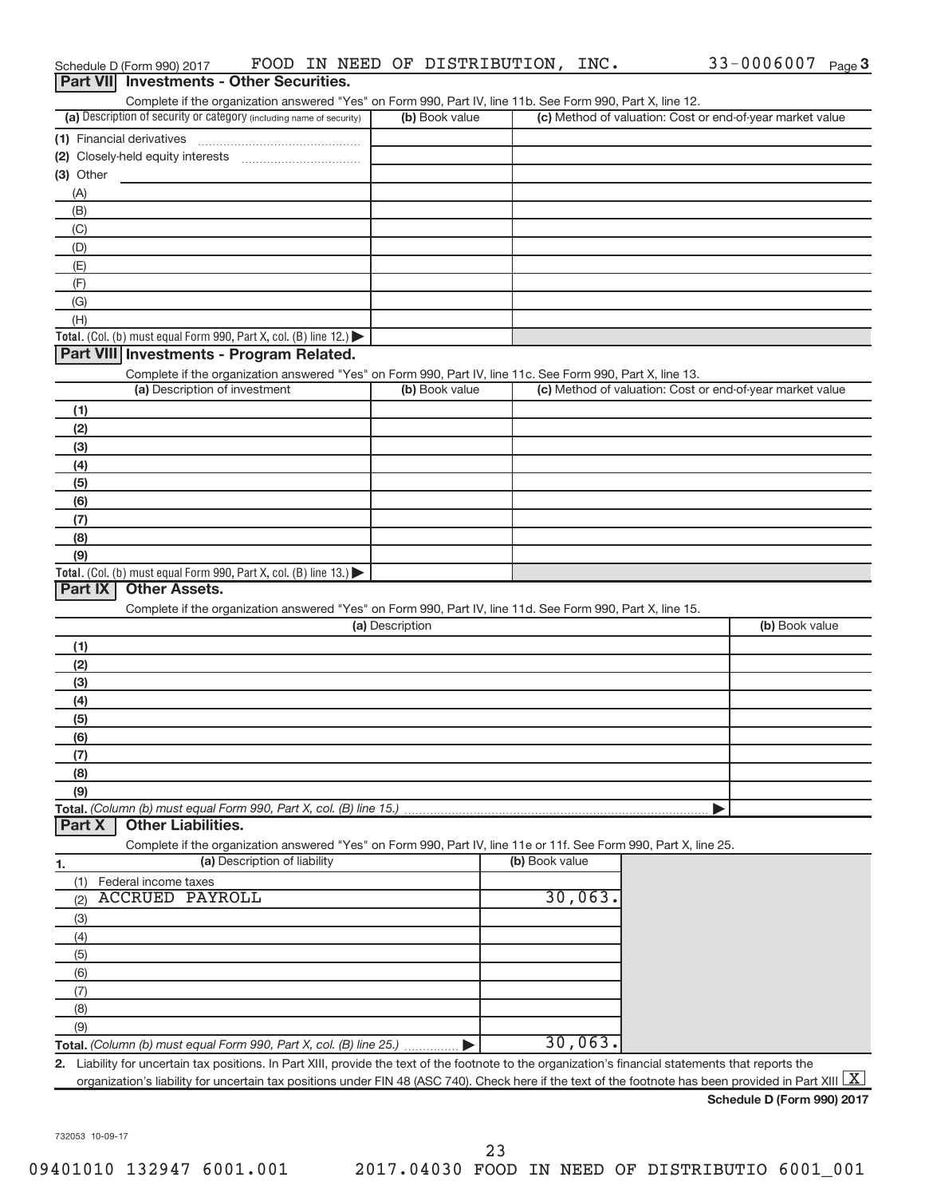Schedule D (Form 990) 2017 FOOD IN NEED OF DISTRIBUTION, INC. 33-0006007 Page 3

## Part VII Investments - Other Securities.

Complete if the organization answered "Yes" on Form 990, Part IV, line 11b. See Form 990, Part X, line 12.

| (a) Description of security or category (including name of security) | (b) Book value | (c) Method of valuation: Cost or end-of-year market value |
|---|---|---|
| (1) Financial derivatives | | |
| (2) Closely-held equity interests | | |
| (3) Other | | |
| (A) | | |
| (B) | | |
| (C) | | |
| (D) | | |
| (E) | | |
| (F) | | |
| (G) | | |
| (H) | | |
| **Total.** (Col. (b) must equal Form 990, Part X, col. (B) line 12.) ▶ | | |

## Part VIII Investments - Program Related.

Complete if the organization answered "Yes" on Form 990, Part IV, line 11c. See Form 990, Part X, line 13.

| (a) Description of investment | (b) Book value | (c) Method of valuation: Cost or end-of-year market value |
|---|---|---|
| (1) | | |
| (2) | | |
| (3) | | |
| (4) | | |
| (5) | | |
| (6) | | |
| (7) | | |
| (8) | | |
| (9) | | |
| **Total.** (Col. (b) must equal Form 990, Part X, col. (B) line 13.) ▶ | | |

## Part IX Other Assets.

Complete if the organization answered "Yes" on Form 990, Part IV, line 11d. See Form 990, Part X, line 15.

| (a) Description | (b) Book value |
|---|---|
| (1) | |
| (2) | |
| (3) | |
| (4) | |
| (5) | |
| (6) | |
| (7) | |
| (8) | |
| (9) | |
| **Total.** *(Column (b) must equal Form 990, Part X, col. (B) line 15.)* ▶ | |

## Part X Other Liabilities.

Complete if the organization answered "Yes" on Form 990, Part IV, line 11e or 11f. See Form 990, Part X, line 25.

| 1. (a) Description of liability | (b) Book value |
|---|---|
| (1) Federal income taxes | |
| (2) ACCRUED PAYROLL | 30,063. |
| (3) | |
| (4) | |
| (5) | |
| (6) | |
| (7) | |
| (8) | |
| (9) | |
| **Total.** *(Column (b) must equal Form 990, Part X, col. (B) line 25.)* ▶ | 30,063. |

2. Liability for uncertain tax positions. In Part XIII, provide the text of the footnote to the organization's financial statements that reports the organization's liability for uncertain tax positions under FIN 48 (ASC 740). Check here if the text of the footnote has been provided in Part XIII [X]

**Schedule D (Form 990) 2017**

732053 10-09-17

09401010 132947 6001.001 2017.04030 FOOD IN NEED OF DISTRIBUTIO 6001_001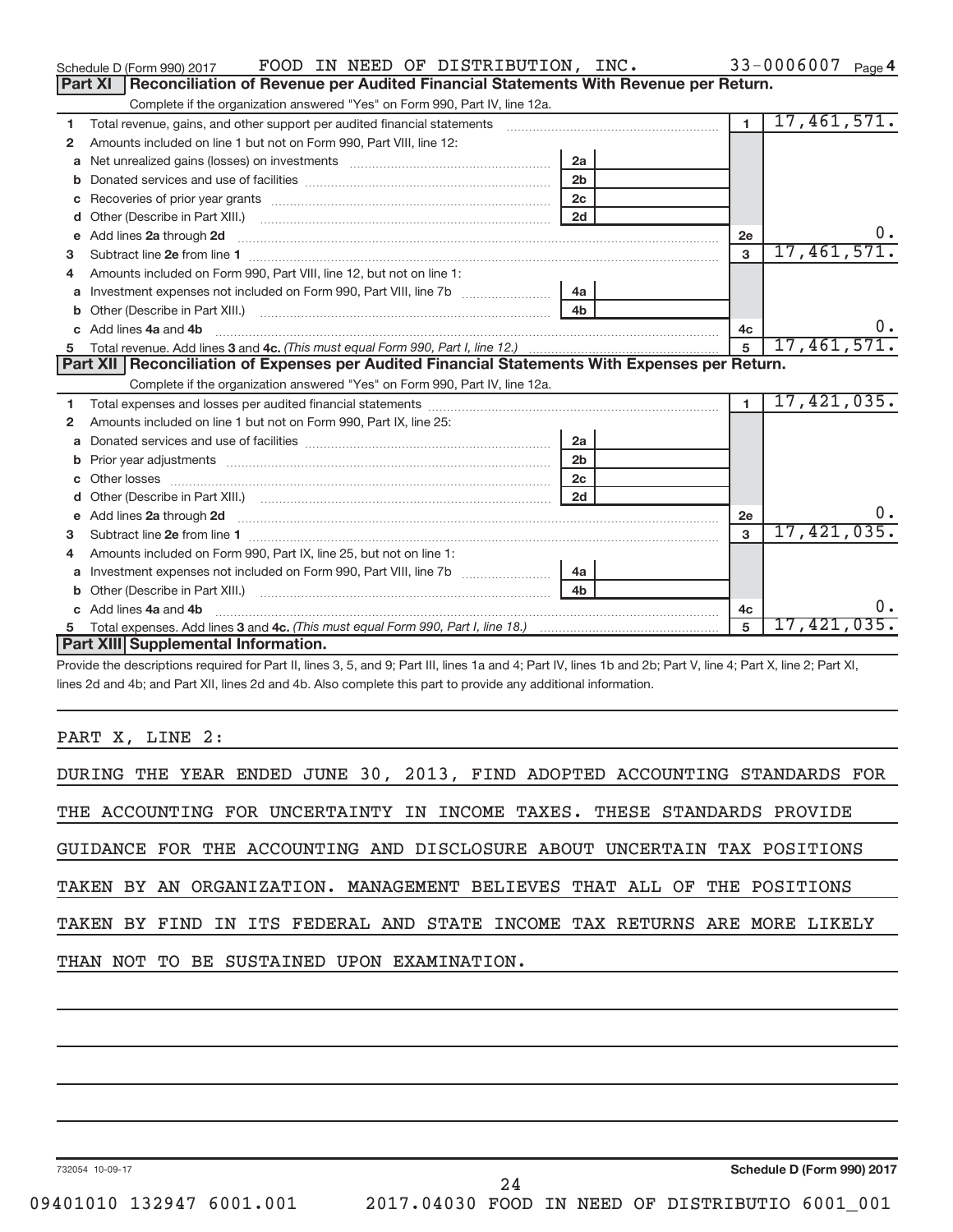Schedule D (Form 990) 2017 FOOD IN NEED OF DISTRIBUTION, INC. 33-0006007 Page 4

**Part XI Reconciliation of Revenue per Audited Financial Statements With Revenue per Return.**

Complete if the organization answered "Yes" on Form 990, Part IV, line 12a.

| | | | | | |
|---|---|---|---|---|---|
| 1 | Total revenue, gains, and other support per audited financial statements | | | 1 | 17,461,571. |
| 2 | Amounts included on line 1 but not on Form 990, Part VIII, line 12: | | | | |
| a | Net unrealized gains (losses) on investments | 2a | | | |
| b | Donated services and use of facilities | 2b | | | |
| c | Recoveries of prior year grants | 2c | | | |
| d | Other (Describe in Part XIII.) | 2d | | | |
| e | Add lines 2a through 2d | | | 2e | 0. |
| 3 | Subtract line 2e from line 1 | | | 3 | 17,461,571. |
| 4 | Amounts included on Form 990, Part VIII, line 12, but not on line 1: | | | | |
| a | Investment expenses not included on Form 990, Part VIII, line 7b | 4a | | | |
| b | Other (Describe in Part XIII.) | 4b | | | |
| c | Add lines 4a and 4b | | | 4c | 0. |
| 5 | Total revenue. Add lines 3 and 4c. *(This must equal Form 990, Part I, line 12.)* | | | 5 | 17,461,571. |

**Part XII Reconciliation of Expenses per Audited Financial Statements With Expenses per Return.**

Complete if the organization answered "Yes" on Form 990, Part IV, line 12a.

| | | | | | |
|---|---|---|---|---|---|
| 1 | Total expenses and losses per audited financial statements | | | 1 | 17,421,035. |
| 2 | Amounts included on line 1 but not on Form 990, Part IX, line 25: | | | | |
| a | Donated services and use of facilities | 2a | | | |
| b | Prior year adjustments | 2b | | | |
| c | Other losses | 2c | | | |
| d | Other (Describe in Part XIII.) | 2d | | | |
| e | Add lines 2a through 2d | | | 2e | 0. |
| 3 | Subtract line 2e from line 1 | | | 3 | 17,421,035. |
| 4 | Amounts included on Form 990, Part IX, line 25, but not on line 1: | | | | |
| a | Investment expenses not included on Form 990, Part VIII, line 7b | 4a | | | |
| b | Other (Describe in Part XIII.) | 4b | | | |
| c | Add lines 4a and 4b | | | 4c | 0. |
| 5 | Total expenses. Add lines 3 and 4c. *(This must equal Form 990, Part I, line 18.)* | | | 5 | 17,421,035. |

**Part XIII Supplemental Information.**

Provide the descriptions required for Part II, lines 3, 5, and 9; Part III, lines 1a and 4; Part IV, lines 1b and 2b; Part V, line 4; Part X, line 2; Part XI, lines 2d and 4b; and Part XII, lines 2d and 4b. Also complete this part to provide any additional information.

PART X, LINE 2:

DURING THE YEAR ENDED JUNE 30, 2013, FIND ADOPTED ACCOUNTING STANDARDS FOR THE ACCOUNTING FOR UNCERTAINTY IN INCOME TAXES. THESE STANDARDS PROVIDE GUIDANCE FOR THE ACCOUNTING AND DISCLOSURE ABOUT UNCERTAIN TAX POSITIONS TAKEN BY AN ORGANIZATION. MANAGEMENT BELIEVES THAT ALL OF THE POSITIONS TAKEN BY FIND IN ITS FEDERAL AND STATE INCOME TAX RETURNS ARE MORE LIKELY THAN NOT TO BE SUSTAINED UPON EXAMINATION.

732054 10-09-17 Schedule D (Form 990) 2017

09401010 132947 6001.001 2017.04030 FOOD IN NEED OF DISTRIBUTIO 6001_001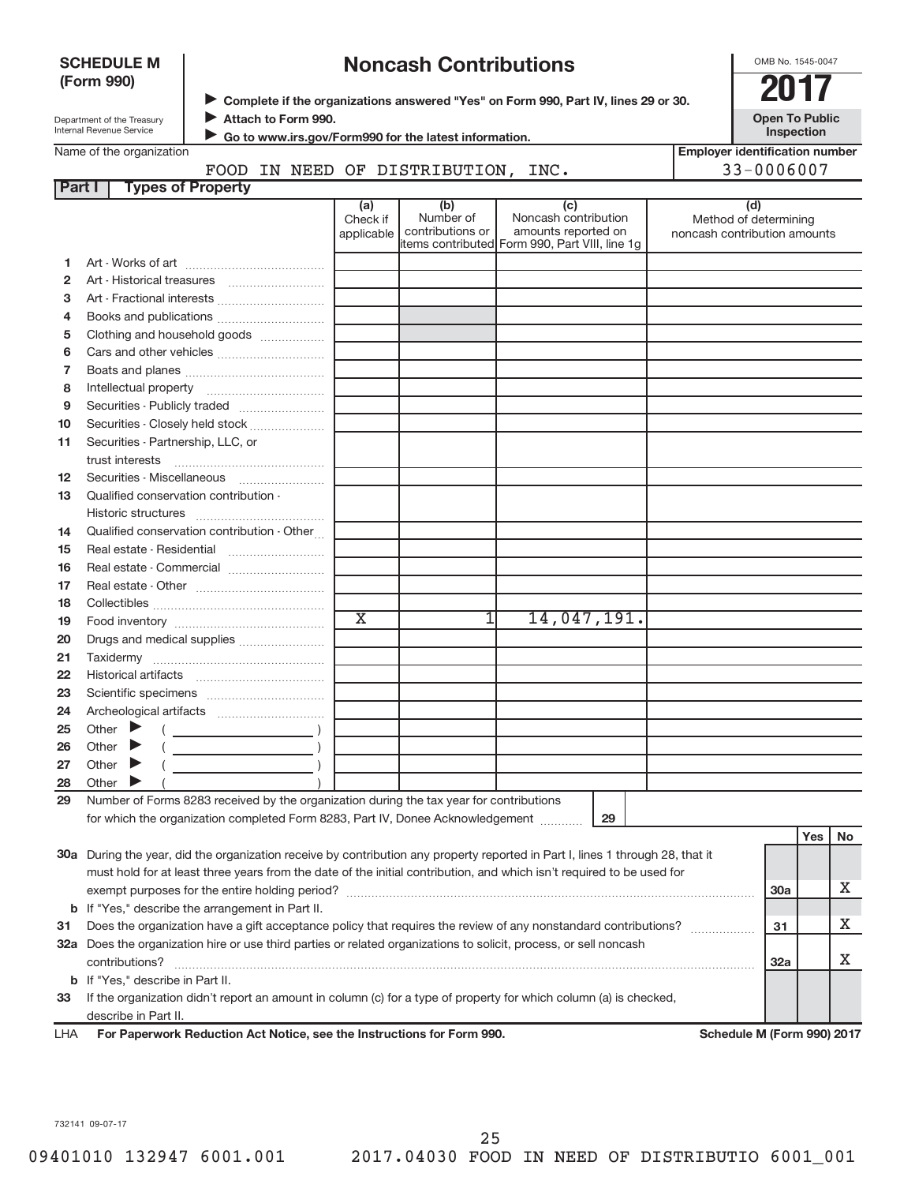**SCHEDULE M (Form 990)**

Department of the Treasury
Internal Revenue Service

# Noncash Contributions

▶ Complete if the organizations answered "Yes" on Form 990, Part IV, lines 29 or 30.
▶ Attach to Form 990.
▶ Go to www.irs.gov/Form990 for the latest information.

OMB No. 1545-0047

**2017**

**Open To Public Inspection**

Name of the organization: FOOD IN NEED OF DISTRIBUTION, INC.

Employer identification number: 33-0006007

## Part I Types of Property

| | | (a) Check if applicable | (b) Number of contributions or items contributed | (c) Noncash contribution amounts reported on Form 990, Part VIII, line 1g | (d) Method of determining noncash contribution amounts |
|---|---|---|---|---|---|
| 1 | Art - Works of art | | | | |
| 2 | Art - Historical treasures | | | | |
| 3 | Art - Fractional interests | | | | |
| 4 | Books and publications | | | | |
| 5 | Clothing and household goods | | | | |
| 6 | Cars and other vehicles | | | | |
| 7 | Boats and planes | | | | |
| 8 | Intellectual property | | | | |
| 9 | Securities - Publicly traded | | | | |
| 10 | Securities - Closely held stock | | | | |
| 11 | Securities - Partnership, LLC, or trust interests | | | | |
| 12 | Securities - Miscellaneous | | | | |
| 13 | Qualified conservation contribution - Historic structures | | | | |
| 14 | Qualified conservation contribution - Other | | | | |
| 15 | Real estate - Residential | | | | |
| 16 | Real estate - Commercial | | | | |
| 17 | Real estate - Other | | | | |
| 18 | Collectibles | | | | |
| 19 | Food inventory | X | 1 | 14,047,191. | |
| 20 | Drugs and medical supplies | | | | |
| 21 | Taxidermy | | | | |
| 22 | Historical artifacts | | | | |
| 23 | Scientific specimens | | | | |
| 24 | Archeological artifacts | | | | |
| 25 | Other ▶ ( ) | | | | |
| 26 | Other ▶ ( ) | | | | |
| 27 | Other ▶ ( ) | | | | |
| 28 | Other ▶ ( ) | | | | |

29 Number of Forms 8283 received by the organization during the tax year for contributions for which the organization completed Form 8283, Part IV, Donee Acknowledgement ..... 29

| | | | Yes | No |
|---|---|---|---|---|
| 30a | During the year, did the organization receive by contribution any property reported in Part I, lines 1 through 28, that it must hold for at least three years from the date of the initial contribution, and which isn't required to be used for exempt purposes for the entire holding period? | 30a | | X |
| b | If "Yes," describe the arrangement in Part II. | | | |
| 31 | Does the organization have a gift acceptance policy that requires the review of any nonstandard contributions? | 31 | | X |
| 32a | Does the organization hire or use third parties or related organizations to solicit, process, or sell noncash contributions? | 32a | | X |
| b | If "Yes," describe in Part II. | | | |
| 33 | If the organization didn't report an amount in column (c) for a type of property for which column (a) is checked, describe in Part II. | | | |

LHA For Paperwork Reduction Act Notice, see the Instructions for Form 990. Schedule M (Form 990) 2017

732141 09-07-17

09401010 132947 6001.001 2017.04030 FOOD IN NEED OF DISTRIBUTIO 6001_001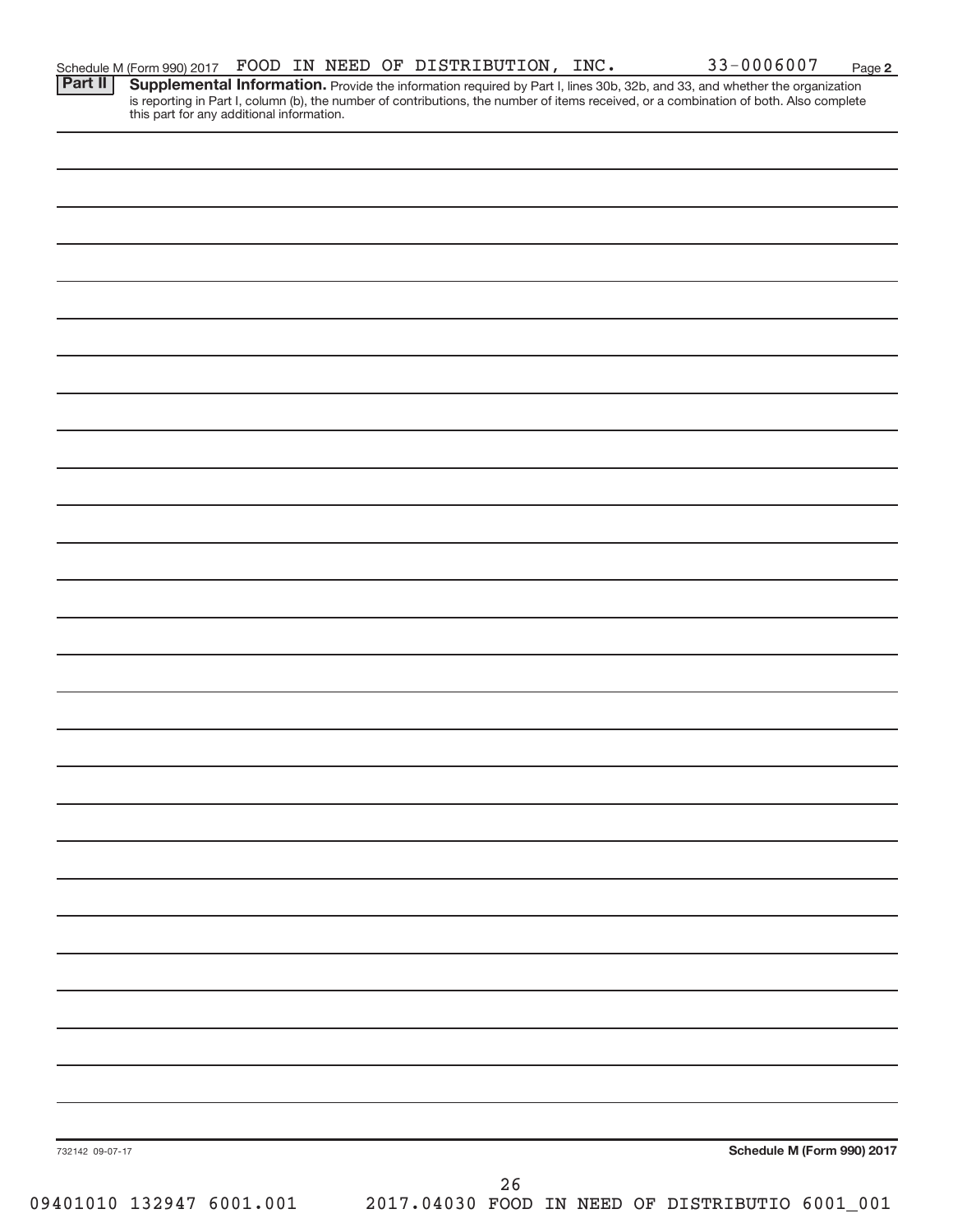Schedule M (Form 990) 2017 FOOD IN NEED OF DISTRIBUTION, INC. 33-0006007 Page 2

**Part II** **Supplemental Information.** Provide the information required by Part I, lines 30b, 32b, and 33, and whether the organization is reporting in Part I, column (b), the number of contributions, the number of items received, or a combination of both. Also complete this part for any additional information.

732142 09-07-17

**Schedule M (Form 990) 2017**

09401010 132947 6001.001 2017.04030 FOOD IN NEED OF DISTRIBUTIO 6001_001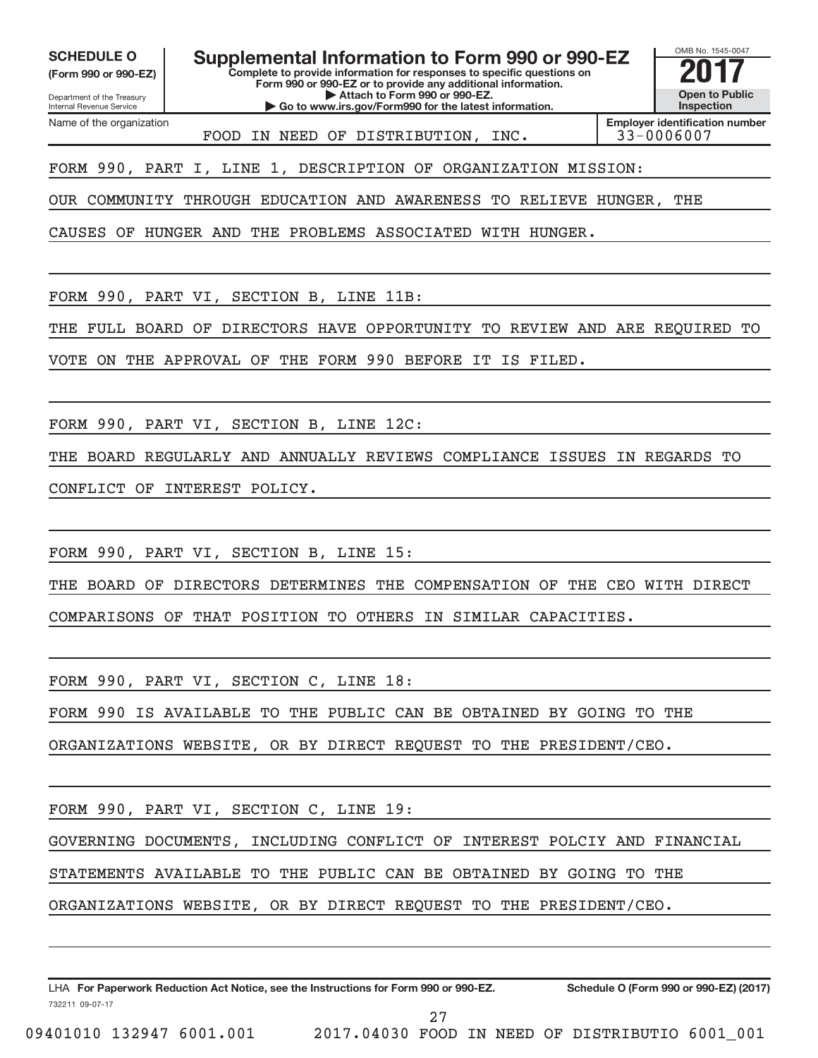**SCHEDULE O** (Form 990 or 990-EZ)

Department of the Treasury
Internal Revenue Service

# Supplemental Information to Form 990 or 990-EZ

**Complete to provide information for responses to specific questions on Form 990 or 990-EZ or to provide any additional information.**
**▶ Attach to Form 990 or 990-EZ.**
**▶ Go to www.irs.gov/Form990 for the latest information.**

OMB No. 1545-0047

**2017**

**Open to Public Inspection**

Name of the organization: FOOD IN NEED OF DISTRIBUTION, INC.

**Employer identification number:** 33-0006007

FORM 990, PART I, LINE 1, DESCRIPTION OF ORGANIZATION MISSION:

OUR COMMUNITY THROUGH EDUCATION AND AWARENESS TO RELIEVE HUNGER, THE CAUSES OF HUNGER AND THE PROBLEMS ASSOCIATED WITH HUNGER.

FORM 990, PART VI, SECTION B, LINE 11B:

THE FULL BOARD OF DIRECTORS HAVE OPPORTUNITY TO REVIEW AND ARE REQUIRED TO VOTE ON THE APPROVAL OF THE FORM 990 BEFORE IT IS FILED.

FORM 990, PART VI, SECTION B, LINE 12C:

THE BOARD REGULARLY AND ANNUALLY REVIEWS COMPLIANCE ISSUES IN REGARDS TO CONFLICT OF INTEREST POLICY.

FORM 990, PART VI, SECTION B, LINE 15:

THE BOARD OF DIRECTORS DETERMINES THE COMPENSATION OF THE CEO WITH DIRECT COMPARISONS OF THAT POSITION TO OTHERS IN SIMILAR CAPACITIES.

FORM 990, PART VI, SECTION C, LINE 18:

FORM 990 IS AVAILABLE TO THE PUBLIC CAN BE OBTAINED BY GOING TO THE ORGANIZATIONS WEBSITE, OR BY DIRECT REQUEST TO THE PRESIDENT/CEO.

FORM 990, PART VI, SECTION C, LINE 19:

GOVERNING DOCUMENTS, INCLUDING CONFLICT OF INTEREST POLCIY AND FINANCIAL STATEMENTS AVAILABLE TO THE PUBLIC CAN BE OBTAINED BY GOING TO THE ORGANIZATIONS WEBSITE, OR BY DIRECT REQUEST TO THE PRESIDENT/CEO.

LHA **For Paperwork Reduction Act Notice, see the Instructions for Form 990 or 990-EZ.** **Schedule O (Form 990 or 990-EZ) (2017)**

732211 09-07-17

09401010 132947 6001.001 2017.04030 FOOD IN NEED OF DISTRIBUTIO 6001_001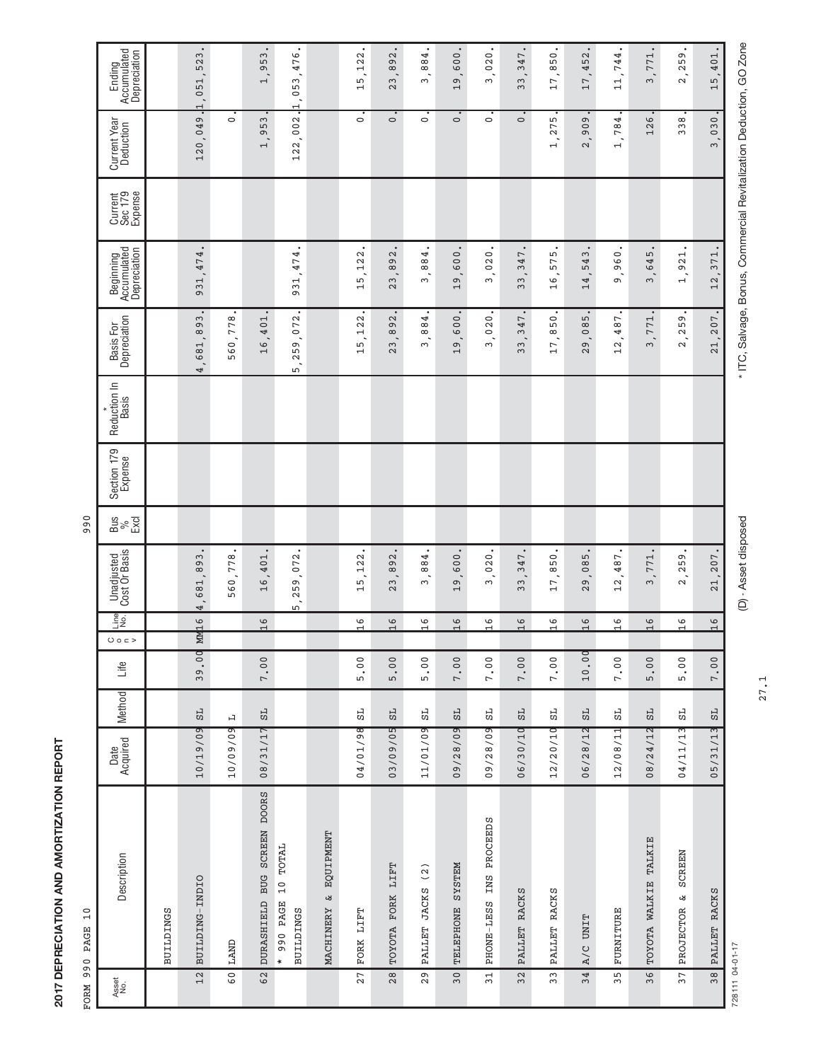# 2017 DEPRECIATION AND AMORTIZATION REPORT

FORM 990 PAGE 10

990

| Asset No. | Description | Date Acquired | Method | Life | C o n v | Line No. | Unadjusted Cost Or Basis | Bus % Excl | Section 179 Expense | * Reduction In Basis | Basis For Depreciation | Beginning Accumulated Depreciation | Current Sec 179 Expense | Current Year Deduction | Ending Accumulated Depreciation |
|---|---|---|---|---|---|---|---|---|---|---|---|---|---|---|---|
| | BUILDINGS | | | | | | | | | | | | | | |
| 12 | BUILDING-INDIO | 10/19/09 | SL | 39.00 | MM | 16 | 4,681,893. | | | | 4,681,893. | 931,474. | | 120,049. | 1,051,523. |
| 60 | LAND | 10/09/09 | L | | | | 560,778. | | | | 560,778. | | | 0. | |
| 62 | DURASHIELD BUG SCREEN DOORS | 08/31/17 | SL | 7.00 | | 16 | 16,401. | | | | 16,401. | | | 1,953. | 1,953. |
| | * 990 PAGE 10 TOTAL BUILDINGS | | | | | | 5,259,072. | | | | 5,259,072. | 931,474. | | 122,002. | 1,053,476. |
| | MACHINERY & EQUIPMENT | | | | | | | | | | | | | | |
| 27 | FORK LIFT | 04/01/98 | SL | 5.00 | | 16 | 15,122. | | | | 15,122. | 15,122. | | 0. | 15,122. |
| 28 | TOYOTA FORK LIFT | 03/09/05 | SL | 5.00 | | 16 | 23,892. | | | | 23,892. | 23,892. | | 0. | 23,892. |
| 29 | PALLET JACKS (2) | 11/01/09 | SL | 5.00 | | 16 | 3,884. | | | | 3,884. | 3,884. | | 0. | 3,884. |
| 30 | TELEPHONE SYSTEM | 09/28/09 | SL | 7.00 | | 16 | 19,600. | | | | 19,600. | 19,600. | | 0. | 19,600. |
| 31 | PHONE-LESS INS PROCEEDS | 09/28/09 | SL | 7.00 | | 16 | 3,020. | | | | 3,020. | 3,020. | | 0. | 3,020. |
| 32 | PALLET RACKS | 06/30/10 | SL | 7.00 | | 16 | 33,347. | | | | 33,347. | 33,347. | | 0. | 33,347. |
| 33 | PALLET RACKS | 12/20/10 | SL | 7.00 | | 16 | 17,850. | | | | 17,850. | 16,575. | | 1,275. | 17,850. |
| 34 | A/C UNIT | 06/28/12 | SL | 10.00 | | 16 | 29,085. | | | | 29,085. | 14,543. | | 2,909. | 17,452. |
| 35 | FURNITURE | 12/08/11 | SL | 7.00 | | 16 | 12,487. | | | | 12,487. | 9,960. | | 1,784. | 11,744. |
| 36 | TOYOTA WALKIE TALKIE | 08/24/12 | SL | 5.00 | | 16 | 3,771. | | | | 3,771. | 3,645. | | 126. | 3,771. |
| 37 | PROJECTOR & SCREEN | 04/11/13 | SL | 5.00 | | 16 | 2,259. | | | | 2,259. | 1,921. | | 338. | 2,259. |
| 38 | PALLET RACKS | 05/31/13 | SL | 7.00 | | 16 | 21,207. | | | | 21,207. | 12,371. | | 3,030. | 15,401. |

728111 04-01-17

(D) - Asset disposed

* ITC, Salvage, Bonus, Commercial Revitalization Deduction, GO Zone

27.1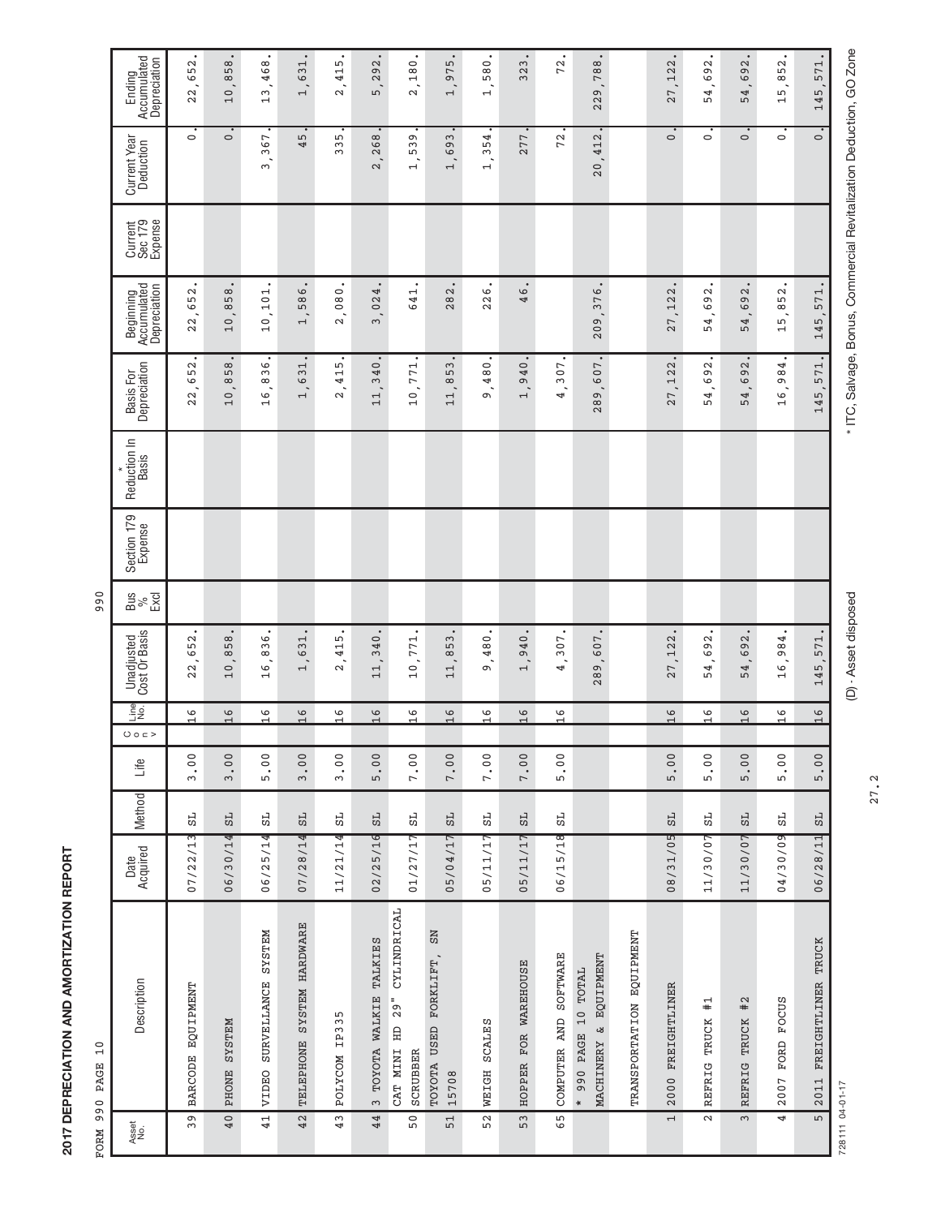## 2017 DEPRECIATION AND AMORTIZATION REPORT

FORM 990 PAGE 10

990

| Asset No. | Description | Date Acquired | Method | Life | C o n v | Line No. | Unadjusted Cost Or Basis | Bus % Excl | Section 179 Expense | * Reduction In Basis | Basis For Depreciation | Beginning Accumulated Depreciation | Current Sec 179 Expense | Current Year Deduction | Ending Accumulated Depreciation |
|---|---|---|---|---|---|---|---|---|---|---|---|---|---|---|---|
| 39 | BARCODE EQUIPMENT | 07/22/13 | SL | 3.00 | | 16 | 22,652. | | | | 22,652. | 22,652. | | 0. | 22,652. |
| 40 | PHONE SYSTEM | 06/30/14 | SL | 3.00 | | 16 | 10,858. | | | | 10,858. | 10,858. | | 0. | 10,858. |
| 41 | VIDEO SURVEILLANCE SYSTEM | 06/25/14 | SL | 5.00 | | 16 | 16,836. | | | | 16,836. | 10,101. | | 3,367. | 13,468. |
| 42 | TELEPHONE SYSTEM HARDWARE | 07/28/14 | SL | 3.00 | | 16 | 1,631. | | | | 1,631. | 1,586. | | 45. | 1,631. |
| 43 | POLYCOM IP335 | 11/21/14 | SL | 3.00 | | 16 | 2,415. | | | | 2,415. | 2,080. | | 335. | 2,415. |
| 44 | 3 TOYOTA WALKIE TALKIES | 02/25/16 | SL | 5.00 | | 16 | 11,340. | | | | 11,340. | 3,024. | | 2,268. | 5,292. |
| 50 | CAT MINI HD 29" CYLINDRICAL SCRUBBER | 01/27/17 | SL | 7.00 | | 16 | 10,771. | | | | 10,771. | 641. | | 1,539. | 2,180. |
| 51 | TOYOTA USED FORKLIFT, SN 15708 | 05/04/17 | SL | 7.00 | | 16 | 11,853. | | | | 11,853. | 282. | | 1,693. | 1,975. |
| 52 | WEIGH SCALES | 05/11/17 | SL | 7.00 | | 16 | 9,480. | | | | 9,480. | 226. | | 1,354. | 1,580. |
| 53 | HOPPER FOR WAREHOUSE | 05/11/17 | SL | 7.00 | | 16 | 1,940. | | | | 1,940. | 46. | | 277. | 323. |
| 65 | COMPUTER AND SOFTWARE | 06/15/18 | SL | 5.00 | | 16 | 4,307. | | | | 4,307. | | | 72. | 72. |
| | * 990 PAGE 10 TOTAL MACHINERY & EQUIPMENT | | | | | | 289,607. | | | | 289,607. | 209,376. | | 20,412. | 229,788. |
| | TRANSPORTATION EQUIPMENT | | | | | | | | | | | | | | |
| 1 | 2000 FREIGHTLINER | 08/31/05 | SL | 5.00 | | 16 | 27,122. | | | | 27,122. | 27,122. | | 0. | 27,122. |
| 2 | REFRIG TRUCK #1 | 11/30/07 | SL | 5.00 | | 16 | 54,692. | | | | 54,692. | 54,692. | | 0. | 54,692. |
| 3 | REFRIG TRUCK #2 | 11/30/07 | SL | 5.00 | | 16 | 54,692. | | | | 54,692. | 54,692. | | 0. | 54,692. |
| 4 | 2007 FORD FOCUS | 04/30/09 | SL | 5.00 | | 16 | 16,984. | | | | 16,984. | 15,852. | | 0. | 15,852. |
| 5 | 2011 FREIGHTLINER TRUCK | 06/28/11 | SL | 5.00 | | 16 | 145,571. | | | | 145,571. | 145,571. | | 0. | 145,571. |

728111 04-01-17

(D) - Asset disposed

* ITC, Salvage, Bonus, Commercial Revitalization Deduction, GO Zone

27.2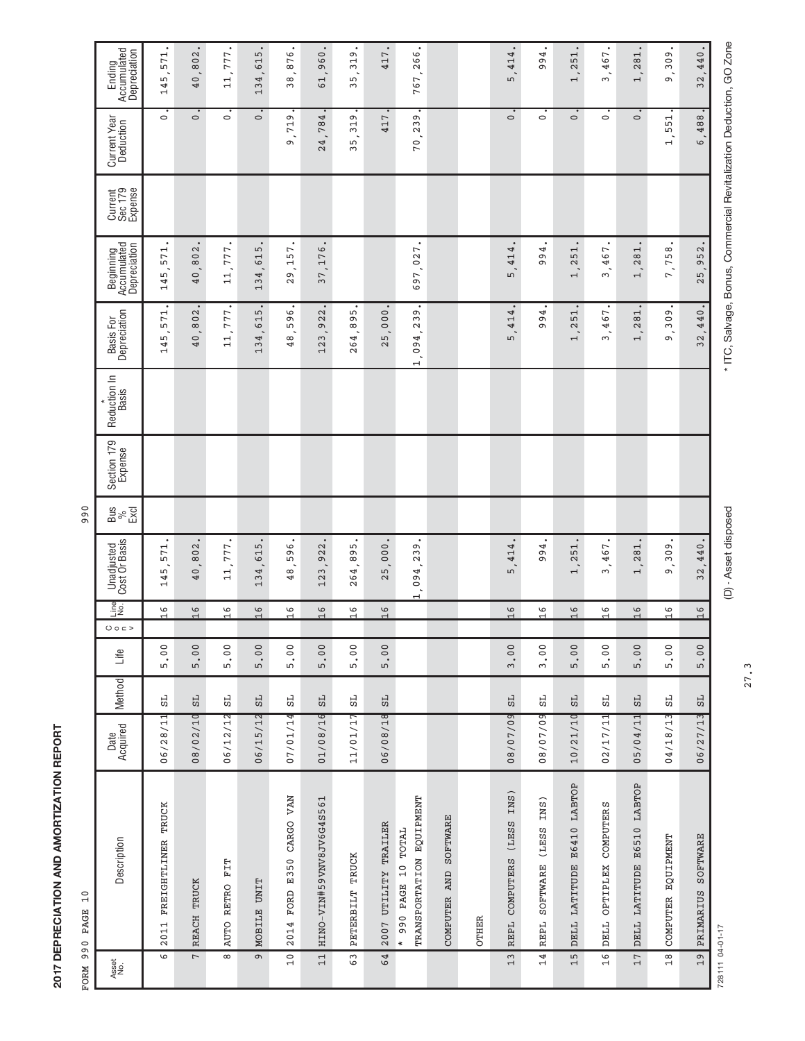# 2017 DEPRECIATION AND AMORTIZATION REPORT

FORM 990 PAGE 10

990

| Asset No. | Description | Date Acquired | Method | Life | C o n v | Line No. | Unadjusted Cost Or Basis | Bus % Excl | Section 179 Expense | * Reduction In Basis | Basis For Depreciation | Beginning Accumulated Depreciation | Current Sec 179 Expense | Current Year Deduction | Ending Accumulated Depreciation |
|---|---|---|---|---|---|---|---|---|---|---|---|---|---|---|---|
| 6 | 2011 FREIGHTLINER TRUCK | 06/28/11 | SL | 5.00 | | 16 | 145,571. | | | | 145,571. | 145,571. | | 0. | 145,571. |
| 7 | REACH TRUCK | 08/02/10 | SL | 5.00 | | 16 | 40,802. | | | | 40,802. | 40,802. | | 0. | 40,802. |
| 8 | AUTO RETRO FIT | 06/12/12 | SL | 5.00 | | 16 | 11,777. | | | | 11,777. | 11,777. | | 0. | 11,777. |
| 9 | MOBILE UNIT | 06/15/12 | SL | 5.00 | | 16 | 134,615. | | | | 134,615. | 134,615. | | 0. | 134,615. |
| 10 | 2014 FORD E350 CARGO VAN | 07/01/14 | SL | 5.00 | | 16 | 48,596. | | | | 48,596. | 29,157. | | 9,719. | 38,876. |
| 11 | HINO-VIN#59VNV8JV6G4S561 | 01/08/16 | SL | 5.00 | | 16 | 123,922. | | | | 123,922. | 37,176. | | 24,784. | 61,960. |
| 63 | PETERBILT TRUCK | 11/01/17 | SL | 5.00 | | 16 | 264,895. | | | | 264,895. | | | 35,319. | 35,319. |
| 64 | 2007 UTILITY TRAILER | 06/08/18 | SL | 5.00 | | 16 | 25,000. | | | | 25,000. | | | 417. | 417. |
| | * 990 PAGE 10 TOTAL TRANSPORTATION EQUIPMENT | | | | | | 1,094,239. | | | | 1,094,239. | 697,027. | | 70,239. | 767,266. |
| | COMPUTER AND SOFTWARE | | | | | | | | | | | | | | |
| | OTHER | | | | | | | | | | | | | | |
| 13 | REPL COMPUTERS (LESS INS) | 08/07/09 | SL | 3.00 | | 16 | 5,414. | | | | 5,414. | 5,414. | | 0. | 5,414. |
| 14 | REPL SOFTWARE (LESS INS) | 08/07/09 | SL | 3.00 | | 16 | 994. | | | | 994. | 994. | | 0. | 994. |
| 15 | DELL LATITUDE E6410 LABTOP | 10/21/10 | SL | 5.00 | | 16 | 1,251. | | | | 1,251. | 1,251. | | 0. | 1,251. |
| 16 | DELL OPTIPLEX COMPUTERS | 02/17/11 | SL | 5.00 | | 16 | 3,467. | | | | 3,467. | 3,467. | | 0. | 3,467. |
| 17 | DELL LATITUDE E6510 LABTOP | 05/04/11 | SL | 5.00 | | 16 | 1,281. | | | | 1,281. | 1,281. | | 0. | 1,281. |
| 18 | COMPUTER EQUIPMENT | 04/18/13 | SL | 5.00 | | 16 | 9,309. | | | | 9,309. | 7,758. | | 1,551. | 9,309. |
| 19 | PRIMARIUS SOFTWARE | 06/27/13 | SL | 5.00 | | 16 | 32,440. | | | | 32,440. | 25,952. | | 6,488. | 32,440. |

728111 04-01-17

(D) - Asset disposed

* ITC, Salvage, Bonus, Commercial Revitalization Deduction, GO Zone

27.3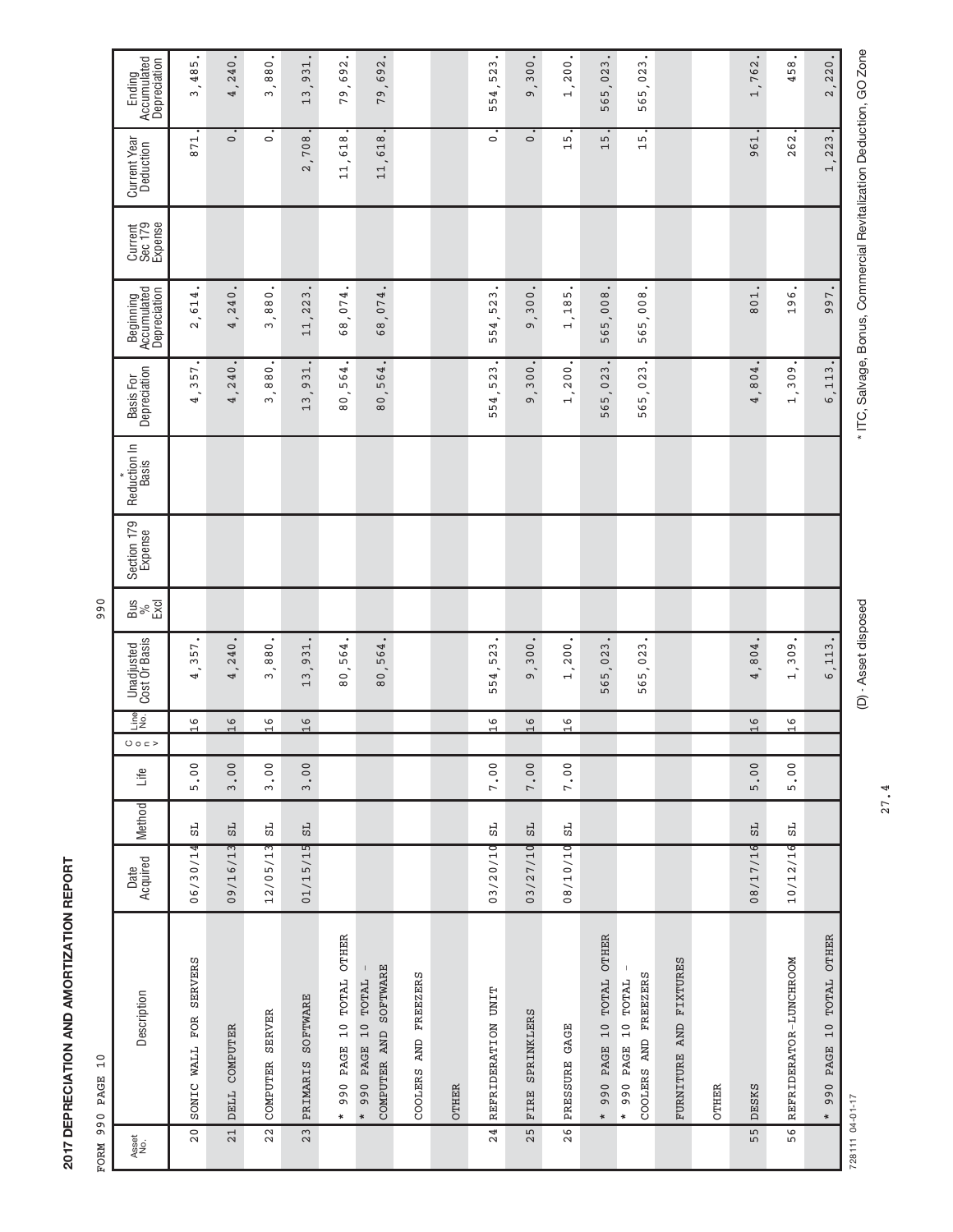## 2017 DEPRECIATION AND AMORTIZATION REPORT

FORM 990 PAGE 10

990

| Asset No. | Description | Date Acquired | Method | Life | C o n v | Line No. | Unadjusted Cost Or Basis | Bus % Excl | Section 179 Expense | * Reduction In Basis | Basis For Depreciation | Beginning Accumulated Depreciation | Current Sec 179 Expense | Current Year Deduction | Ending Accumulated Depreciation |
|---|---|---|---|---|---|---|---|---|---|---|---|---|---|---|---|
| 20 | SONIC WALL FOR SERVERS | 06/30/14 | SL | 5.00 | | 16 | 4,357. | | | | 4,357. | 2,614. | | 871. | 3,485. |
| 21 | DELL COMPUTER | 09/16/13 | SL | 3.00 | | 16 | 4,240. | | | | 4,240. | 4,240. | | 0. | 4,240. |
| 22 | COMPUTER SERVER | 12/05/13 | SL | 3.00 | | 16 | 3,880. | | | | 3,880. | 3,880. | | 0. | 3,880. |
| 23 | PRIMARIS SOFTWARE | 01/15/15 | SL | 3.00 | | 16 | 13,931. | | | | 13,931. | 11,223. | | 2,708. | 13,931. |
| | * 990 PAGE 10 TOTAL OTHER | | | | | | 80,564. | | | | 80,564. | 68,074. | | 11,618. | 79,692. |
| | * 990 PAGE 10 TOTAL - COMPUTER AND SOFTWARE | | | | | | 80,564. | | | | 80,564. | 68,074. | | 11,618. | 79,692. |
| | COOLERS AND FREEZERS | | | | | | | | | | | | | | |
| | OTHER | | | | | | | | | | | | | | |
| 24 | REFRIDERATION UNIT | 03/20/10 | SL | 7.00 | | 16 | 554,523. | | | | 554,523. | 554,523. | | 0. | 554,523. |
| 25 | FIRE SPRINKLERS | 03/27/10 | SL | 7.00 | | 16 | 9,300. | | | | 9,300. | 9,300. | | 0. | 9,300. |
| 26 | PRESSURE GAGE | 08/10/10 | SL | 7.00 | | 16 | 1,200. | | | | 1,200. | 1,185. | | 15. | 1,200. |
| | * 990 PAGE 10 TOTAL OTHER | | | | | | 565,023. | | | | 565,023. | 565,008. | | 15. | 565,023. |
| | * 990 PAGE 10 TOTAL - COOLERS AND FREEZERS | | | | | | 565,023. | | | | 565,023. | 565,008. | | 15. | 565,023. |
| | FURNITURE AND FIXTURES | | | | | | | | | | | | | | |
| | OTHER | | | | | | | | | | | | | | |
| 55 | DESKS | 08/17/16 | SL | 5.00 | | 16 | 4,804. | | | | 4,804. | 801. | | 961. | 1,762. |
| 56 | REFRIDERATOR-LUNCHROOM | 10/12/16 | SL | 5.00 | | 16 | 1,309. | | | | 1,309. | 196. | | 262. | 458. |
| | * 990 PAGE 10 TOTAL OTHER | | | | | | 6,113. | | | | 6,113. | 997. | | 1,223. | 2,220. |

728111 04-01-17

(D) - Asset disposed

* ITC, Salvage, Bonus, Commercial Revitalization Deduction, GO Zone

27.4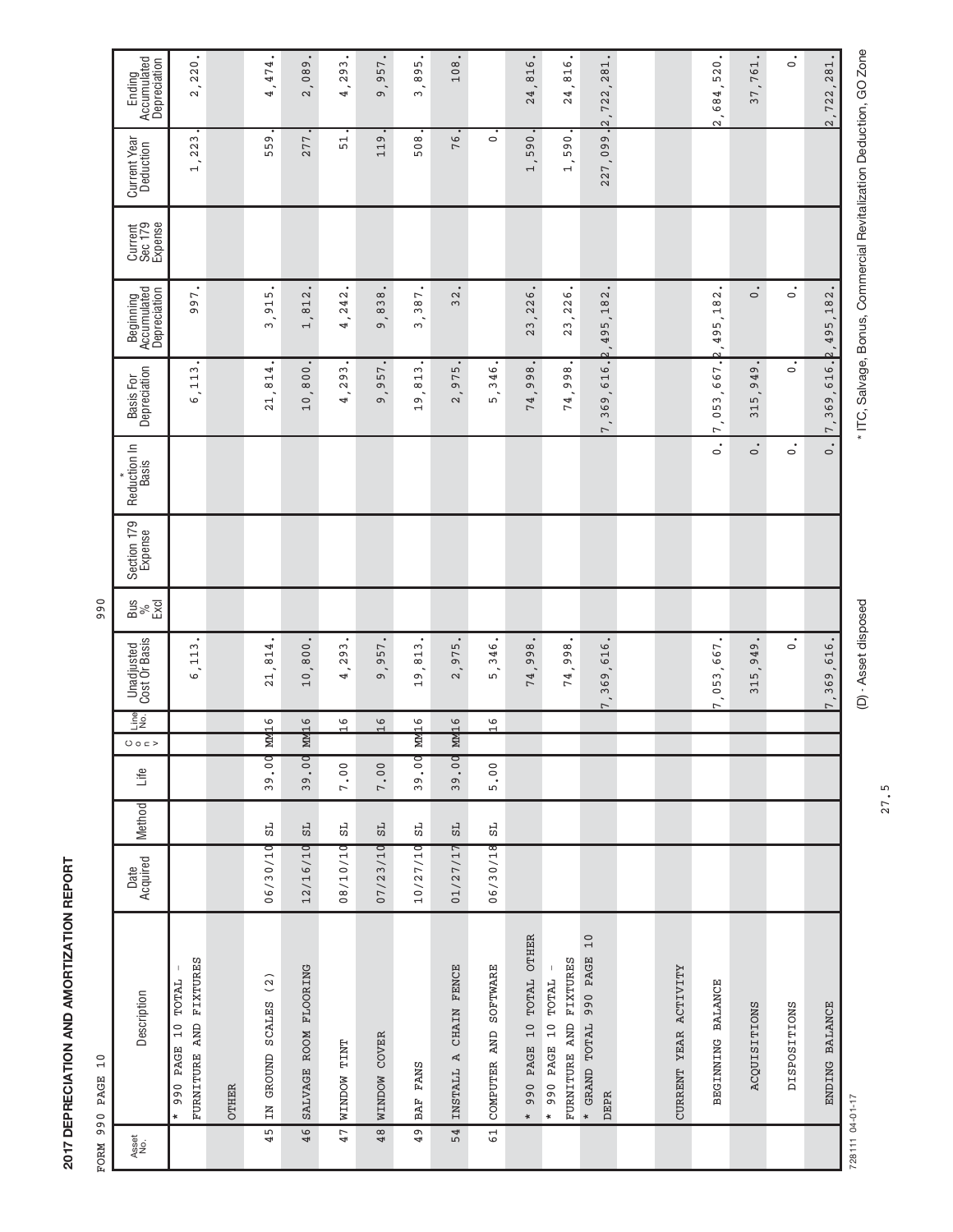# 2017 DEPRECIATION AND AMORTIZATION REPORT

FORM 990 PAGE 10

990

| Asset No. | Description | Date Acquired | Method | Life | C o n v | Line No. | Unadjusted Cost Or Basis | Bus % Excl | Section 179 Expense | * Reduction In Basis | Basis For Depreciation | Beginning Accumulated Depreciation | Current Sec 179 Expense | Current Year Deduction | Ending Accumulated Depreciation |
|---|---|---|---|---|---|---|---|---|---|---|---|---|---|---|---|
| | * 990 PAGE 10 TOTAL - FURNITURE AND FIXTURES | | | | | | 6,113. | | | | 6,113. | 997. | | 1,223. | 2,220. |
| | OTHER | | | | | | | | | | | | | | |
| 45 | IN GROUND SCALES (2) | 06/30/10 | SL | 39.00 | MM | 16 | 21,814. | | | | 21,814. | 3,915. | | 559. | 4,474. |
| 46 | SALVAGE ROOM FLOORING | 12/16/10 | SL | 39.00 | MM | 16 | 10,800. | | | | 10,800. | 1,812. | | 277. | 2,089. |
| 47 | WINDOW TINT | 08/10/10 | SL | 7.00 | | 16 | 4,293. | | | | 4,293. | 4,242. | | 51. | 4,293. |
| 48 | WINDOW COVER | 07/23/10 | SL | 7.00 | | 16 | 9,957. | | | | 9,957. | 9,838. | | 119. | 9,957. |
| 49 | BAF FANS | 10/27/10 | SL | 39.00 | MM | 16 | 19,813. | | | | 19,813. | 3,387. | | 508. | 3,895. |
| 54 | INSTALL A CHAIN FENCE | 01/27/17 | SL | 39.00 | MM | 16 | 2,975. | | | | 2,975. | 32. | | 76. | 108. |
| 61 | COMPUTER AND SOFTWARE | 06/30/18 | SL | 5.00 | | 16 | 5,346. | | | | 5,346. | | | 0. | |
| | * 990 PAGE 10 TOTAL OTHER | | | | | | 74,998. | | | | 74,998. | 23,226. | | 1,590. | 24,816. |
| | * 990 PAGE 10 TOTAL - FURNITURE AND FIXTURES | | | | | | 74,998. | | | | 74,998. | 23,226. | | 1,590. | 24,816. |
| | * GRAND TOTAL 990 PAGE 10 DEPR | | | | | | 7,369,616. | | | | 7,369,616. | 2,495,182. | | 227,099. | 2,722,281. |
| | CURRENT YEAR ACTIVITY | | | | | | | | | | | | | | |
| | BEGINNING BALANCE | | | | | | 7,053,667. | | | 0. | 7,053,667. | 2,495,182. | | | 2,684,520. |
| | ACQUISITIONS | | | | | | 315,949. | | | 0. | 315,949. | 0. | | | 37,761. |
| | DISPOSITIONS | | | | | | 0. | | | 0. | 0. | 0. | | | 0. |
| | ENDING BALANCE | | | | | | 7,369,616. | | | 0. | 7,369,616. | 2,495,182. | | | 2,722,281. |

728111 04-01-17 (D) - Asset disposed * ITC, Salvage, Bonus, Commercial Revitalization Deduction, GO Zone

27.5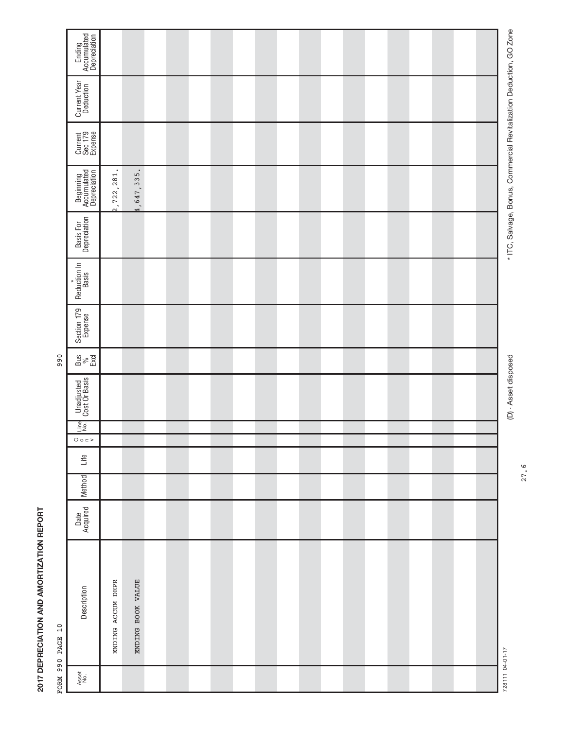## 2017 DEPRECIATION AND AMORTIZATION REPORT

FORM 990 PAGE 10

990

| Asset No. | Description | Date Acquired | Method | Life | Conv | Line No. | Unadjusted Cost Or Basis | Bus % Excl | Section 179 Expense | * Reduction In Basis | Basis For Depreciation | Beginning Accumulated Depreciation | Current Sec 179 Expense | Current Year Deduction | Ending Accumulated Depreciation |
|---|---|---|---|---|---|---|---|---|---|---|---|---|---|---|---|
| | ENDING ACCUM DEPR | | | | | | | | | | | 2,722,281. | | | |
| | ENDING BOOK VALUE | | | | | | | | | | | 4,647,335. | | | |

728111 04-01-17

(D) - Asset disposed

* ITC, Salvage, Bonus, Commercial Revitalization Deduction, GO Zone

27.6